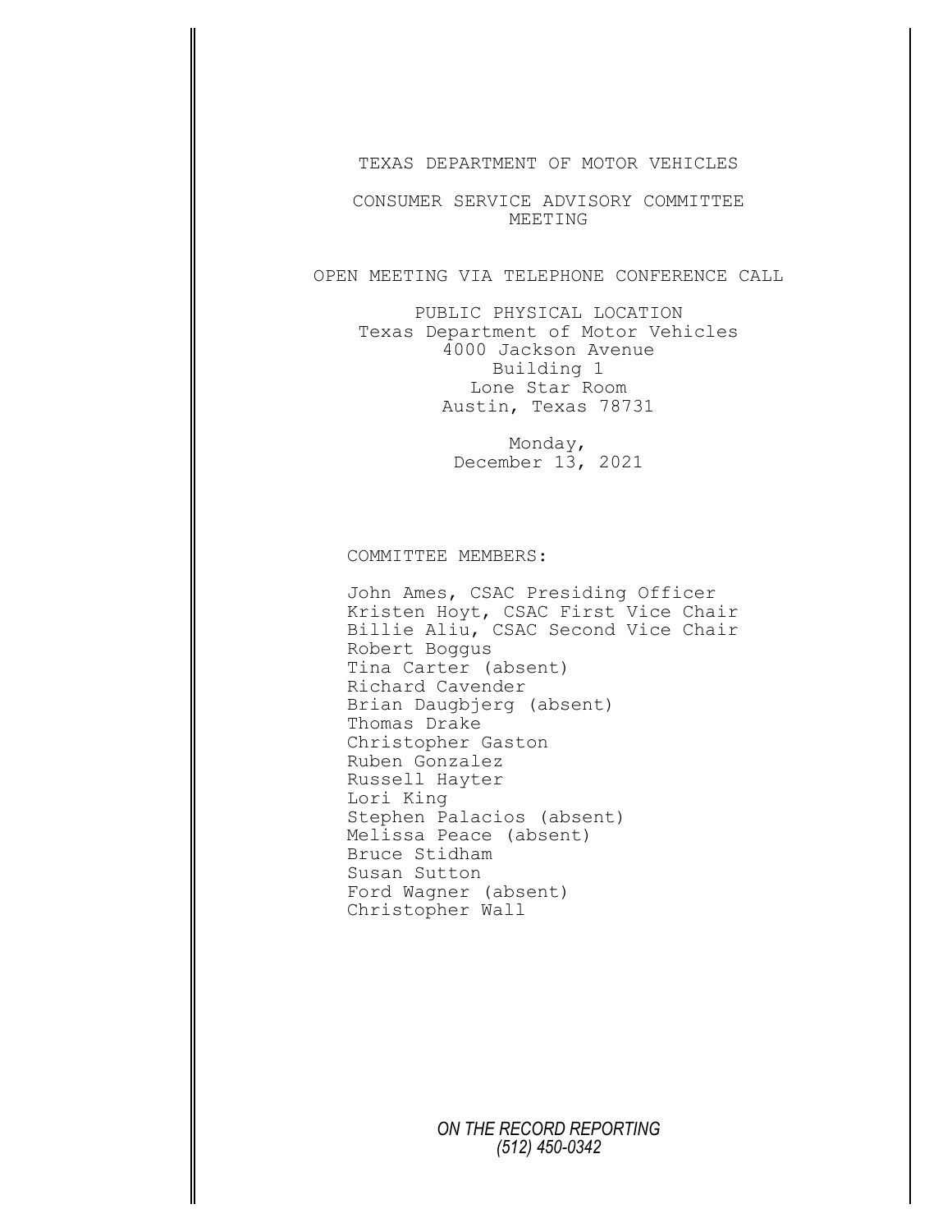# TEXAS DEPARTMENT OF MOTOR VEHICLES

## CONSUMER SERVICE ADVISORY COMMITTEE MEETING

OPEN MEETING VIA TELEPHONE CONFERENCE CALL

PUBLIC PHYSICAL LOCATION
Texas Department of Motor Vehicles
4000 Jackson Avenue
Building 1
Lone Star Room
Austin, Texas 78731

Monday,
December 13, 2021

COMMITTEE MEMBERS:

John Ames, CSAC Presiding Officer
Kristen Hoyt, CSAC First Vice Chair
Billie Aliu, CSAC Second Vice Chair
Robert Boggus
Tina Carter (absent)
Richard Cavender
Brian Daugbjerg (absent)
Thomas Drake
Christopher Gaston
Ruben Gonzalez
Russell Hayter
Lori King
Stephen Palacios (absent)
Melissa Peace (absent)
Bruce Stidham
Susan Sutton
Ford Wagner (absent)
Christopher Wall

*ON THE RECORD REPORTING*
*(512) 450-0342*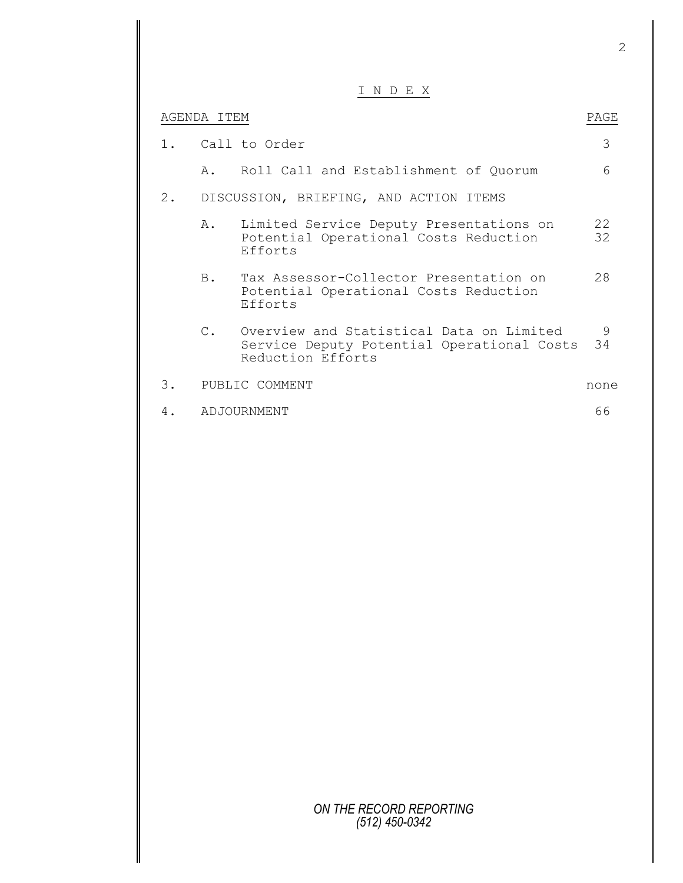# I N D E X

| AGENDA ITEM | | PAGE |
|---|---|---|
| 1. | Call to Order | 3 |
| | A. Roll Call and Establishment of Quorum | 6 |
| 2. | DISCUSSION, BRIEFING, AND ACTION ITEMS | |
| | A. Limited Service Deputy Presentations on Potential Operational Costs Reduction Efforts | 22<br>32 |
| | B. Tax Assessor-Collector Presentation on Potential Operational Costs Reduction Efforts | 28 |
| | C. Overview and Statistical Data on Limited Service Deputy Potential Operational Costs Reduction Efforts | 9<br>34 |
| 3. | PUBLIC COMMENT | none |
| 4. | ADJOURNMENT | 66 |

*ON THE RECORD REPORTING*
*(512) 450-0342*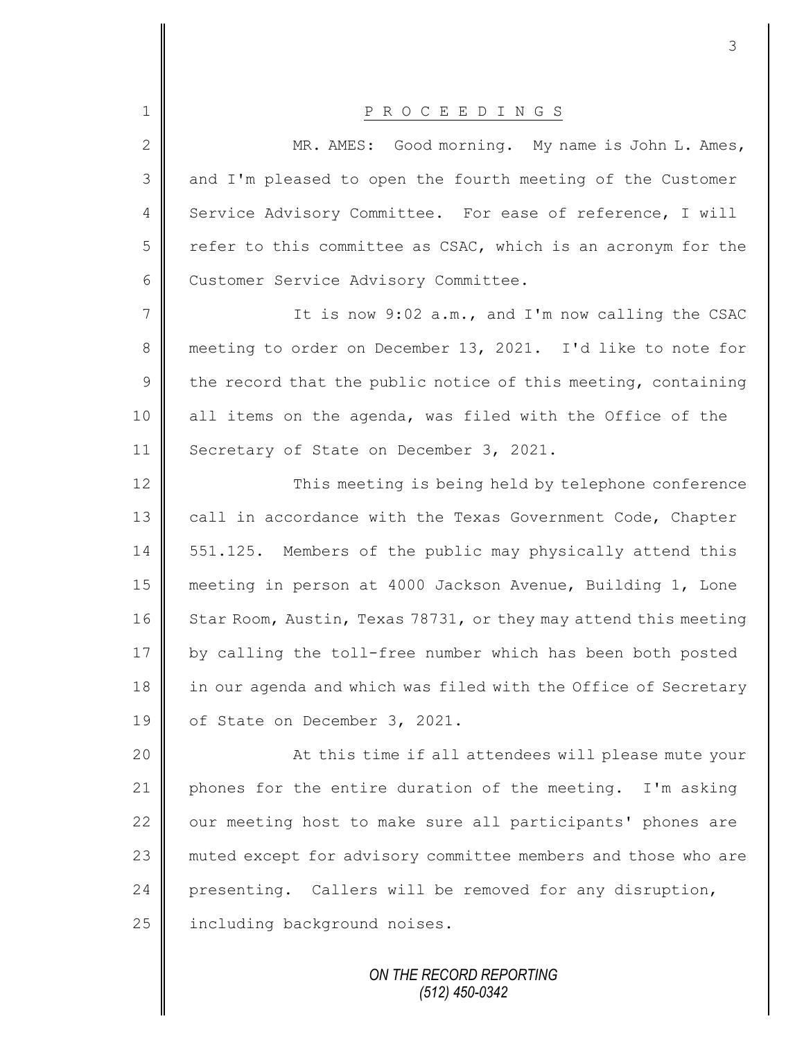P R O C E E D I N G S

MR. AMES: Good morning. My name is John L. Ames, and I'm pleased to open the fourth meeting of the Customer Service Advisory Committee. For ease of reference, I will refer to this committee as CSAC, which is an acronym for the Customer Service Advisory Committee.

It is now 9:02 a.m., and I'm now calling the CSAC meeting to order on December 13, 2021. I'd like to note for the record that the public notice of this meeting, containing all items on the agenda, was filed with the Office of the Secretary of State on December 3, 2021.

This meeting is being held by telephone conference call in accordance with the Texas Government Code, Chapter 551.125. Members of the public may physically attend this meeting in person at 4000 Jackson Avenue, Building 1, Lone Star Room, Austin, Texas 78731, or they may attend this meeting by calling the toll-free number which has been both posted in our agenda and which was filed with the Office of Secretary of State on December 3, 2021.

At this time if all attendees will please mute your phones for the entire duration of the meeting. I'm asking our meeting host to make sure all participants' phones are muted except for advisory committee members and those who are presenting. Callers will be removed for any disruption, including background noises.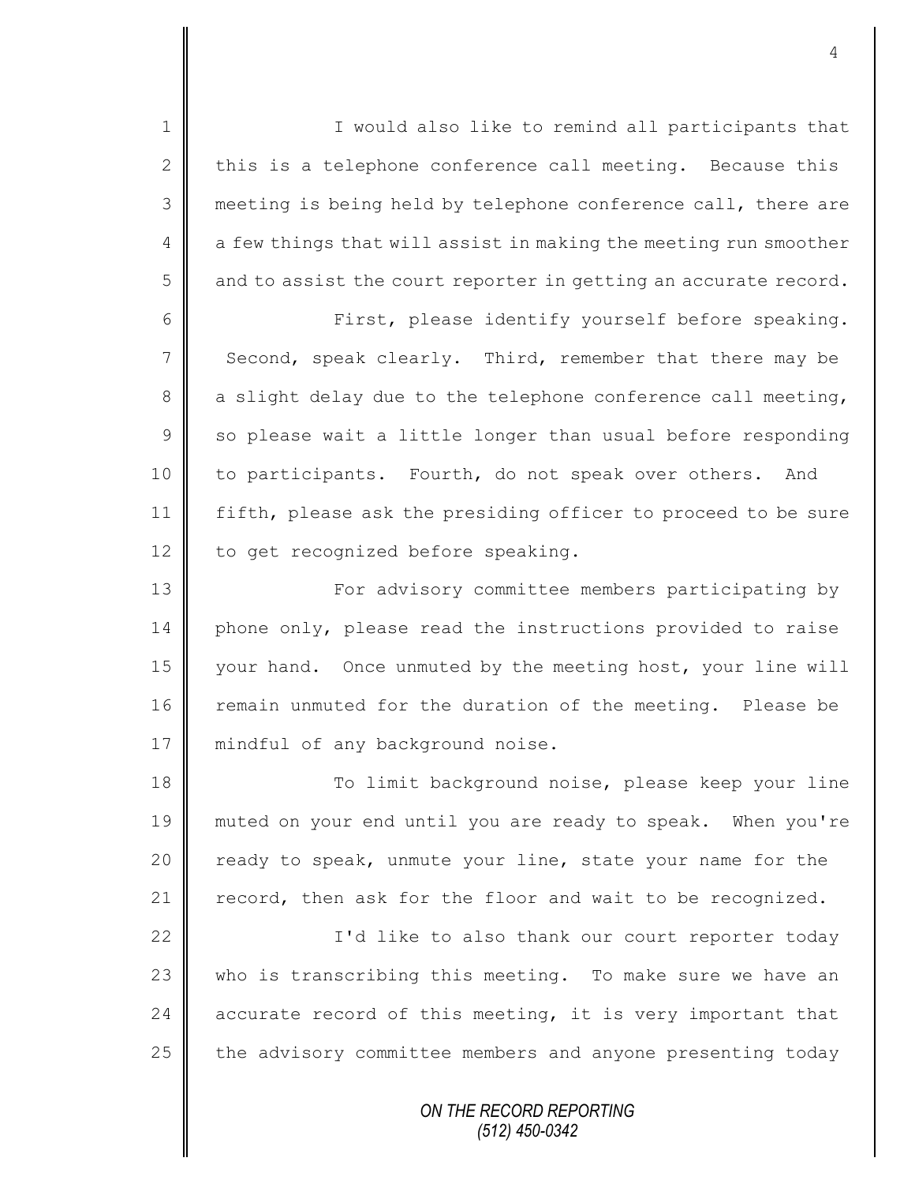I would also like to remind all participants that this is a telephone conference call meeting. Because this meeting is being held by telephone conference call, there are a few things that will assist in making the meeting run smoother and to assist the court reporter in getting an accurate record.

First, please identify yourself before speaking. Second, speak clearly. Third, remember that there may be a slight delay due to the telephone conference call meeting, so please wait a little longer than usual before responding to participants. Fourth, do not speak over others. And fifth, please ask the presiding officer to proceed to be sure to get recognized before speaking.

For advisory committee members participating by phone only, please read the instructions provided to raise your hand. Once unmuted by the meeting host, your line will remain unmuted for the duration of the meeting. Please be mindful of any background noise.

To limit background noise, please keep your line muted on your end until you are ready to speak. When you're ready to speak, unmute your line, state your name for the record, then ask for the floor and wait to be recognized.

I'd like to also thank our court reporter today who is transcribing this meeting. To make sure we have an accurate record of this meeting, it is very important that the advisory committee members and anyone presenting today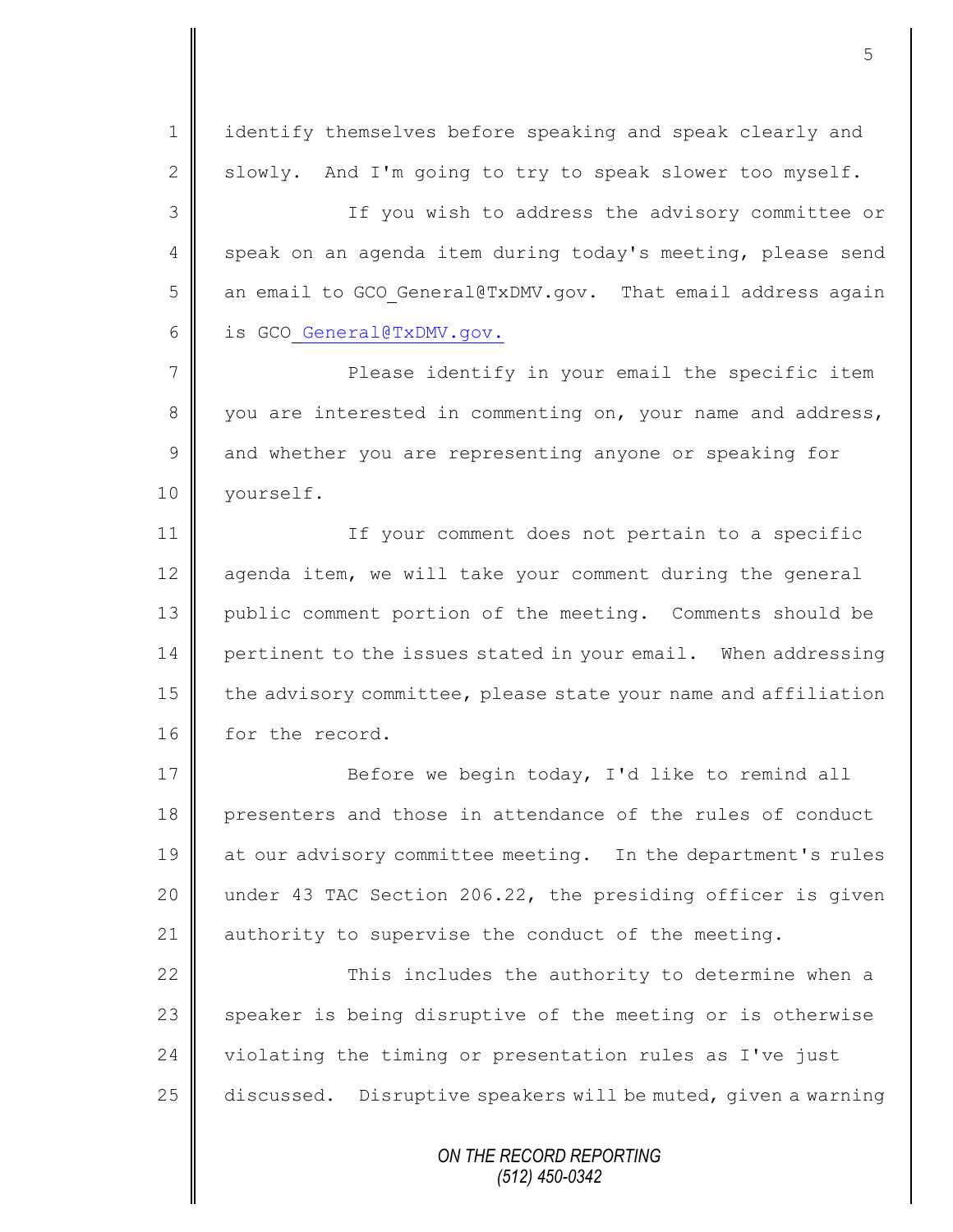identify themselves before speaking and speak clearly and slowly. And I'm going to try to speak slower too myself.

If you wish to address the advisory committee or speak on an agenda item during today's meeting, please send an email to GCO_General@TxDMV.gov. That email address again is GCO_General@TxDMV.gov.

Please identify in your email the specific item you are interested in commenting on, your name and address, and whether you are representing anyone or speaking for yourself.

If your comment does not pertain to a specific agenda item, we will take your comment during the general public comment portion of the meeting. Comments should be pertinent to the issues stated in your email. When addressing the advisory committee, please state your name and affiliation for the record.

Before we begin today, I'd like to remind all presenters and those in attendance of the rules of conduct at our advisory committee meeting. In the department's rules under 43 TAC Section 206.22, the presiding officer is given authority to supervise the conduct of the meeting.

This includes the authority to determine when a speaker is being disruptive of the meeting or is otherwise violating the timing or presentation rules as I've just discussed. Disruptive speakers will be muted, given a warning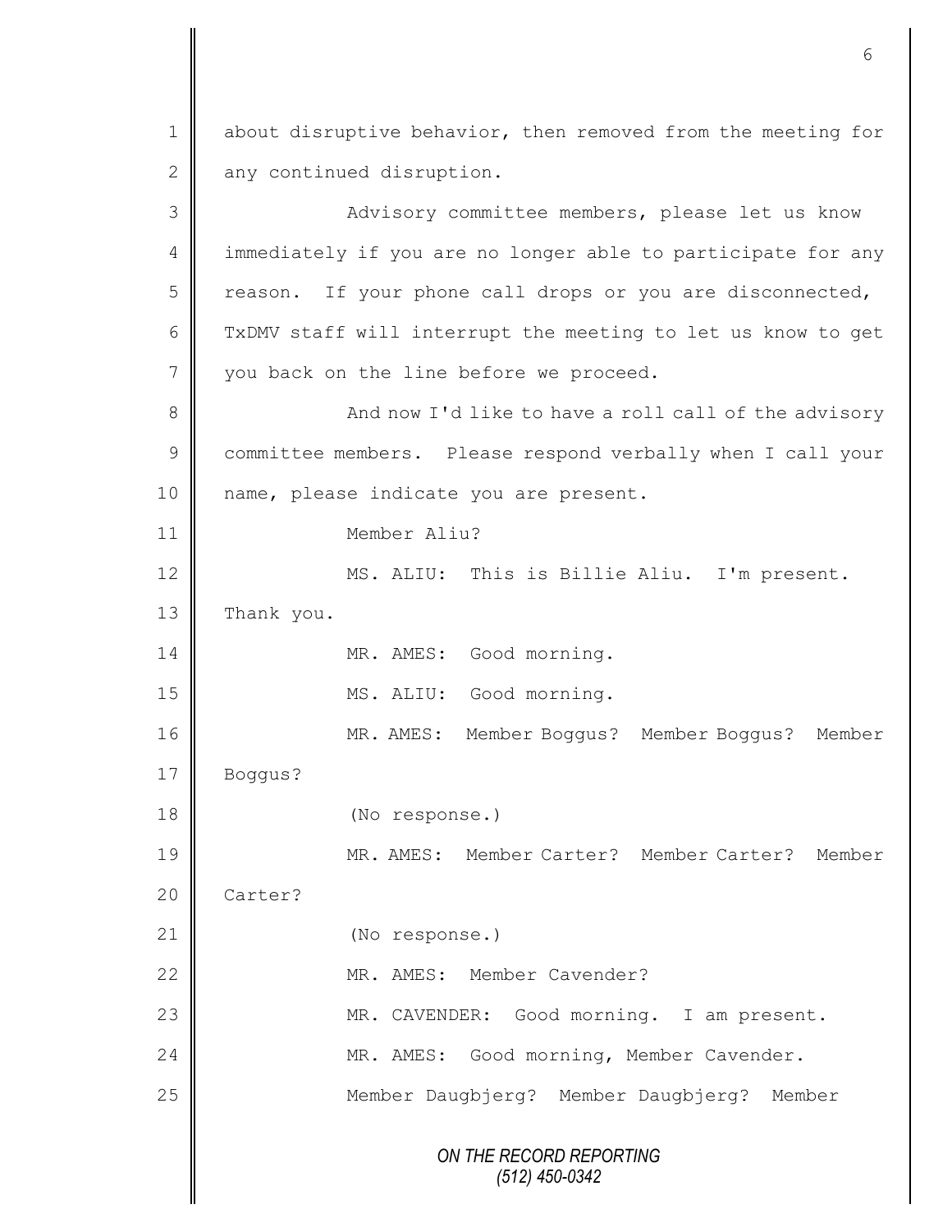about disruptive behavior, then removed from the meeting for any continued disruption.

Advisory committee members, please let us know immediately if you are no longer able to participate for any reason. If your phone call drops or you are disconnected, TxDMV staff will interrupt the meeting to let us know to get you back on the line before we proceed.

And now I'd like to have a roll call of the advisory committee members. Please respond verbally when I call your name, please indicate you are present.

Member Aliu?

MS. ALIU: This is Billie Aliu. I'm present. Thank you.

MR. AMES: Good morning.

MS. ALIU: Good morning.

MR. AMES: Member Boggus? Member Boggus? Member Boggus?

(No response.)

MR. AMES: Member Carter? Member Carter? Member Carter?

(No response.)

MR. AMES: Member Cavender?

MR. CAVENDER: Good morning. I am present.

MR. AMES: Good morning, Member Cavender.

Member Daugbjerg? Member Daugbjerg? Member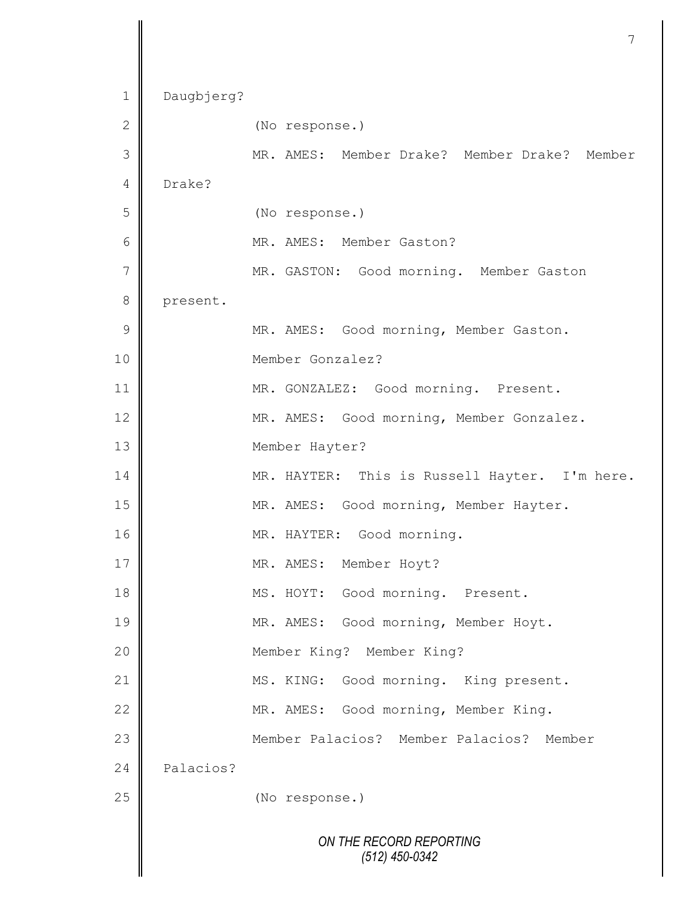Daugbjerg?

(No response.)

MR. AMES: Member Drake? Member Drake? Member Drake?

(No response.)

MR. AMES: Member Gaston?

MR. GASTON: Good morning. Member Gaston present.

MR. AMES: Good morning, Member Gaston.

Member Gonzalez?

MR. GONZALEZ: Good morning. Present.

MR. AMES: Good morning, Member Gonzalez.

Member Hayter?

MR. HAYTER: This is Russell Hayter. I'm here.

MR. AMES: Good morning, Member Hayter.

MR. HAYTER: Good morning.

MR. AMES: Member Hoyt?

MS. HOYT: Good morning. Present.

MR. AMES: Good morning, Member Hoyt.

Member King? Member King?

MS. KING: Good morning. King present.

MR. AMES: Good morning, Member King.

Member Palacios? Member Palacios? Member Palacios?

(No response.)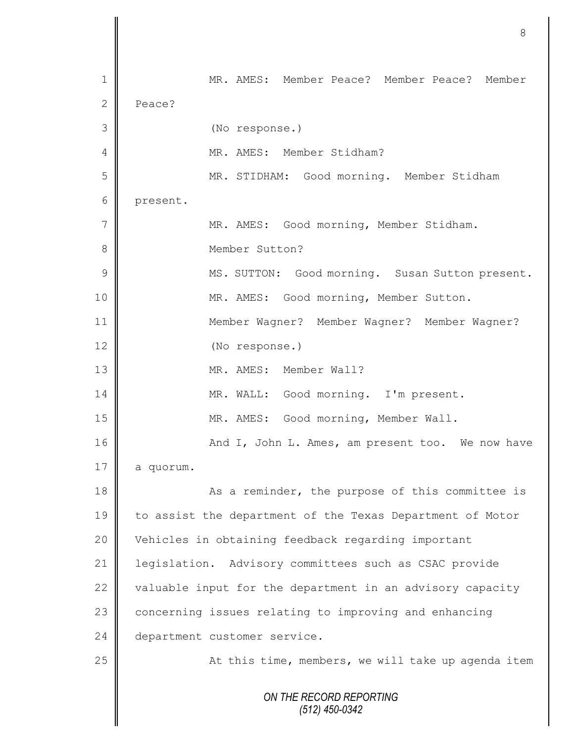MR. AMES: Member Peace? Member Peace? Member Peace?

(No response.)

MR. AMES: Member Stidham?

MR. STIDHAM: Good morning. Member Stidham present.

MR. AMES: Good morning, Member Stidham.

Member Sutton?

MS. SUTTON: Good morning. Susan Sutton present.

MR. AMES: Good morning, Member Sutton.

Member Wagner? Member Wagner? Member Wagner?

(No response.)

MR. AMES: Member Wall?

MR. WALL: Good morning. I'm present.

MR. AMES: Good morning, Member Wall.

And I, John L. Ames, am present too. We now have a quorum.

As a reminder, the purpose of this committee is to assist the department of the Texas Department of Motor Vehicles in obtaining feedback regarding important legislation. Advisory committees such as CSAC provide valuable input for the department in an advisory capacity concerning issues relating to improving and enhancing department customer service.

At this time, members, we will take up agenda item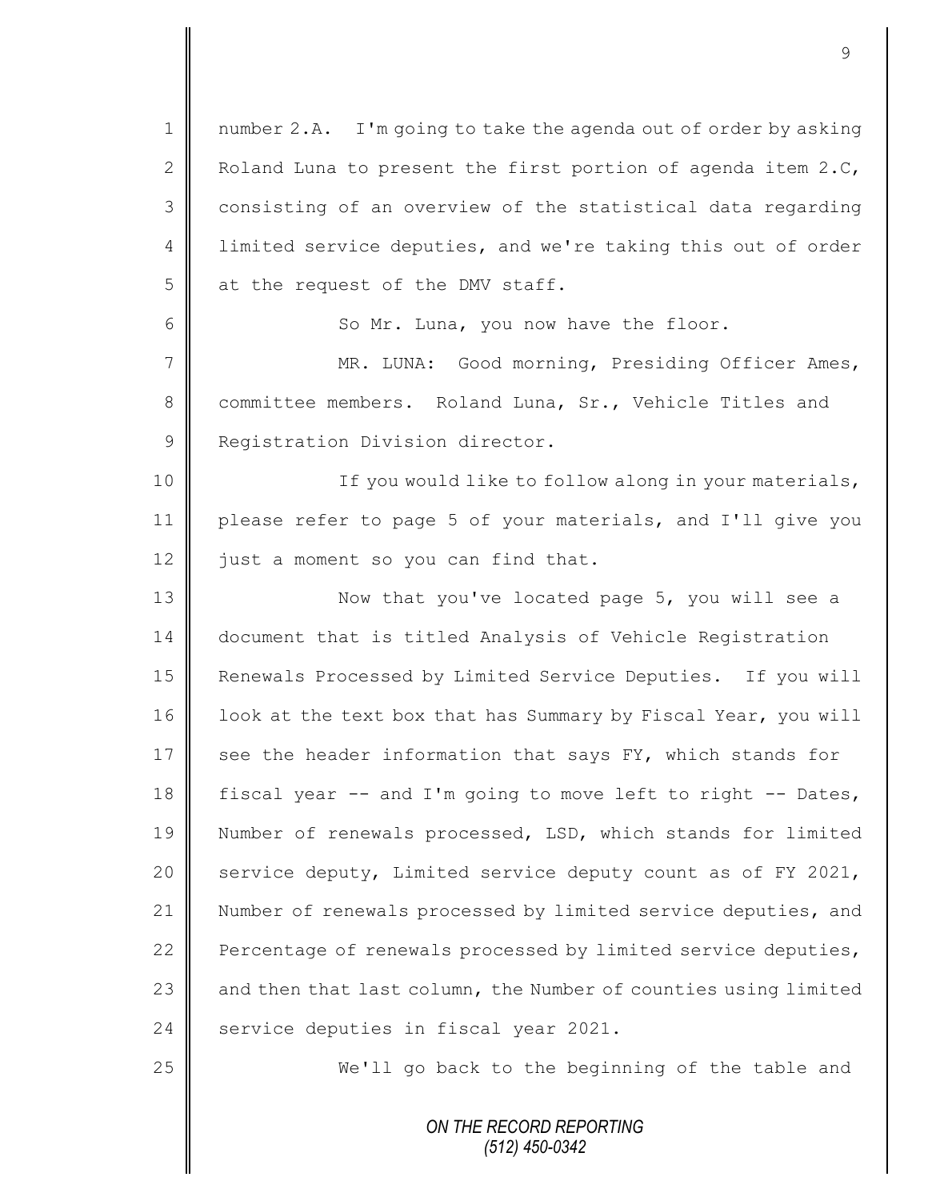number 2.A. I'm going to take the agenda out of order by asking Roland Luna to present the first portion of agenda item 2.C, consisting of an overview of the statistical data regarding limited service deputies, and we're taking this out of order at the request of the DMV staff.

So Mr. Luna, you now have the floor.

MR. LUNA: Good morning, Presiding Officer Ames, committee members. Roland Luna, Sr., Vehicle Titles and Registration Division director.

If you would like to follow along in your materials, please refer to page 5 of your materials, and I'll give you just a moment so you can find that.

Now that you've located page 5, you will see a document that is titled Analysis of Vehicle Registration Renewals Processed by Limited Service Deputies. If you will look at the text box that has Summary by Fiscal Year, you will see the header information that says FY, which stands for fiscal year -- and I'm going to move left to right -- Dates, Number of renewals processed, LSD, which stands for limited service deputy, Limited service deputy count as of FY 2021, Number of renewals processed by limited service deputies, and Percentage of renewals processed by limited service deputies, and then that last column, the Number of counties using limited service deputies in fiscal year 2021.

We'll go back to the beginning of the table and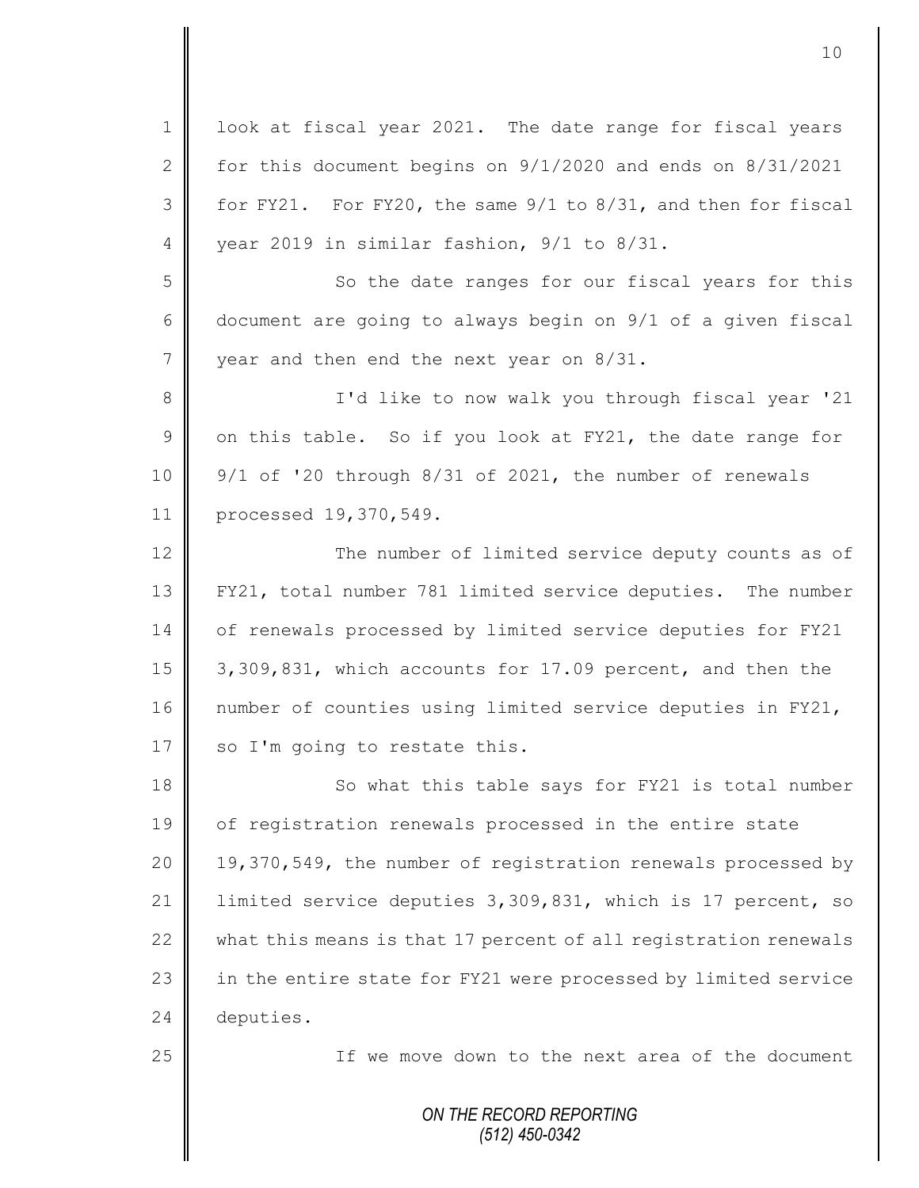look at fiscal year 2021. The date range for fiscal years for this document begins on 9/1/2020 and ends on 8/31/2021 for FY21. For FY20, the same 9/1 to 8/31, and then for fiscal year 2019 in similar fashion, 9/1 to 8/31.

So the date ranges for our fiscal years for this document are going to always begin on 9/1 of a given fiscal year and then end the next year on 8/31.

I'd like to now walk you through fiscal year '21 on this table. So if you look at FY21, the date range for 9/1 of '20 through 8/31 of 2021, the number of renewals processed 19,370,549.

The number of limited service deputy counts as of FY21, total number 781 limited service deputies. The number of renewals processed by limited service deputies for FY21 3,309,831, which accounts for 17.09 percent, and then the number of counties using limited service deputies in FY21, so I'm going to restate this.

So what this table says for FY21 is total number of registration renewals processed in the entire state 19,370,549, the number of registration renewals processed by limited service deputies 3,309,831, which is 17 percent, so what this means is that 17 percent of all registration renewals in the entire state for FY21 were processed by limited service deputies.

If we move down to the next area of the document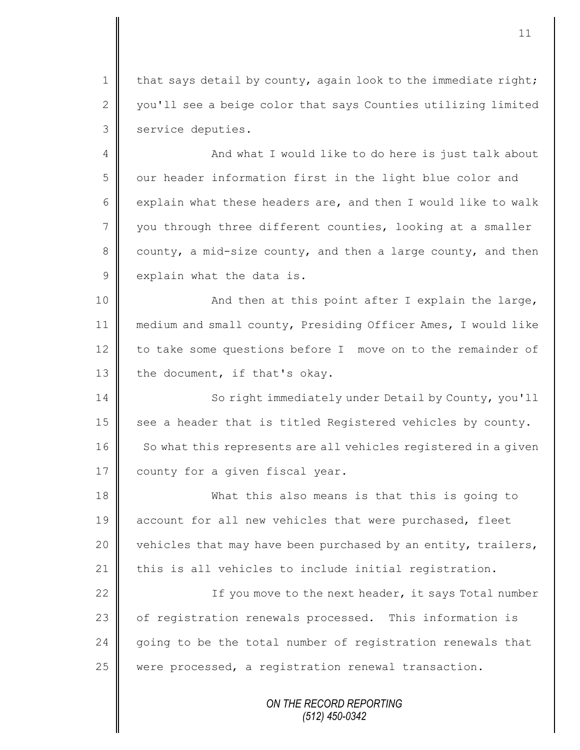that says detail by county, again look to the immediate right; you'll see a beige color that says Counties utilizing limited service deputies.

And what I would like to do here is just talk about our header information first in the light blue color and explain what these headers are, and then I would like to walk you through three different counties, looking at a smaller county, a mid-size county, and then a large county, and then explain what the data is.

And then at this point after I explain the large, medium and small county, Presiding Officer Ames, I would like to take some questions before I move on to the remainder of the document, if that's okay.

So right immediately under Detail by County, you'll see a header that is titled Registered vehicles by county. So what this represents are all vehicles registered in a given county for a given fiscal year.

What this also means is that this is going to account for all new vehicles that were purchased, fleet vehicles that may have been purchased by an entity, trailers, this is all vehicles to include initial registration.

If you move to the next header, it says Total number of registration renewals processed. This information is going to be the total number of registration renewals that were processed, a registration renewal transaction.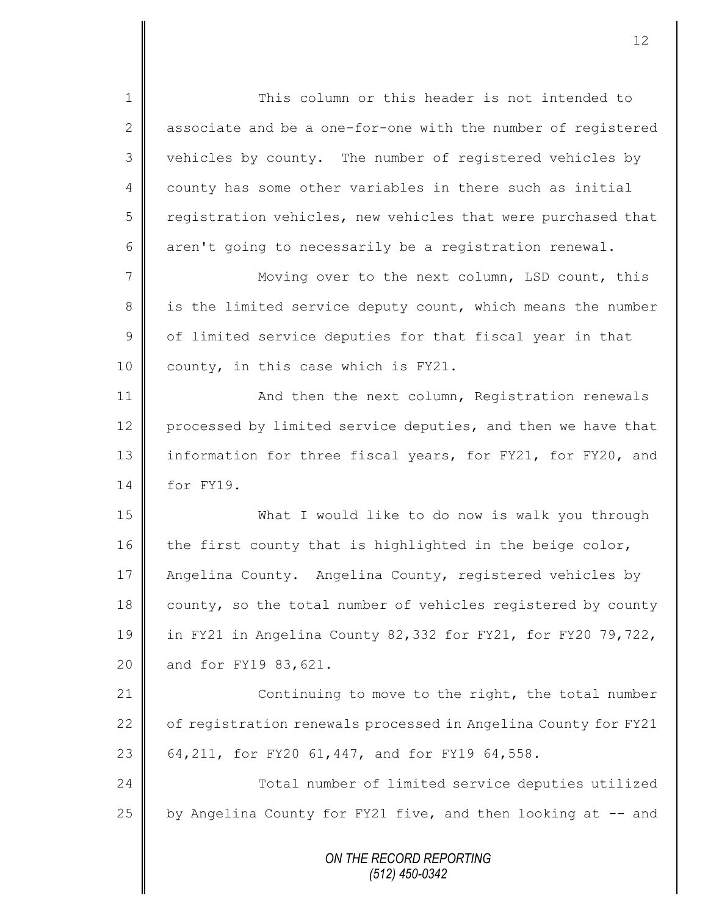This column or this header is not intended to associate and be a one-for-one with the number of registered vehicles by county. The number of registered vehicles by county has some other variables in there such as initial registration vehicles, new vehicles that were purchased that aren't going to necessarily be a registration renewal.

Moving over to the next column, LSD count, this is the limited service deputy count, which means the number of limited service deputies for that fiscal year in that county, in this case which is FY21.

And then the next column, Registration renewals processed by limited service deputies, and then we have that information for three fiscal years, for FY21, for FY20, and for FY19.

What I would like to do now is walk you through the first county that is highlighted in the beige color, Angelina County. Angelina County, registered vehicles by county, so the total number of vehicles registered by county in FY21 in Angelina County 82,332 for FY21, for FY20 79,722, and for FY19 83,621.

Continuing to move to the right, the total number of registration renewals processed in Angelina County for FY21 64,211, for FY20 61,447, and for FY19 64,558.

Total number of limited service deputies utilized by Angelina County for FY21 five, and then looking at -- and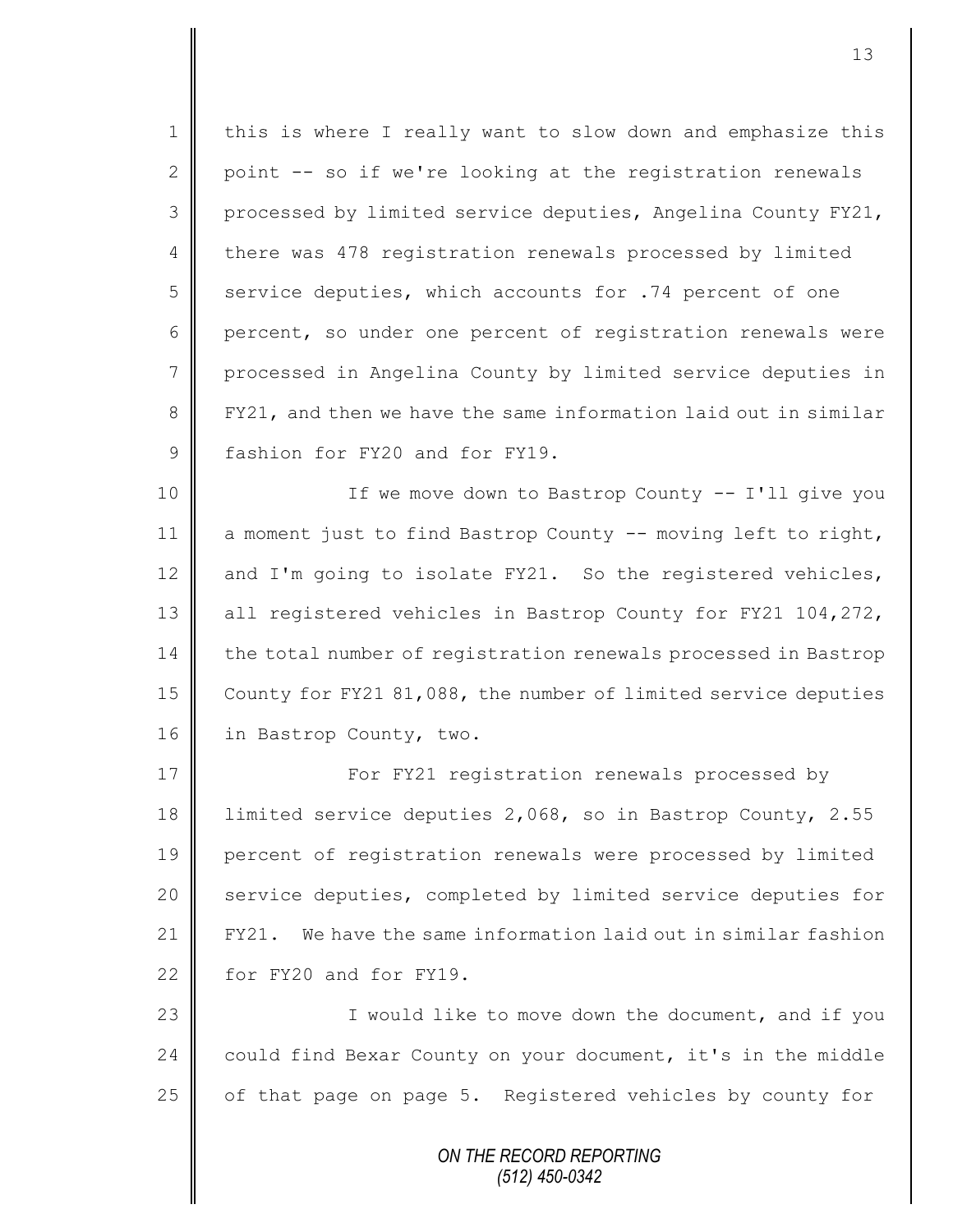this is where I really want to slow down and emphasize this point -- so if we're looking at the registration renewals processed by limited service deputies, Angelina County FY21, there was 478 registration renewals processed by limited service deputies, which accounts for .74 percent of one percent, so under one percent of registration renewals were processed in Angelina County by limited service deputies in FY21, and then we have the same information laid out in similar fashion for FY20 and for FY19.

If we move down to Bastrop County -- I'll give you a moment just to find Bastrop County -- moving left to right, and I'm going to isolate FY21. So the registered vehicles, all registered vehicles in Bastrop County for FY21 104,272, the total number of registration renewals processed in Bastrop County for FY21 81,088, the number of limited service deputies in Bastrop County, two.

For FY21 registration renewals processed by limited service deputies 2,068, so in Bastrop County, 2.55 percent of registration renewals were processed by limited service deputies, completed by limited service deputies for FY21. We have the same information laid out in similar fashion for FY20 and for FY19.

I would like to move down the document, and if you could find Bexar County on your document, it's in the middle of that page on page 5. Registered vehicles by county for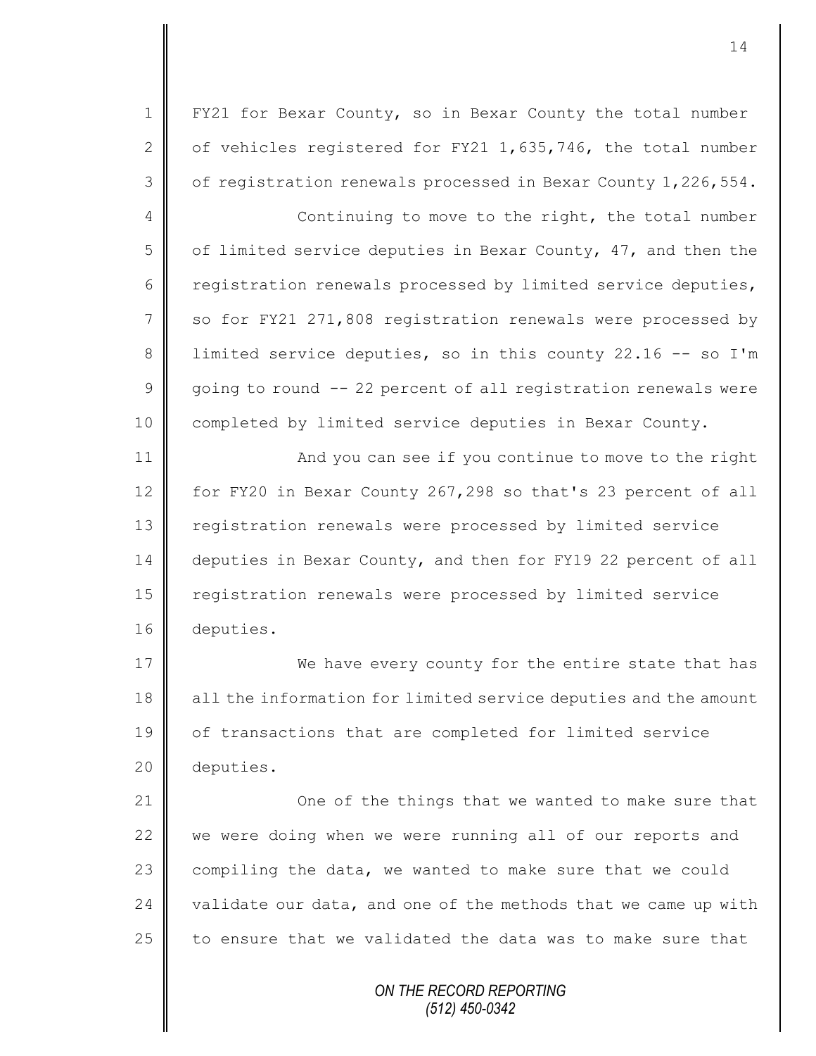FY21 for Bexar County, so in Bexar County the total number of vehicles registered for FY21 1,635,746, the total number of registration renewals processed in Bexar County 1,226,554.

Continuing to move to the right, the total number of limited service deputies in Bexar County, 47, and then the registration renewals processed by limited service deputies, so for FY21 271,808 registration renewals were processed by limited service deputies, so in this county 22.16 -- so I'm going to round -- 22 percent of all registration renewals were completed by limited service deputies in Bexar County.

And you can see if you continue to move to the right for FY20 in Bexar County 267,298 so that's 23 percent of all registration renewals were processed by limited service deputies in Bexar County, and then for FY19 22 percent of all registration renewals were processed by limited service deputies.

We have every county for the entire state that has all the information for limited service deputies and the amount of transactions that are completed for limited service deputies.

One of the things that we wanted to make sure that we were doing when we were running all of our reports and compiling the data, we wanted to make sure that we could validate our data, and one of the methods that we came up with to ensure that we validated the data was to make sure that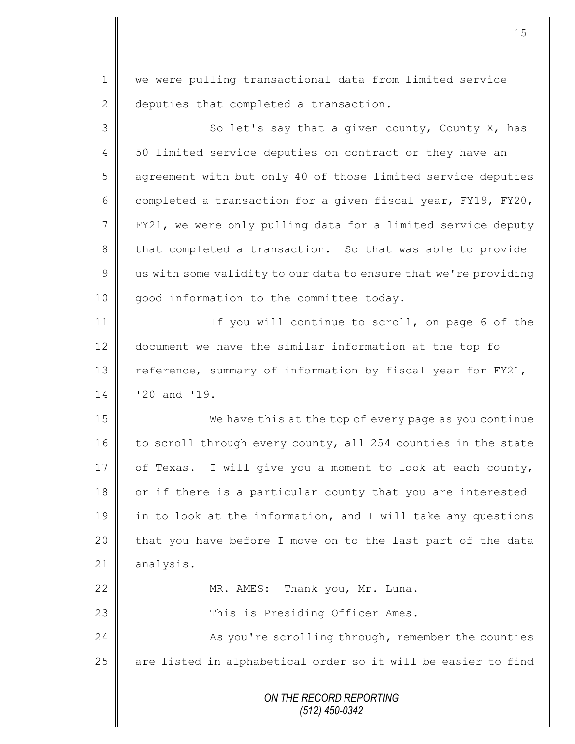we were pulling transactional data from limited service deputies that completed a transaction.

So let's say that a given county, County X, has 50 limited service deputies on contract or they have an agreement with but only 40 of those limited service deputies completed a transaction for a given fiscal year, FY19, FY20, FY21, we were only pulling data for a limited service deputy that completed a transaction. So that was able to provide us with some validity to our data to ensure that we're providing good information to the committee today.

If you will continue to scroll, on page 6 of the document we have the similar information at the top fo reference, summary of information by fiscal year for FY21, '20 and '19.

We have this at the top of every page as you continue to scroll through every county, all 254 counties in the state of Texas. I will give you a moment to look at each county, or if there is a particular county that you are interested in to look at the information, and I will take any questions that you have before I move on to the last part of the data analysis.

MR. AMES: Thank you, Mr. Luna.

This is Presiding Officer Ames.

As you're scrolling through, remember the counties are listed in alphabetical order so it will be easier to find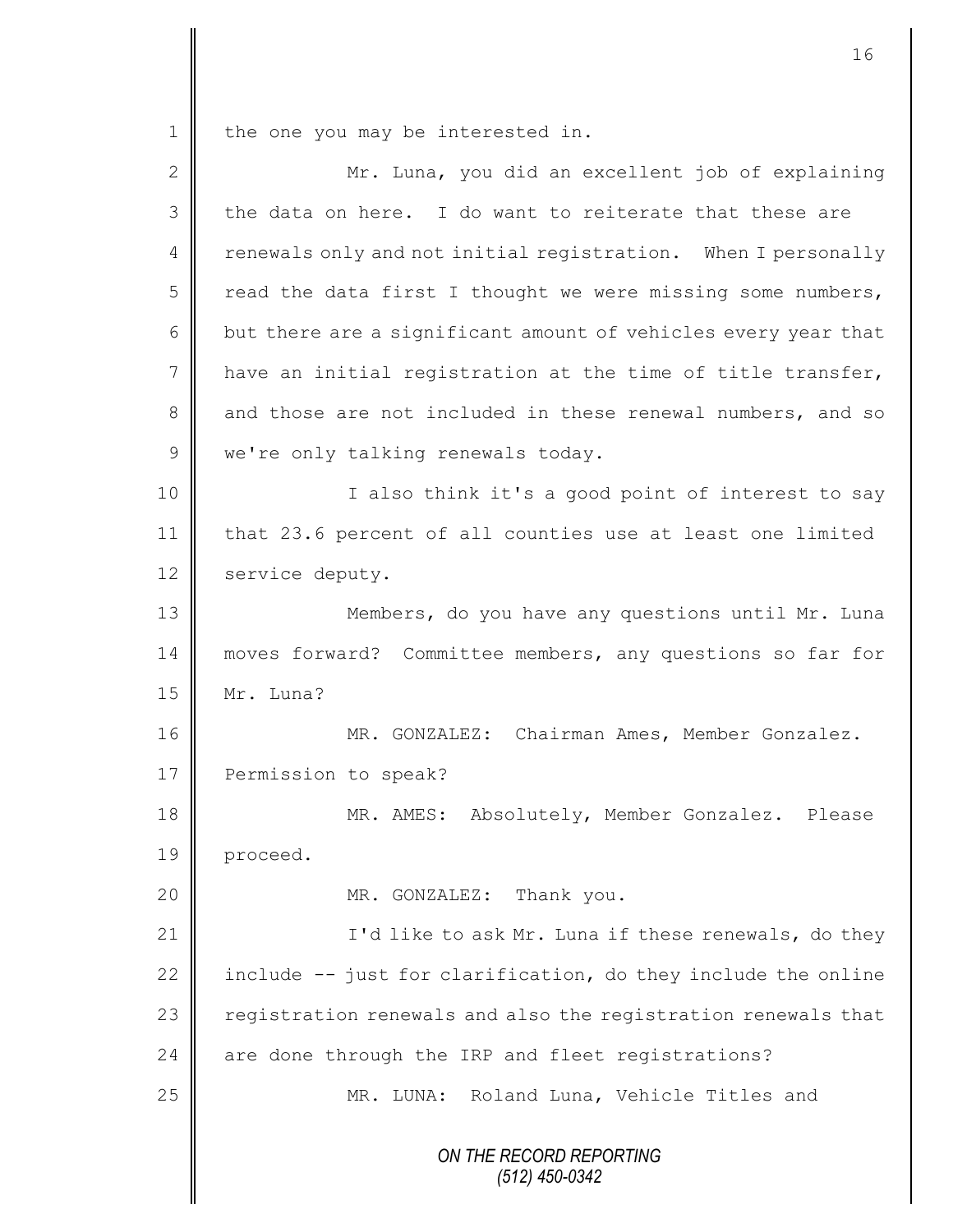the one you may be interested in.

Mr. Luna, you did an excellent job of explaining the data on here. I do want to reiterate that these are renewals only and not initial registration. When I personally read the data first I thought we were missing some numbers, but there are a significant amount of vehicles every year that have an initial registration at the time of title transfer, and those are not included in these renewal numbers, and so we're only talking renewals today.

I also think it's a good point of interest to say that 23.6 percent of all counties use at least one limited service deputy.

Members, do you have any questions until Mr. Luna moves forward? Committee members, any questions so far for Mr. Luna?

MR. GONZALEZ: Chairman Ames, Member Gonzalez. Permission to speak?

MR. AMES: Absolutely, Member Gonzalez. Please proceed.

MR. GONZALEZ: Thank you.

I'd like to ask Mr. Luna if these renewals, do they include -- just for clarification, do they include the online registration renewals and also the registration renewals that are done through the IRP and fleet registrations?

MR. LUNA: Roland Luna, Vehicle Titles and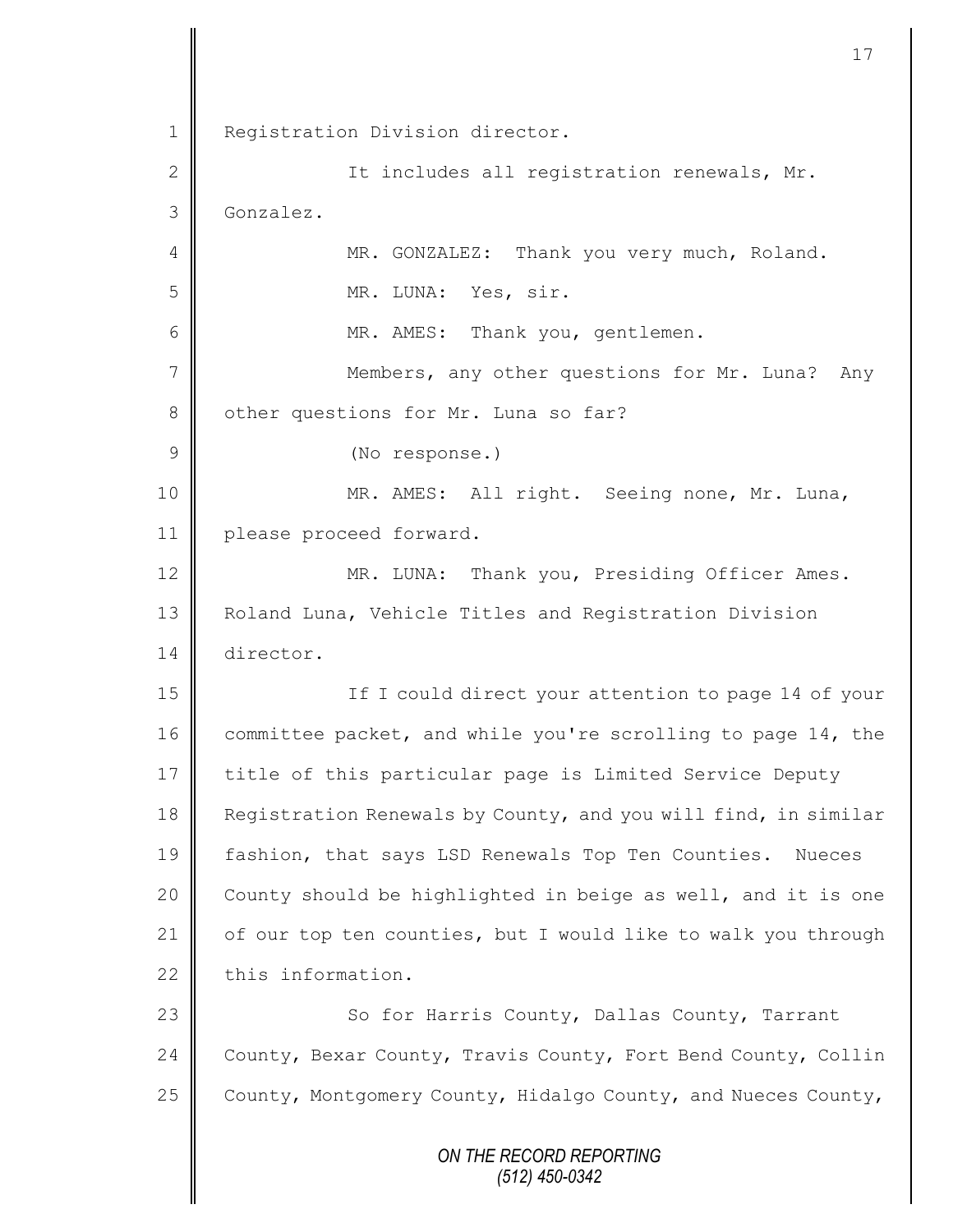Registration Division director.

It includes all registration renewals, Mr. Gonzalez.

MR. GONZALEZ: Thank you very much, Roland.

MR. LUNA: Yes, sir.

MR. AMES: Thank you, gentlemen.

Members, any other questions for Mr. Luna? Any other questions for Mr. Luna so far?

(No response.)

MR. AMES: All right. Seeing none, Mr. Luna, please proceed forward.

MR. LUNA: Thank you, Presiding Officer Ames. Roland Luna, Vehicle Titles and Registration Division director.

If I could direct your attention to page 14 of your committee packet, and while you're scrolling to page 14, the title of this particular page is Limited Service Deputy Registration Renewals by County, and you will find, in similar fashion, that says LSD Renewals Top Ten Counties. Nueces County should be highlighted in beige as well, and it is one of our top ten counties, but I would like to walk you through this information.

So for Harris County, Dallas County, Tarrant County, Bexar County, Travis County, Fort Bend County, Collin County, Montgomery County, Hidalgo County, and Nueces County,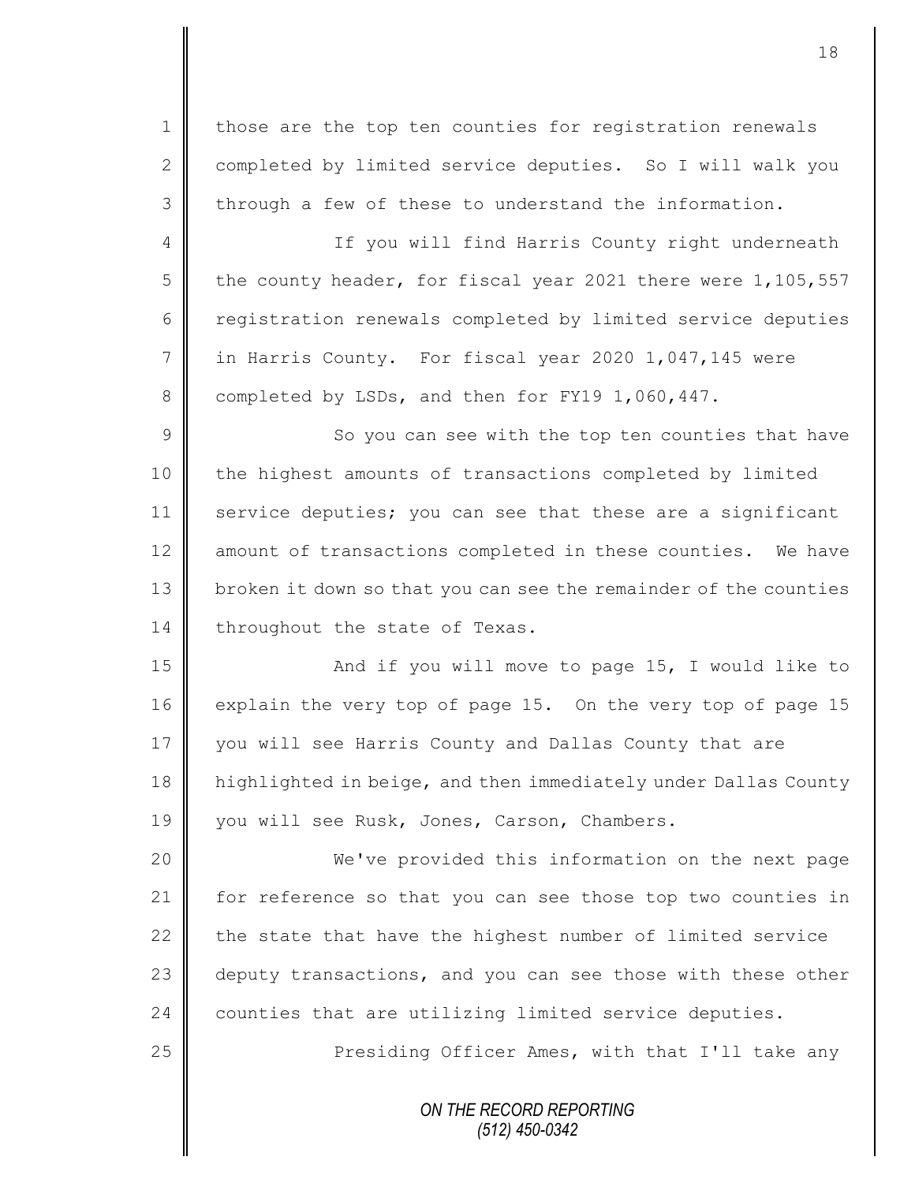those are the top ten counties for registration renewals completed by limited service deputies. So I will walk you through a few of these to understand the information.

If you will find Harris County right underneath the county header, for fiscal year 2021 there were 1,105,557 registration renewals completed by limited service deputies in Harris County. For fiscal year 2020 1,047,145 were completed by LSDs, and then for FY19 1,060,447.

So you can see with the top ten counties that have the highest amounts of transactions completed by limited service deputies; you can see that these are a significant amount of transactions completed in these counties. We have broken it down so that you can see the remainder of the counties throughout the state of Texas.

And if you will move to page 15, I would like to explain the very top of page 15. On the very top of page 15 you will see Harris County and Dallas County that are highlighted in beige, and then immediately under Dallas County you will see Rusk, Jones, Carson, Chambers.

We've provided this information on the next page for reference so that you can see those top two counties in the state that have the highest number of limited service deputy transactions, and you can see those with these other counties that are utilizing limited service deputies.

Presiding Officer Ames, with that I'll take any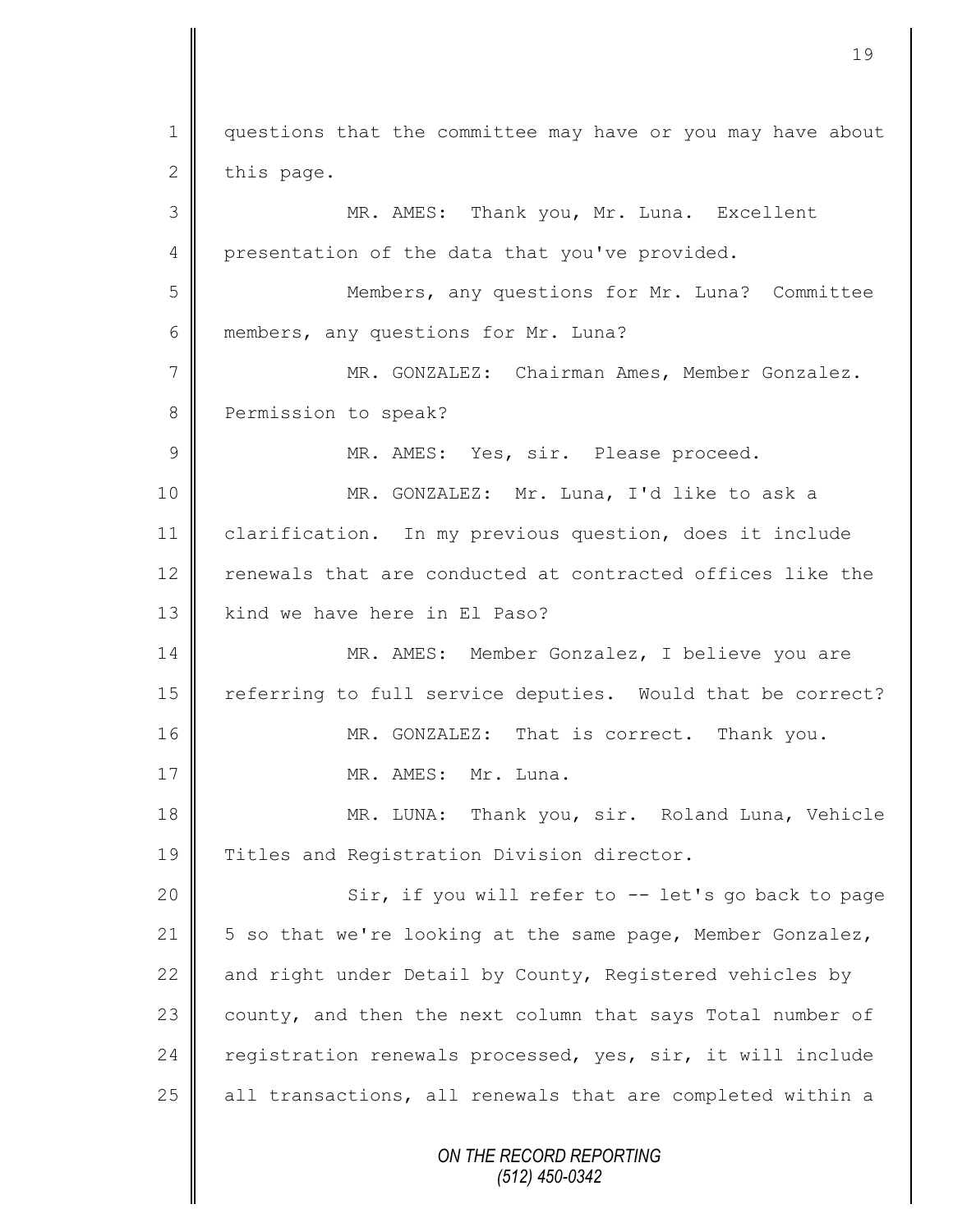questions that the committee may have or you may have about this page.

MR. AMES: Thank you, Mr. Luna. Excellent presentation of the data that you've provided.

Members, any questions for Mr. Luna? Committee members, any questions for Mr. Luna?

MR. GONZALEZ: Chairman Ames, Member Gonzalez. Permission to speak?

MR. AMES: Yes, sir. Please proceed.

MR. GONZALEZ: Mr. Luna, I'd like to ask a clarification. In my previous question, does it include renewals that are conducted at contracted offices like the kind we have here in El Paso?

MR. AMES: Member Gonzalez, I believe you are referring to full service deputies. Would that be correct?

MR. GONZALEZ: That is correct. Thank you.

MR. AMES: Mr. Luna.

MR. LUNA: Thank you, sir. Roland Luna, Vehicle Titles and Registration Division director.

Sir, if you will refer to -- let's go back to page 5 so that we're looking at the same page, Member Gonzalez, and right under Detail by County, Registered vehicles by county, and then the next column that says Total number of registration renewals processed, yes, sir, it will include all transactions, all renewals that are completed within a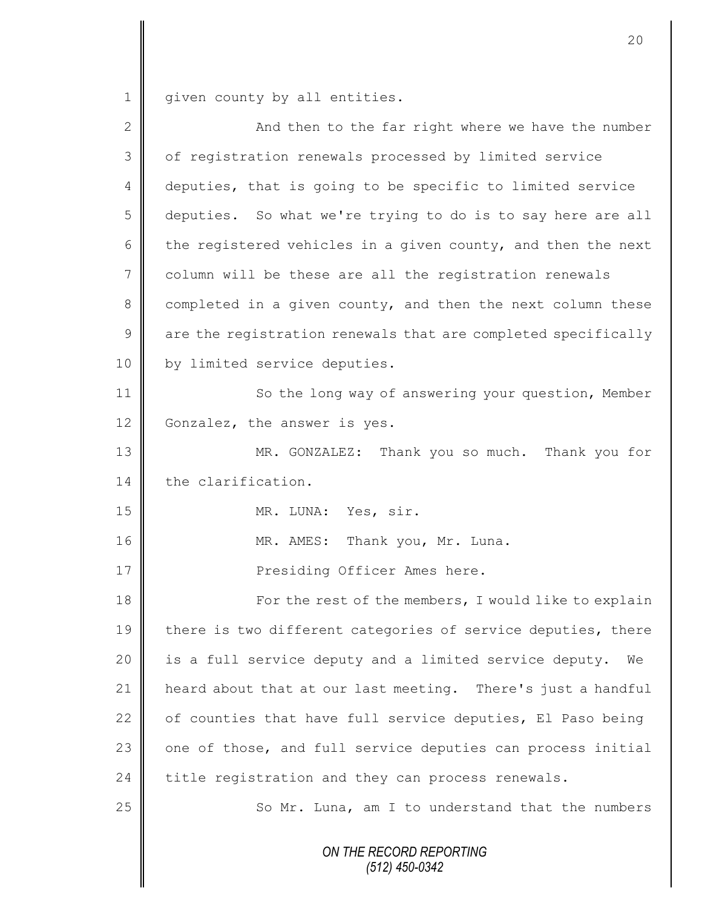given county by all entities.

And then to the far right where we have the number of registration renewals processed by limited service deputies, that is going to be specific to limited service deputies. So what we're trying to do is to say here are all the registered vehicles in a given county, and then the next column will be these are all the registration renewals completed in a given county, and then the next column these are the registration renewals that are completed specifically by limited service deputies.

So the long way of answering your question, Member Gonzalez, the answer is yes.

MR. GONZALEZ: Thank you so much. Thank you for the clarification.

MR. LUNA: Yes, sir.

MR. AMES: Thank you, Mr. Luna.

Presiding Officer Ames here.

For the rest of the members, I would like to explain there is two different categories of service deputies, there is a full service deputy and a limited service deputy. We heard about that at our last meeting. There's just a handful of counties that have full service deputies, El Paso being one of those, and full service deputies can process initial title registration and they can process renewals.

So Mr. Luna, am I to understand that the numbers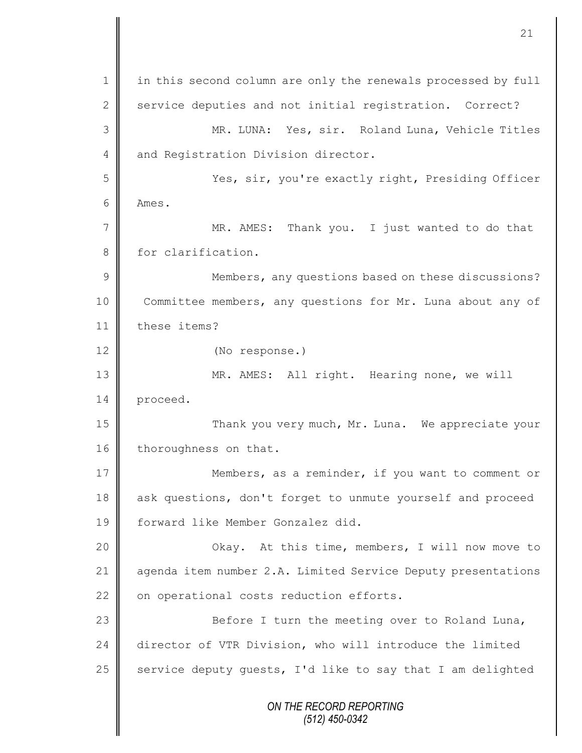in this second column are only the renewals processed by full service deputies and not initial registration. Correct?

MR. LUNA: Yes, sir. Roland Luna, Vehicle Titles and Registration Division director.

Yes, sir, you're exactly right, Presiding Officer Ames.

MR. AMES: Thank you. I just wanted to do that for clarification.

Members, any questions based on these discussions? Committee members, any questions for Mr. Luna about any of these items?

(No response.)

MR. AMES: All right. Hearing none, we will proceed.

Thank you very much, Mr. Luna. We appreciate your thoroughness on that.

Members, as a reminder, if you want to comment or ask questions, don't forget to unmute yourself and proceed forward like Member Gonzalez did.

Okay. At this time, members, I will now move to agenda item number 2.A. Limited Service Deputy presentations on operational costs reduction efforts.

Before I turn the meeting over to Roland Luna, director of VTR Division, who will introduce the limited service deputy guests, I'd like to say that I am delighted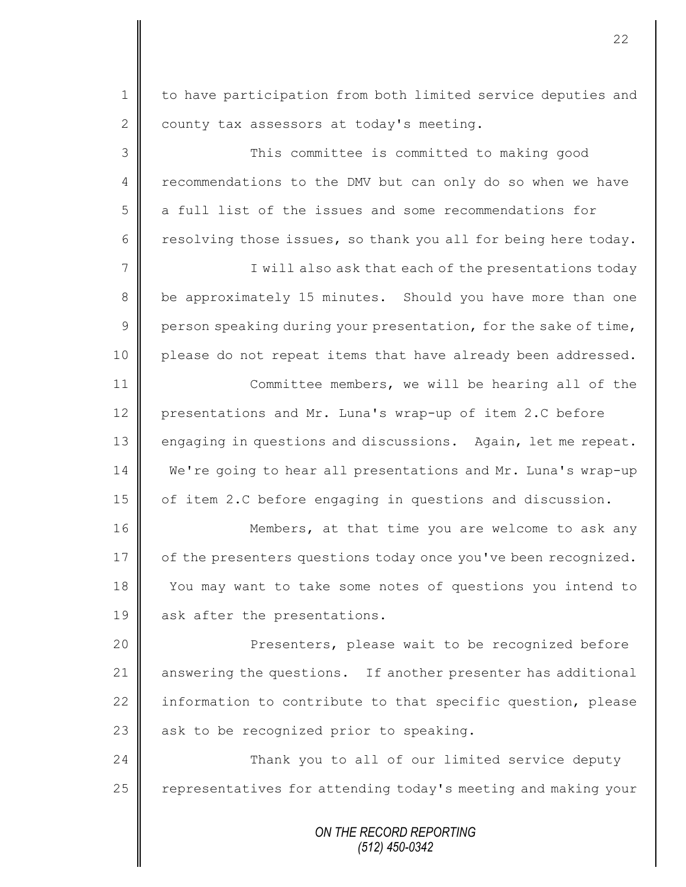to have participation from both limited service deputies and county tax assessors at today's meeting.

This committee is committed to making good recommendations to the DMV but can only do so when we have a full list of the issues and some recommendations for resolving those issues, so thank you all for being here today.

I will also ask that each of the presentations today be approximately 15 minutes. Should you have more than one person speaking during your presentation, for the sake of time, please do not repeat items that have already been addressed.

Committee members, we will be hearing all of the presentations and Mr. Luna's wrap-up of item 2.C before engaging in questions and discussions. Again, let me repeat. We're going to hear all presentations and Mr. Luna's wrap-up of item 2.C before engaging in questions and discussion.

Members, at that time you are welcome to ask any of the presenters questions today once you've been recognized. You may want to take some notes of questions you intend to ask after the presentations.

Presenters, please wait to be recognized before answering the questions. If another presenter has additional information to contribute to that specific question, please ask to be recognized prior to speaking.

Thank you to all of our limited service deputy representatives for attending today's meeting and making your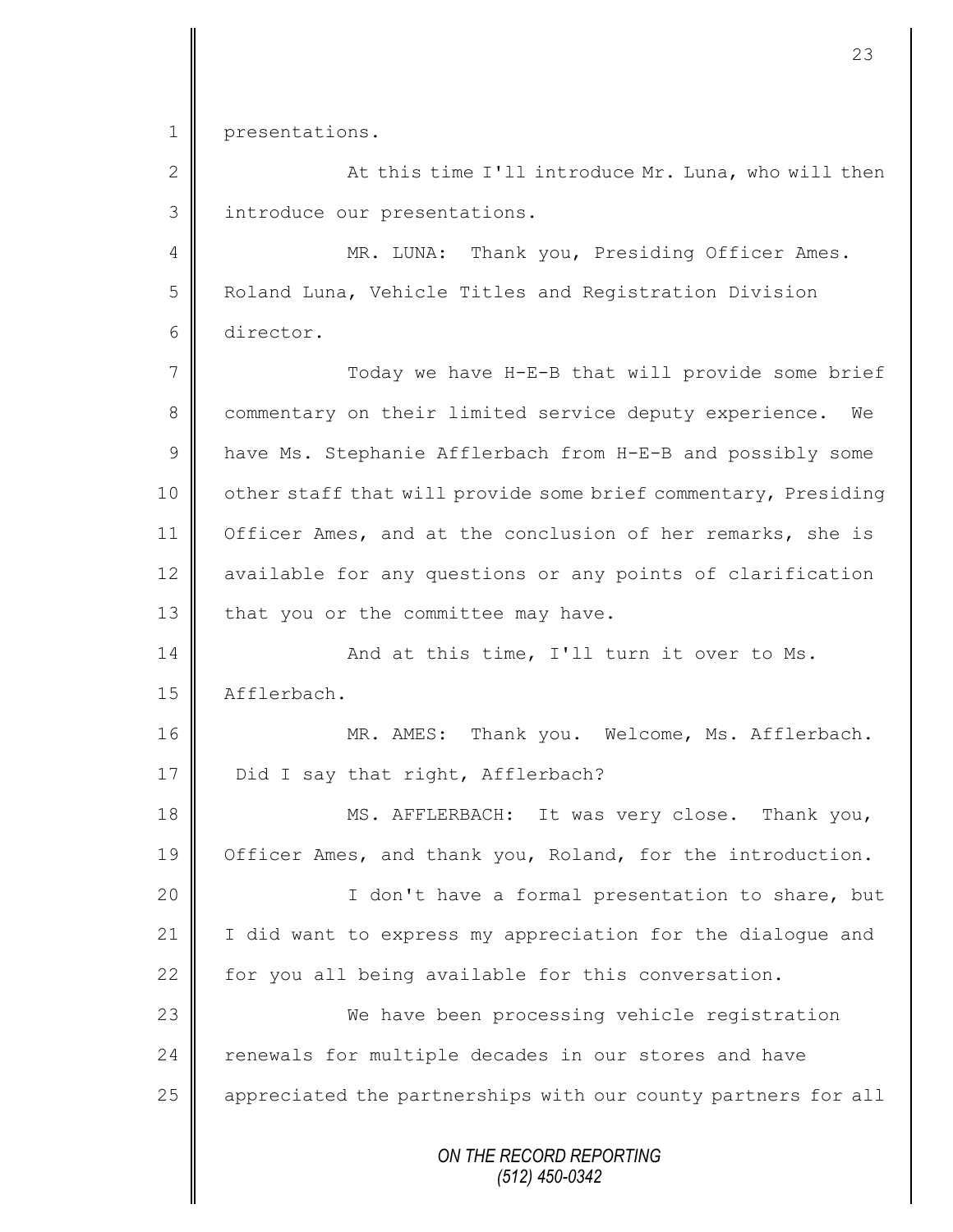presentations.

At this time I'll introduce Mr. Luna, who will then introduce our presentations.

MR. LUNA: Thank you, Presiding Officer Ames. Roland Luna, Vehicle Titles and Registration Division director.

Today we have H-E-B that will provide some brief commentary on their limited service deputy experience. We have Ms. Stephanie Afflerbach from H-E-B and possibly some other staff that will provide some brief commentary, Presiding Officer Ames, and at the conclusion of her remarks, she is available for any questions or any points of clarification that you or the committee may have.

And at this time, I'll turn it over to Ms. Afflerbach.

MR. AMES: Thank you. Welcome, Ms. Afflerbach. Did I say that right, Afflerbach?

MS. AFFLERBACH: It was very close. Thank you, Officer Ames, and thank you, Roland, for the introduction.

I don't have a formal presentation to share, but I did want to express my appreciation for the dialogue and for you all being available for this conversation.

We have been processing vehicle registration renewals for multiple decades in our stores and have appreciated the partnerships with our county partners for all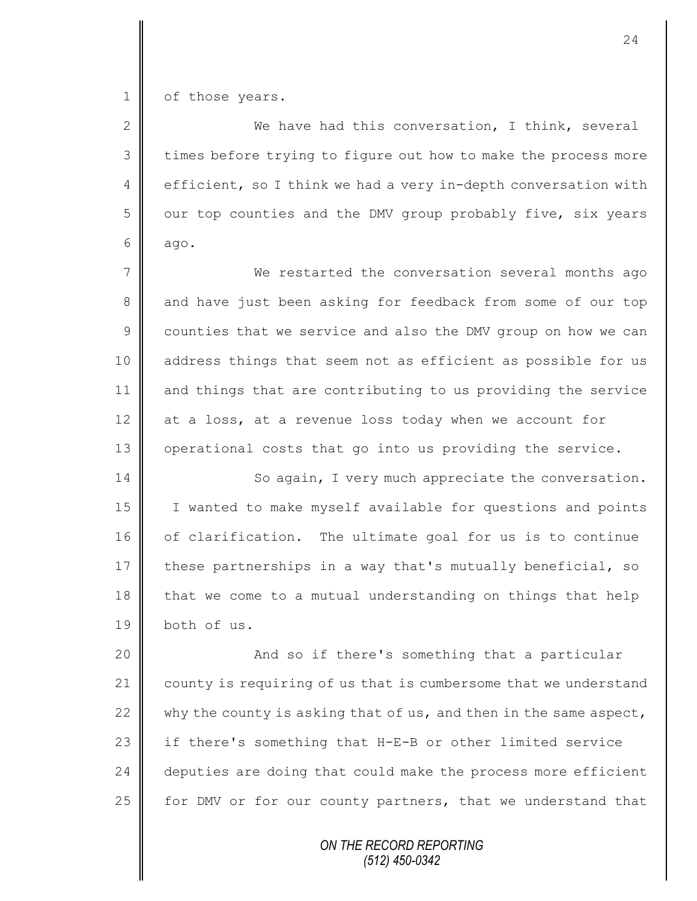of those years.

We have had this conversation, I think, several times before trying to figure out how to make the process more efficient, so I think we had a very in-depth conversation with our top counties and the DMV group probably five, six years ago.

We restarted the conversation several months ago and have just been asking for feedback from some of our top counties that we service and also the DMV group on how we can address things that seem not as efficient as possible for us and things that are contributing to us providing the service at a loss, at a revenue loss today when we account for operational costs that go into us providing the service.

So again, I very much appreciate the conversation. I wanted to make myself available for questions and points of clarification. The ultimate goal for us is to continue these partnerships in a way that's mutually beneficial, so that we come to a mutual understanding on things that help both of us.

And so if there's something that a particular county is requiring of us that is cumbersome that we understand why the county is asking that of us, and then in the same aspect, if there's something that H-E-B or other limited service deputies are doing that could make the process more efficient for DMV or for our county partners, that we understand that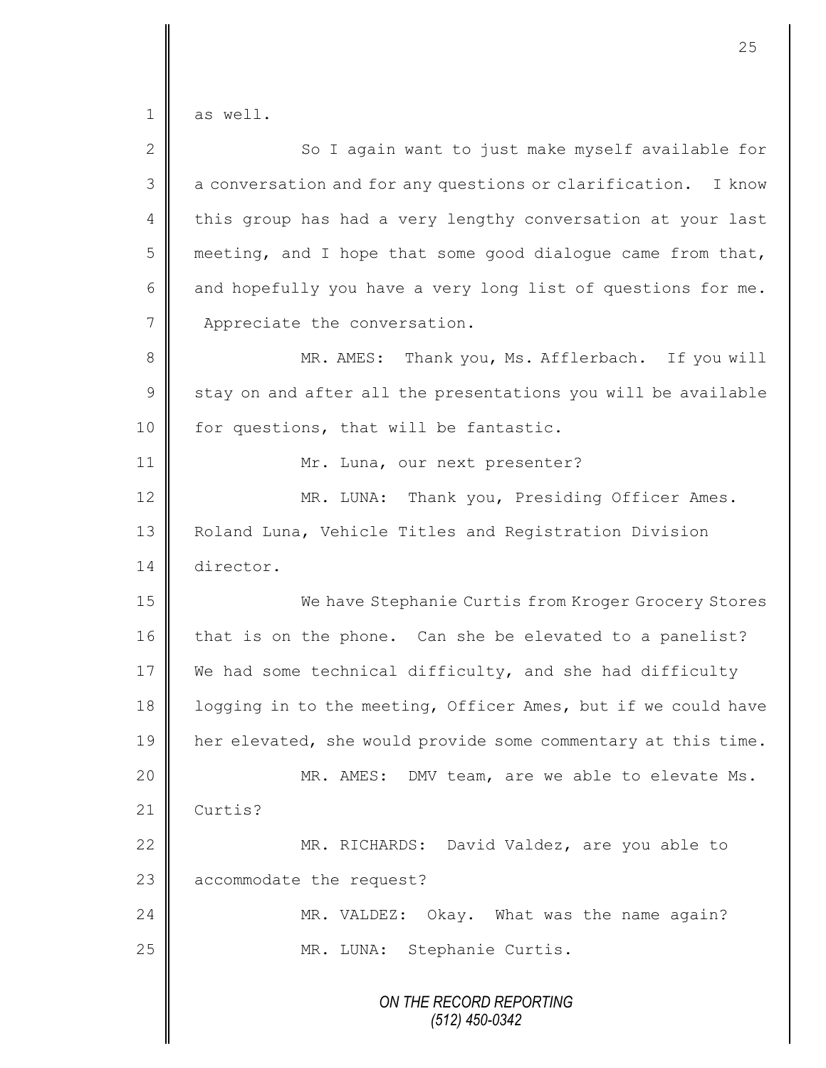as well.

So I again want to just make myself available for a conversation and for any questions or clarification. I know this group has had a very lengthy conversation at your last meeting, and I hope that some good dialogue came from that, and hopefully you have a very long list of questions for me. Appreciate the conversation.

MR. AMES: Thank you, Ms. Afflerbach. If you will stay on and after all the presentations you will be available for questions, that will be fantastic.

Mr. Luna, our next presenter?

MR. LUNA: Thank you, Presiding Officer Ames. Roland Luna, Vehicle Titles and Registration Division director.

We have Stephanie Curtis from Kroger Grocery Stores that is on the phone. Can she be elevated to a panelist? We had some technical difficulty, and she had difficulty logging in to the meeting, Officer Ames, but if we could have her elevated, she would provide some commentary at this time.

MR. AMES: DMV team, are we able to elevate Ms. Curtis?

MR. RICHARDS: David Valdez, are you able to accommodate the request?

MR. VALDEZ: Okay. What was the name again?

MR. LUNA: Stephanie Curtis.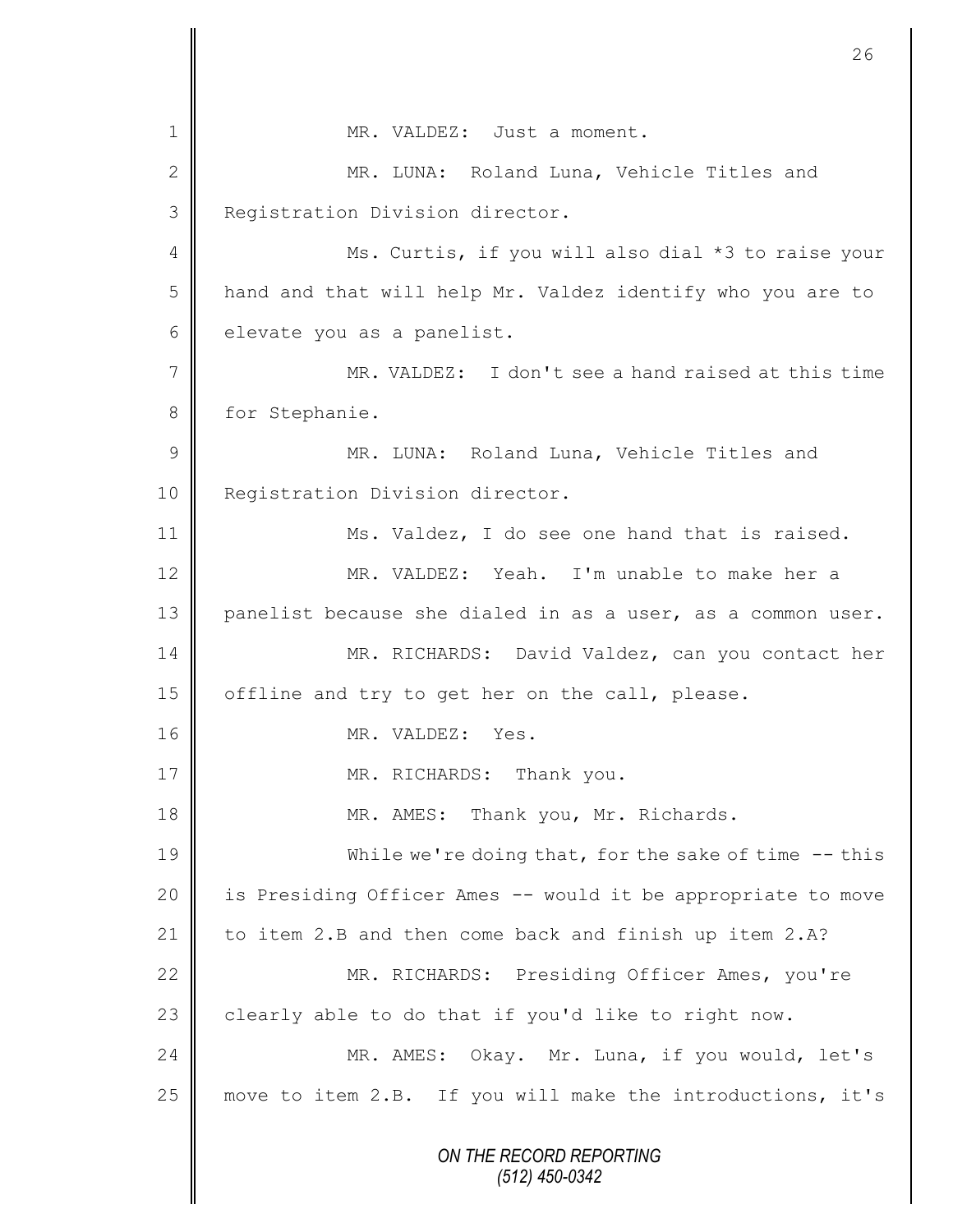MR. VALDEZ: Just a moment.

MR. LUNA: Roland Luna, Vehicle Titles and Registration Division director.

Ms. Curtis, if you will also dial *3 to raise your hand and that will help Mr. Valdez identify who you are to elevate you as a panelist.

MR. VALDEZ: I don't see a hand raised at this time for Stephanie.

MR. LUNA: Roland Luna, Vehicle Titles and Registration Division director.

Ms. Valdez, I do see one hand that is raised.

MR. VALDEZ: Yeah. I'm unable to make her a panelist because she dialed in as a user, as a common user.

MR. RICHARDS: David Valdez, can you contact her offline and try to get her on the call, please.

MR. VALDEZ: Yes.

MR. RICHARDS: Thank you.

MR. AMES: Thank you, Mr. Richards.

While we're doing that, for the sake of time -- this is Presiding Officer Ames -- would it be appropriate to move to item 2.B and then come back and finish up item 2.A?

MR. RICHARDS: Presiding Officer Ames, you're clearly able to do that if you'd like to right now.

MR. AMES: Okay. Mr. Luna, if you would, let's move to item 2.B. If you will make the introductions, it's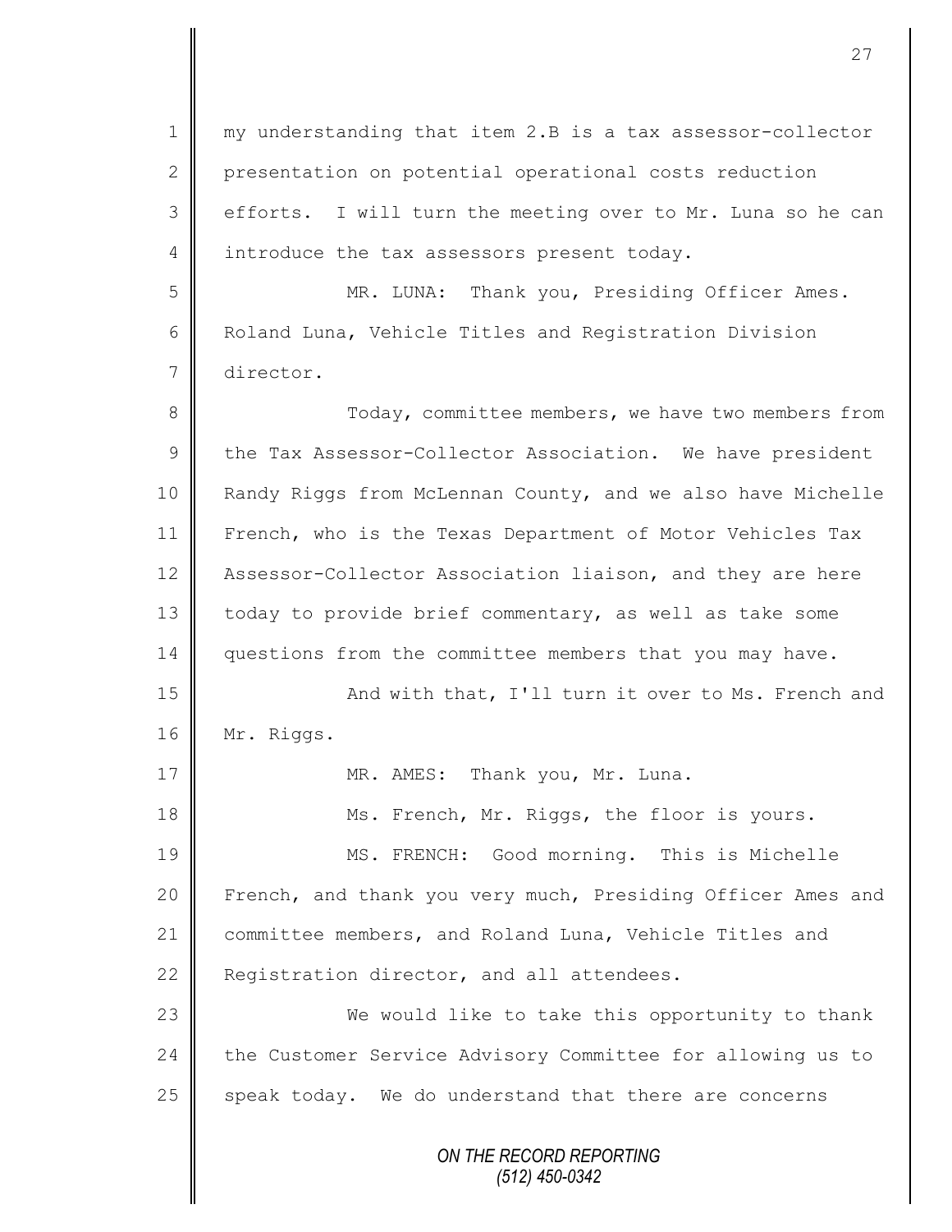my understanding that item 2.B is a tax assessor-collector presentation on potential operational costs reduction efforts. I will turn the meeting over to Mr. Luna so he can introduce the tax assessors present today.

MR. LUNA: Thank you, Presiding Officer Ames. Roland Luna, Vehicle Titles and Registration Division director.

Today, committee members, we have two members from the Tax Assessor-Collector Association. We have president Randy Riggs from McLennan County, and we also have Michelle French, who is the Texas Department of Motor Vehicles Tax Assessor-Collector Association liaison, and they are here today to provide brief commentary, as well as take some questions from the committee members that you may have.

And with that, I'll turn it over to Ms. French and Mr. Riggs.

MR. AMES: Thank you, Mr. Luna.

Ms. French, Mr. Riggs, the floor is yours.

MS. FRENCH: Good morning. This is Michelle French, and thank you very much, Presiding Officer Ames and committee members, and Roland Luna, Vehicle Titles and Registration director, and all attendees.

We would like to take this opportunity to thank the Customer Service Advisory Committee for allowing us to speak today. We do understand that there are concerns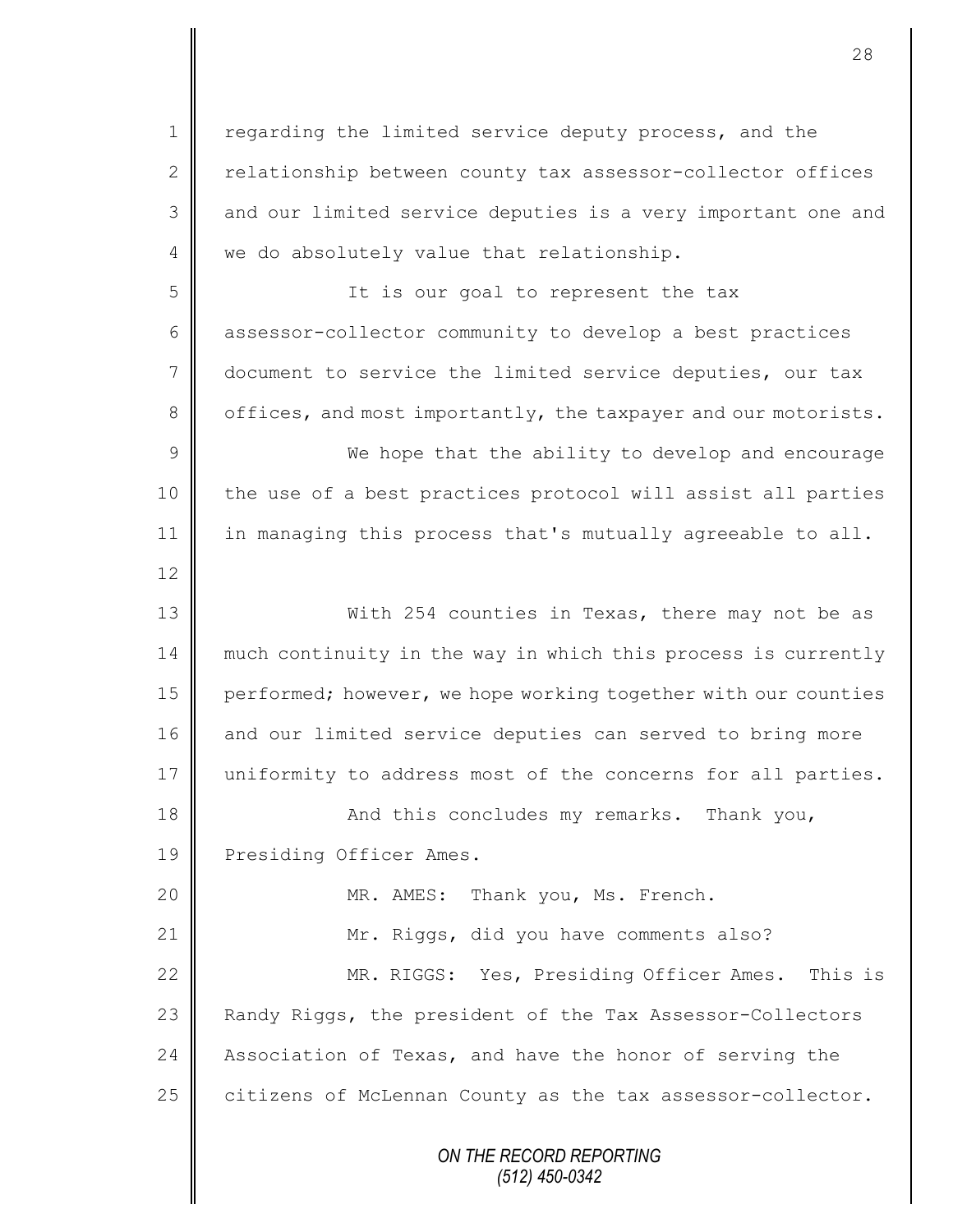regarding the limited service deputy process, and the relationship between county tax assessor-collector offices and our limited service deputies is a very important one and we do absolutely value that relationship.

It is our goal to represent the tax assessor-collector community to develop a best practices document to service the limited service deputies, our tax offices, and most importantly, the taxpayer and our motorists.

We hope that the ability to develop and encourage the use of a best practices protocol will assist all parties in managing this process that's mutually agreeable to all.

With 254 counties in Texas, there may not be as much continuity in the way in which this process is currently performed; however, we hope working together with our counties and our limited service deputies can served to bring more uniformity to address most of the concerns for all parties.

And this concludes my remarks. Thank you, Presiding Officer Ames.

MR. AMES: Thank you, Ms. French.

Mr. Riggs, did you have comments also?

MR. RIGGS: Yes, Presiding Officer Ames. This is Randy Riggs, the president of the Tax Assessor-Collectors Association of Texas, and have the honor of serving the citizens of McLennan County as the tax assessor-collector.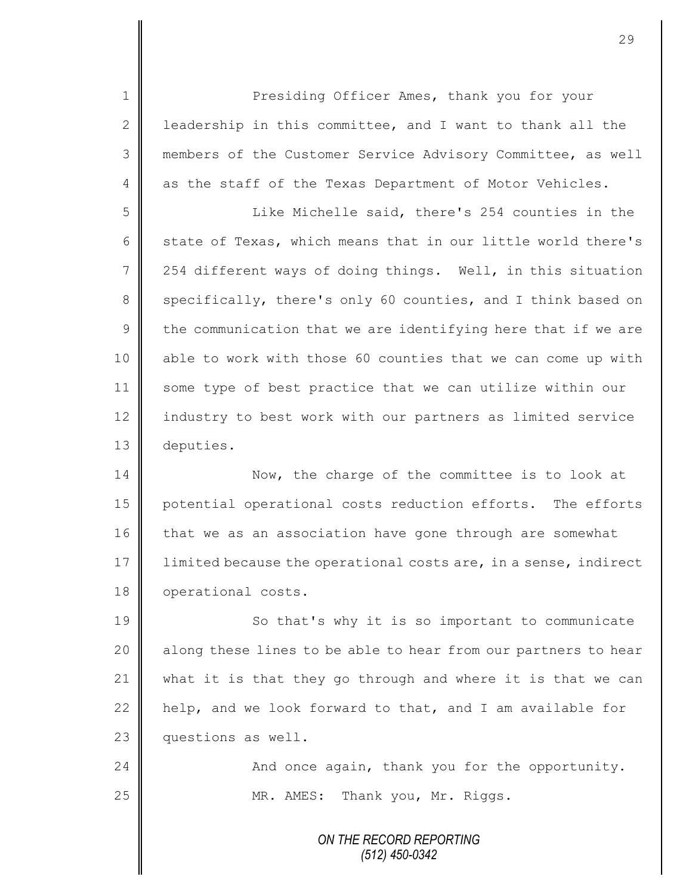Presiding Officer Ames, thank you for your leadership in this committee, and I want to thank all the members of the Customer Service Advisory Committee, as well as the staff of the Texas Department of Motor Vehicles.

Like Michelle said, there's 254 counties in the state of Texas, which means that in our little world there's 254 different ways of doing things. Well, in this situation specifically, there's only 60 counties, and I think based on the communication that we are identifying here that if we are able to work with those 60 counties that we can come up with some type of best practice that we can utilize within our industry to best work with our partners as limited service deputies.

Now, the charge of the committee is to look at potential operational costs reduction efforts. The efforts that we as an association have gone through are somewhat limited because the operational costs are, in a sense, indirect operational costs.

So that's why it is so important to communicate along these lines to be able to hear from our partners to hear what it is that they go through and where it is that we can help, and we look forward to that, and I am available for questions as well.

And once again, thank you for the opportunity.

MR. AMES: Thank you, Mr. Riggs.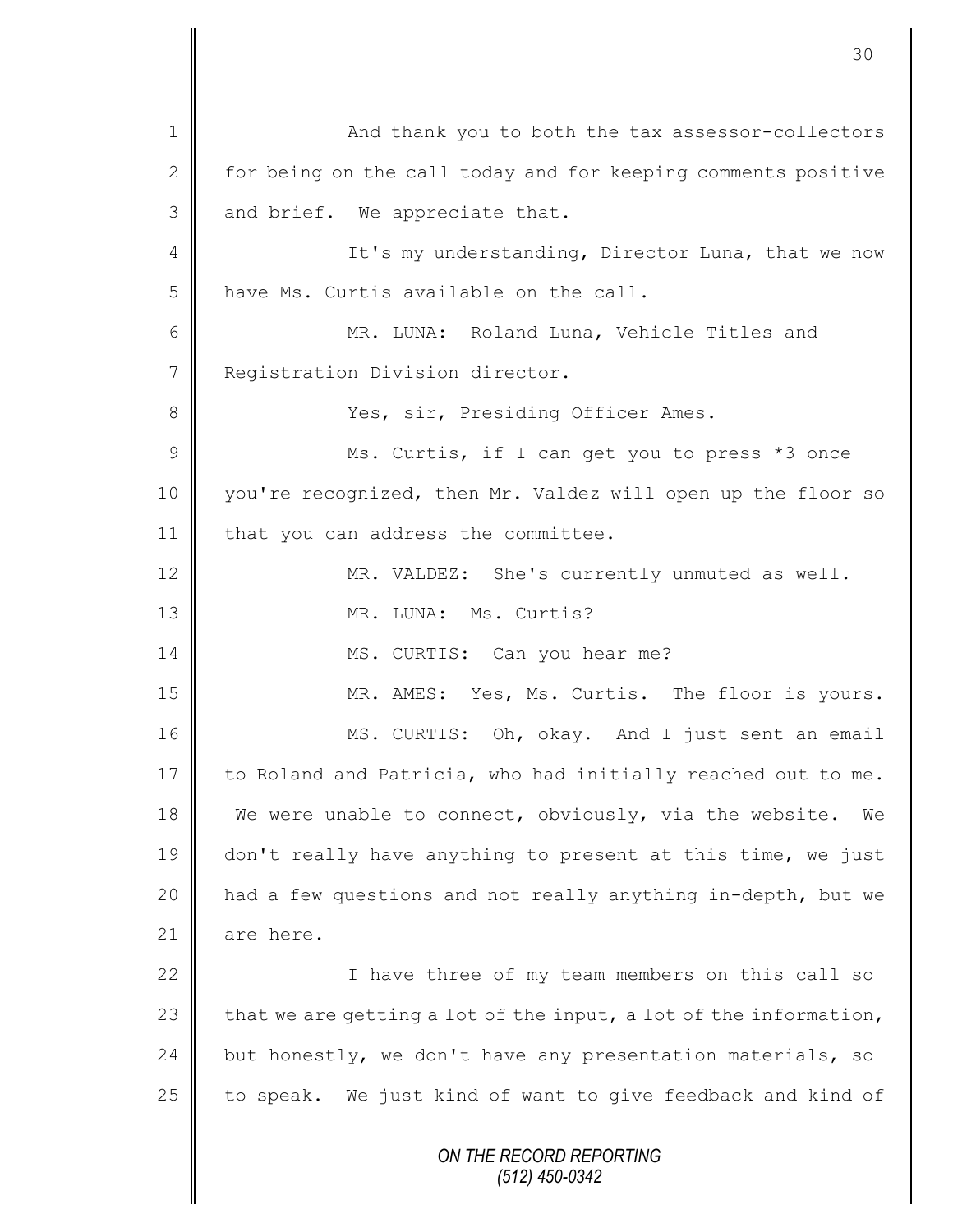And thank you to both the tax assessor-collectors for being on the call today and for keeping comments positive and brief. We appreciate that.

It's my understanding, Director Luna, that we now have Ms. Curtis available on the call.

MR. LUNA: Roland Luna, Vehicle Titles and Registration Division director.

Yes, sir, Presiding Officer Ames.

Ms. Curtis, if I can get you to press *3 once you're recognized, then Mr. Valdez will open up the floor so that you can address the committee.

MR. VALDEZ: She's currently unmuted as well.

MR. LUNA: Ms. Curtis?

MS. CURTIS: Can you hear me?

MR. AMES: Yes, Ms. Curtis. The floor is yours.

MS. CURTIS: Oh, okay. And I just sent an email to Roland and Patricia, who had initially reached out to me. We were unable to connect, obviously, via the website. We don't really have anything to present at this time, we just had a few questions and not really anything in-depth, but we are here.

I have three of my team members on this call so that we are getting a lot of the input, a lot of the information, but honestly, we don't have any presentation materials, so to speak. We just kind of want to give feedback and kind of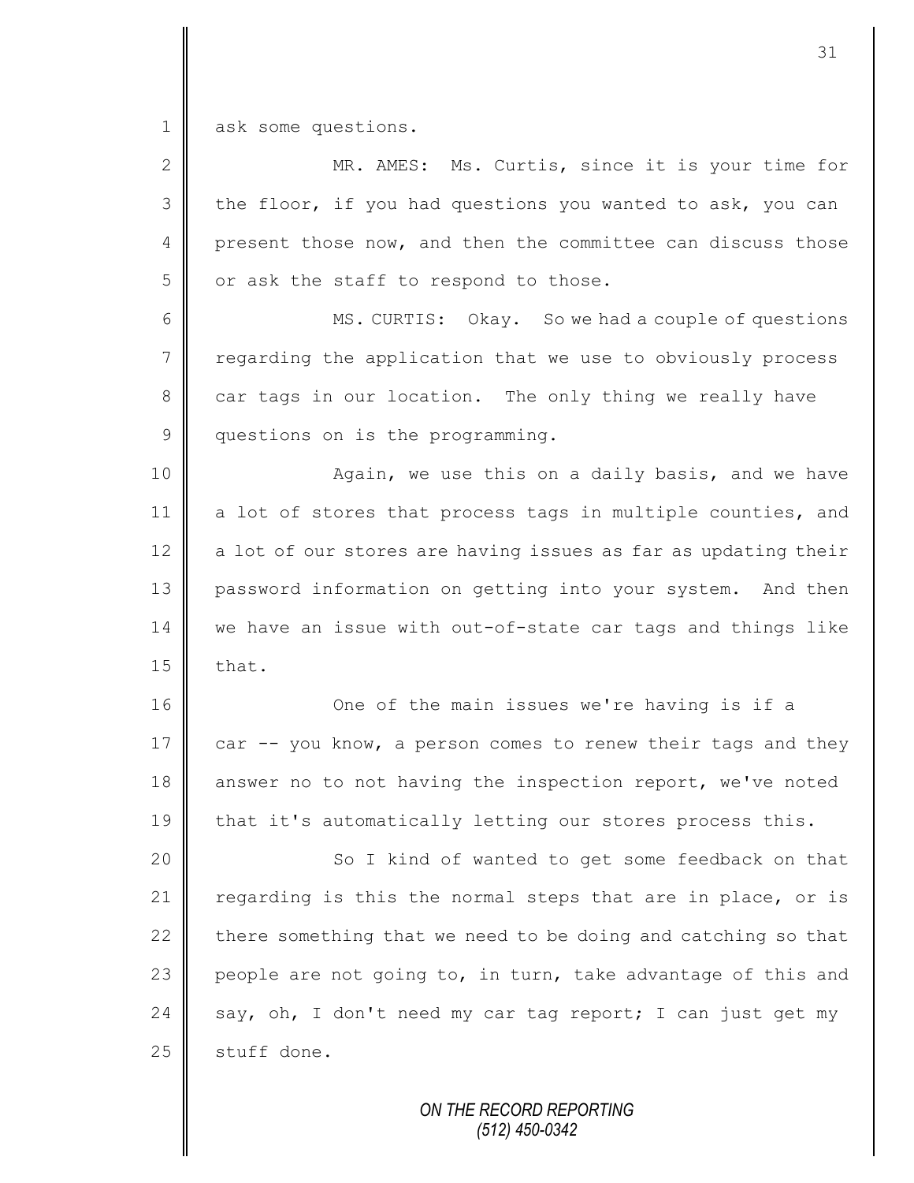ask some questions.

MR. AMES: Ms. Curtis, since it is your time for the floor, if you had questions you wanted to ask, you can present those now, and then the committee can discuss those or ask the staff to respond to those.

MS. CURTIS: Okay. So we had a couple of questions regarding the application that we use to obviously process car tags in our location. The only thing we really have questions on is the programming.

Again, we use this on a daily basis, and we have a lot of stores that process tags in multiple counties, and a lot of our stores are having issues as far as updating their password information on getting into your system. And then we have an issue with out-of-state car tags and things like that.

One of the main issues we're having is if a car -- you know, a person comes to renew their tags and they answer no to not having the inspection report, we've noted that it's automatically letting our stores process this.

So I kind of wanted to get some feedback on that regarding is this the normal steps that are in place, or is there something that we need to be doing and catching so that people are not going to, in turn, take advantage of this and say, oh, I don't need my car tag report; I can just get my stuff done.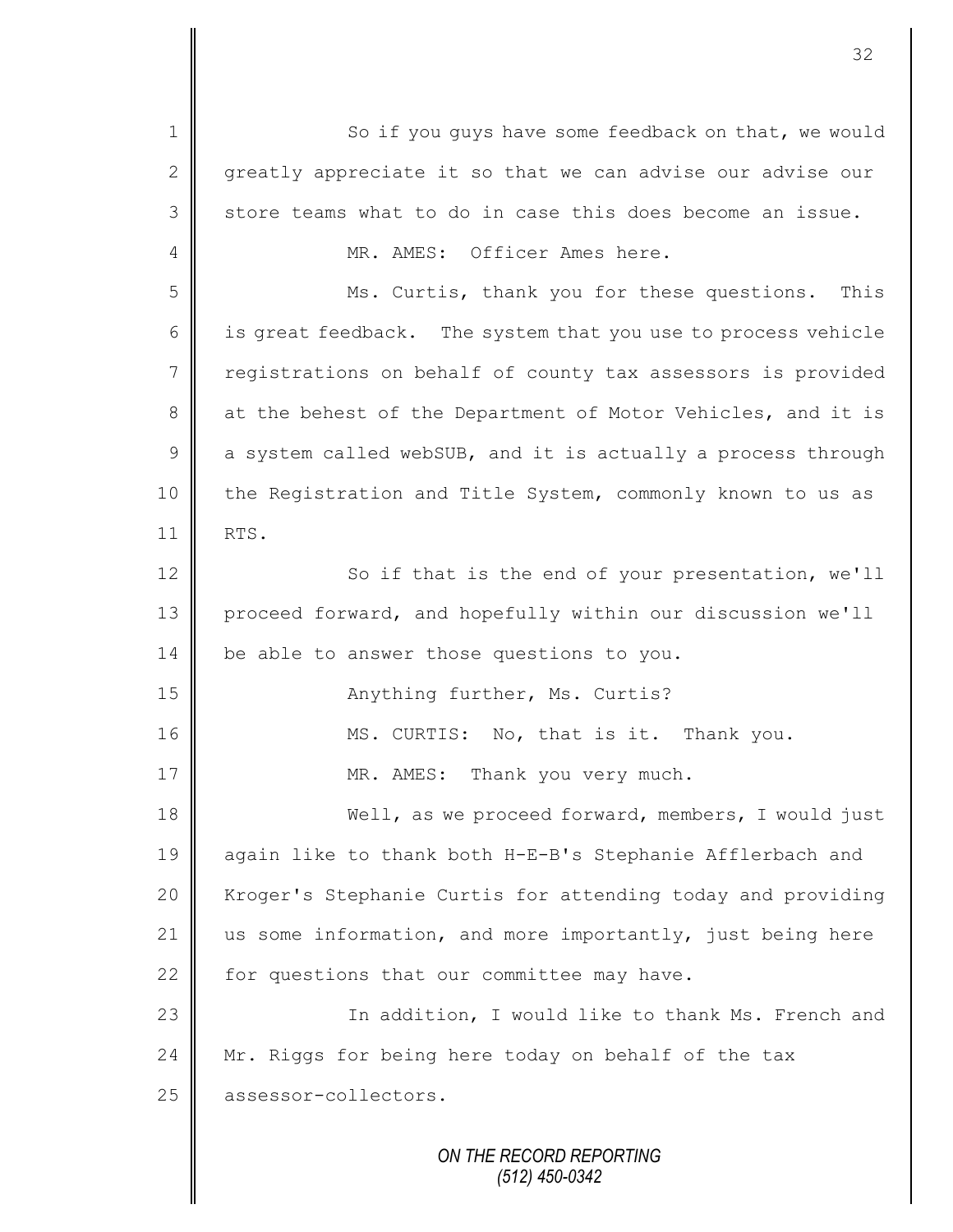1 So if you guys have some feedback on that, we would
2 greatly appreciate it so that we can advise our advise our
3 store teams what to do in case this does become an issue.
4 MR. AMES: Officer Ames here.
5 Ms. Curtis, thank you for these questions. This
6 is great feedback. The system that you use to process vehicle
7 registrations on behalf of county tax assessors is provided
8 at the behest of the Department of Motor Vehicles, and it is
9 a system called webSUB, and it is actually a process through
10 the Registration and Title System, commonly known to us as
11 RTS.
12 So if that is the end of your presentation, we'll
13 proceed forward, and hopefully within our discussion we'll
14 be able to answer those questions to you.
15 Anything further, Ms. Curtis?
16 MS. CURTIS: No, that is it. Thank you.
17 MR. AMES: Thank you very much.
18 Well, as we proceed forward, members, I would just
19 again like to thank both H-E-B's Stephanie Afflerbach and
20 Kroger's Stephanie Curtis for attending today and providing
21 us some information, and more importantly, just being here
22 for questions that our committee may have.
23 In addition, I would like to thank Ms. French and
24 Mr. Riggs for being here today on behalf of the tax
25 assessor-collectors.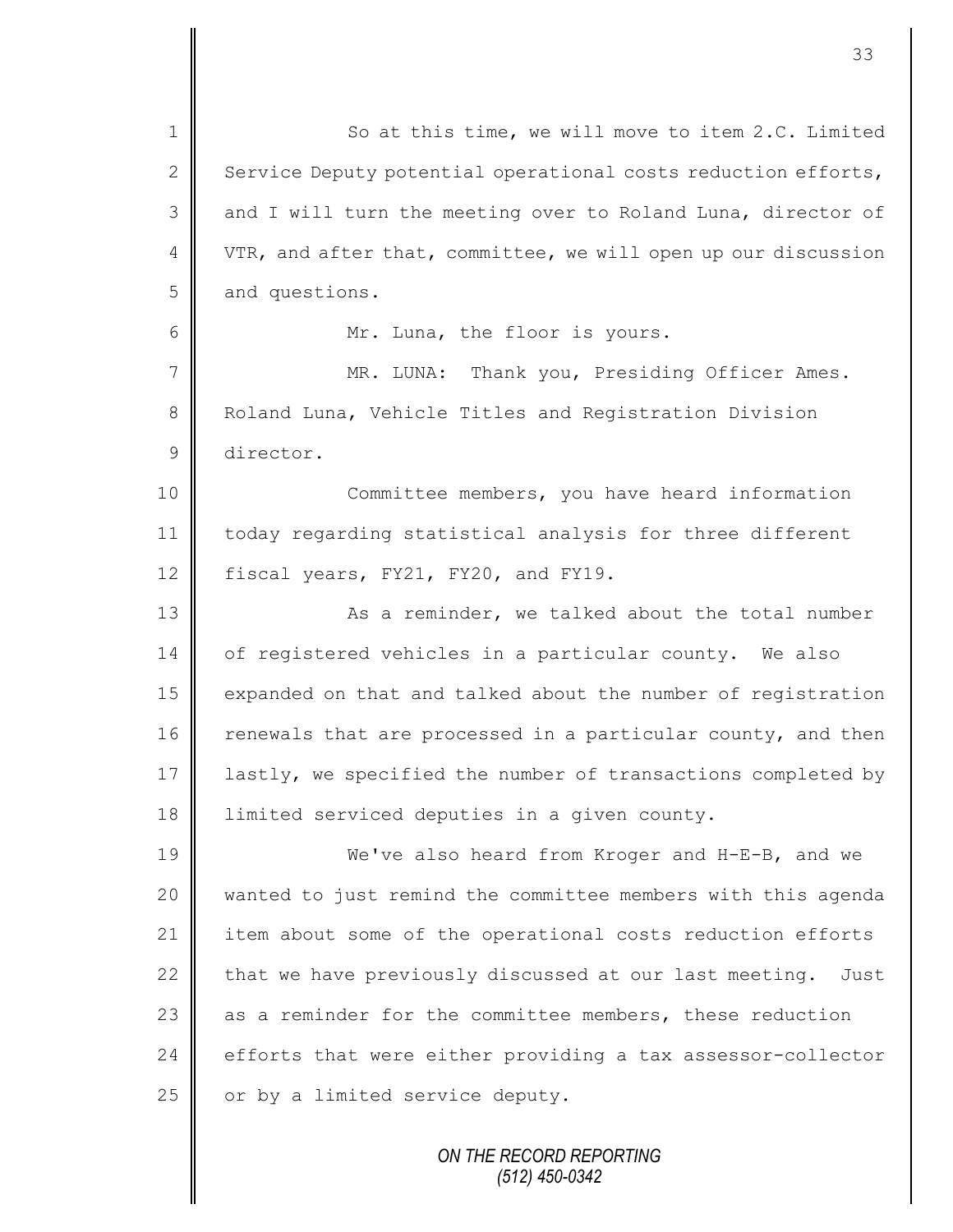So at this time, we will move to item 2.C. Limited Service Deputy potential operational costs reduction efforts, and I will turn the meeting over to Roland Luna, director of VTR, and after that, committee, we will open up our discussion and questions.

Mr. Luna, the floor is yours.

MR. LUNA: Thank you, Presiding Officer Ames. Roland Luna, Vehicle Titles and Registration Division director.

Committee members, you have heard information today regarding statistical analysis for three different fiscal years, FY21, FY20, and FY19.

As a reminder, we talked about the total number of registered vehicles in a particular county. We also expanded on that and talked about the number of registration renewals that are processed in a particular county, and then lastly, we specified the number of transactions completed by limited serviced deputies in a given county.

We've also heard from Kroger and H-E-B, and we wanted to just remind the committee members with this agenda item about some of the operational costs reduction efforts that we have previously discussed at our last meeting. Just as a reminder for the committee members, these reduction efforts that were either providing a tax assessor-collector or by a limited service deputy.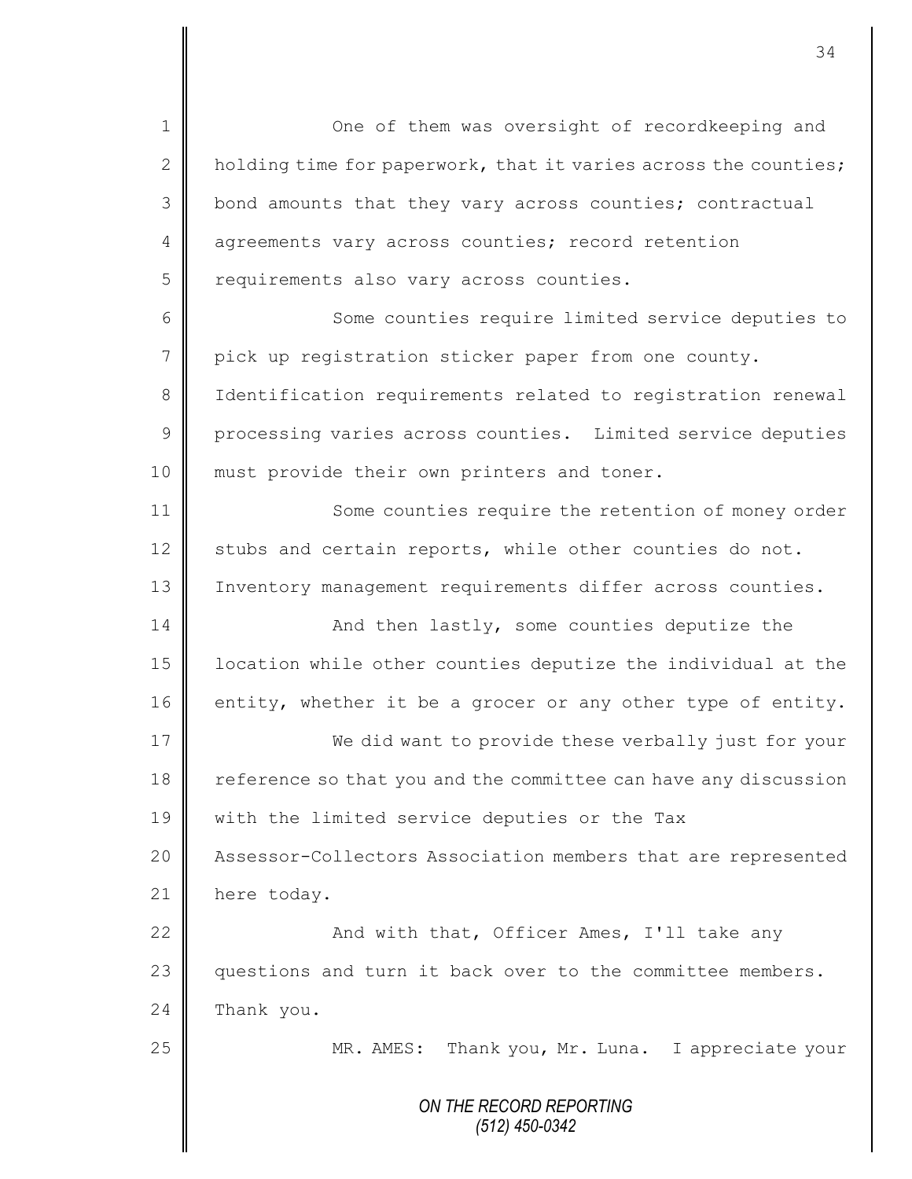One of them was oversight of recordkeeping and holding time for paperwork, that it varies across the counties; bond amounts that they vary across counties; contractual agreements vary across counties; record retention requirements also vary across counties.

Some counties require limited service deputies to pick up registration sticker paper from one county. Identification requirements related to registration renewal processing varies across counties. Limited service deputies must provide their own printers and toner.

Some counties require the retention of money order stubs and certain reports, while other counties do not. Inventory management requirements differ across counties.

And then lastly, some counties deputize the location while other counties deputize the individual at the entity, whether it be a grocer or any other type of entity.

We did want to provide these verbally just for your reference so that you and the committee can have any discussion with the limited service deputies or the Tax Assessor-Collectors Association members that are represented here today.

And with that, Officer Ames, I'll take any questions and turn it back over to the committee members. Thank you.

MR. AMES: Thank you, Mr. Luna. I appreciate your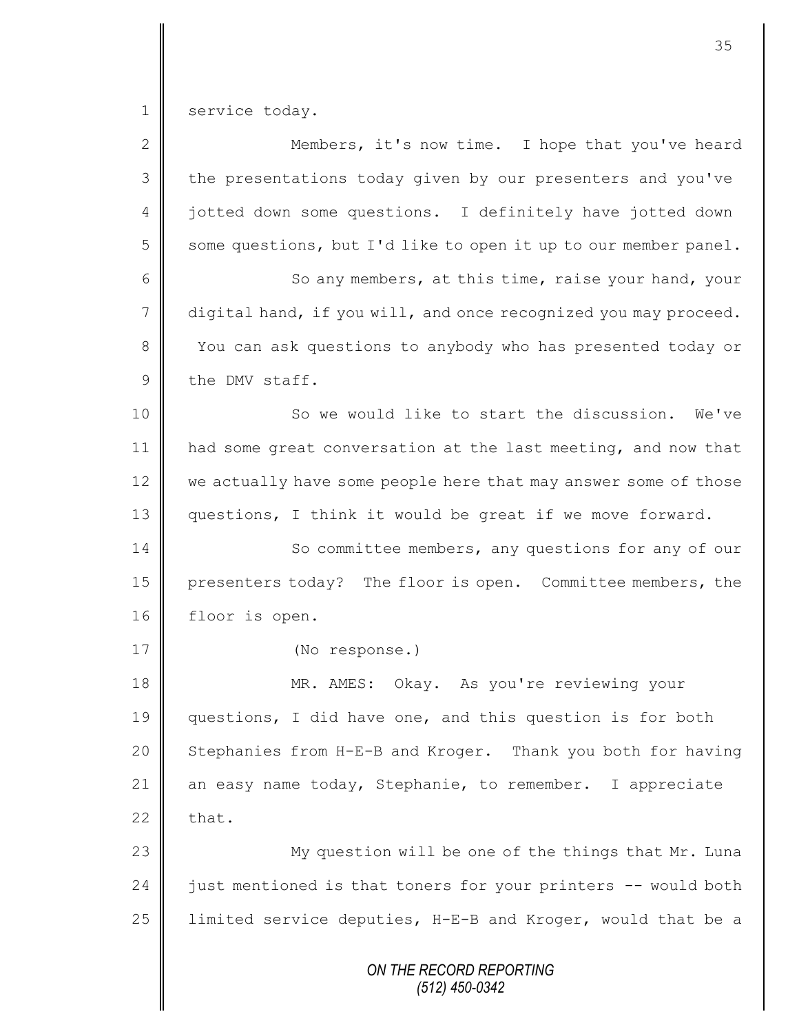service today.

Members, it's now time. I hope that you've heard the presentations today given by our presenters and you've jotted down some questions. I definitely have jotted down some questions, but I'd like to open it up to our member panel.

So any members, at this time, raise your hand, your digital hand, if you will, and once recognized you may proceed. You can ask questions to anybody who has presented today or the DMV staff.

So we would like to start the discussion. We've had some great conversation at the last meeting, and now that we actually have some people here that may answer some of those questions, I think it would be great if we move forward.

So committee members, any questions for any of our presenters today? The floor is open. Committee members, the floor is open.

(No response.)

MR. AMES: Okay. As you're reviewing your questions, I did have one, and this question is for both Stephanies from H-E-B and Kroger. Thank you both for having an easy name today, Stephanie, to remember. I appreciate that.

My question will be one of the things that Mr. Luna just mentioned is that toners for your printers -- would both limited service deputies, H-E-B and Kroger, would that be a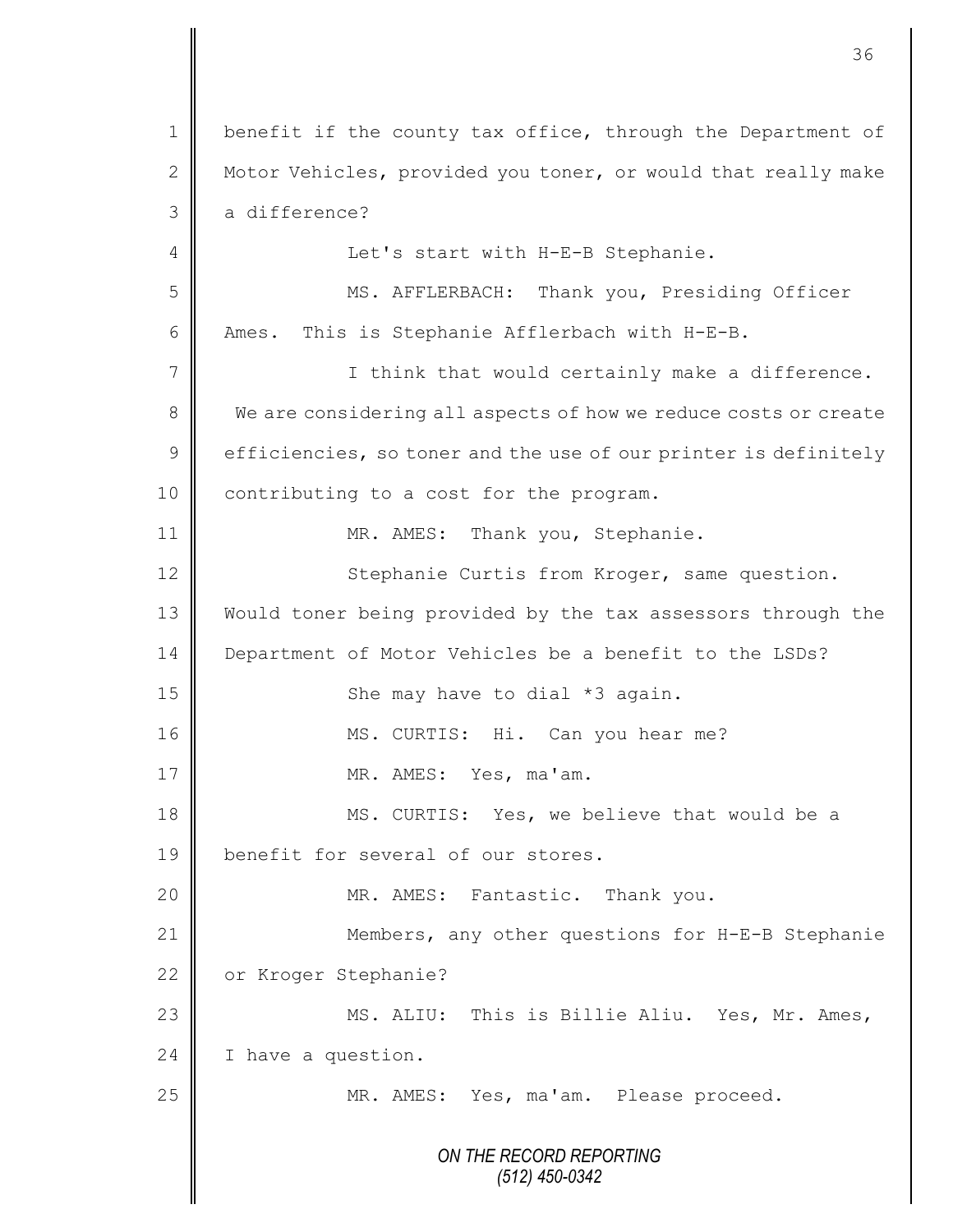1 benefit if the county tax office, through the Department of
2 Motor Vehicles, provided you toner, or would that really make
3 a difference?

4 Let's start with H-E-B Stephanie.

5 MS. AFFLERBACH: Thank you, Presiding Officer
6 Ames. This is Stephanie Afflerbach with H-E-B.

7 I think that would certainly make a difference.
8 We are considering all aspects of how we reduce costs or create
9 efficiencies, so toner and the use of our printer is definitely
10 contributing to a cost for the program.

11 MR. AMES: Thank you, Stephanie.

12 Stephanie Curtis from Kroger, same question.
13 Would toner being provided by the tax assessors through the
14 Department of Motor Vehicles be a benefit to the LSDs?

15 She may have to dial *3 again.

16 MS. CURTIS: Hi. Can you hear me?

17 MR. AMES: Yes, ma'am.

18 MS. CURTIS: Yes, we believe that would be a
19 benefit for several of our stores.

20 MR. AMES: Fantastic. Thank you.

21 Members, any other questions for H-E-B Stephanie
22 or Kroger Stephanie?

23 MS. ALIU: This is Billie Aliu. Yes, Mr. Ames,
24 I have a question.

25 MR. AMES: Yes, ma'am. Please proceed.

*ON THE RECORD REPORTING*
*(512) 450-0342*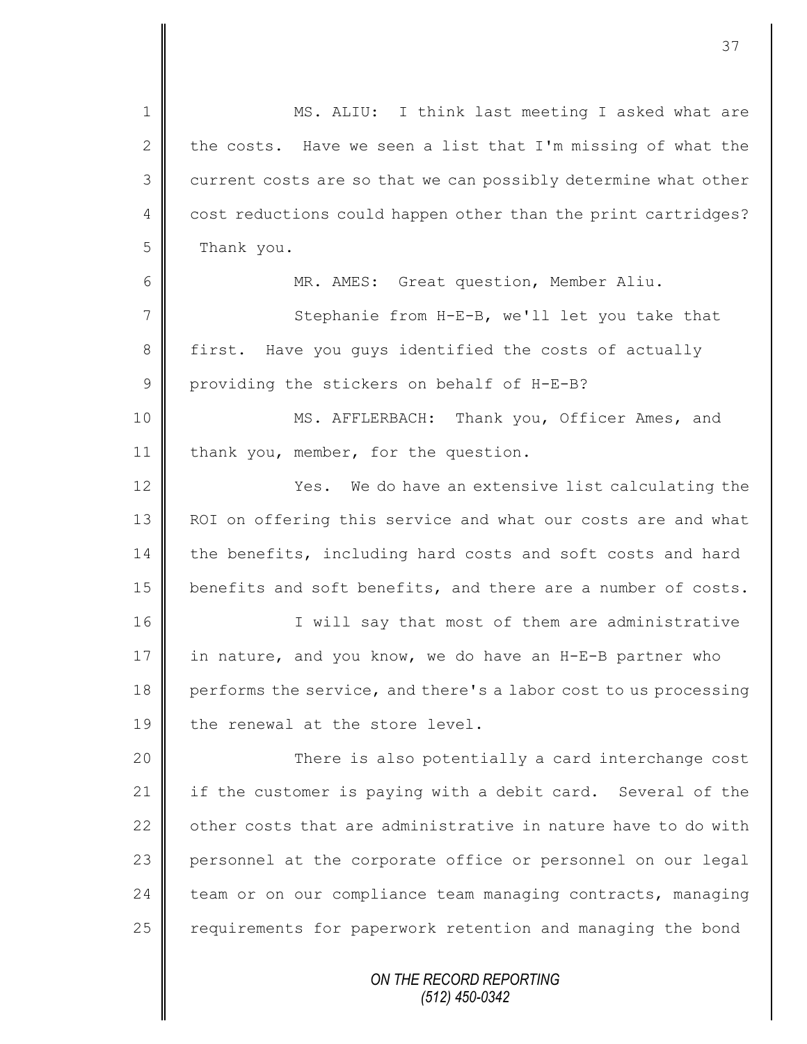MS. ALIU: I think last meeting I asked what are the costs. Have we seen a list that I'm missing of what the current costs are so that we can possibly determine what other cost reductions could happen other than the print cartridges? Thank you.

MR. AMES: Great question, Member Aliu.

Stephanie from H-E-B, we'll let you take that first. Have you guys identified the costs of actually providing the stickers on behalf of H-E-B?

MS. AFFLERBACH: Thank you, Officer Ames, and thank you, member, for the question.

Yes. We do have an extensive list calculating the ROI on offering this service and what our costs are and what the benefits, including hard costs and soft costs and hard benefits and soft benefits, and there are a number of costs.

I will say that most of them are administrative in nature, and you know, we do have an H-E-B partner who performs the service, and there's a labor cost to us processing the renewal at the store level.

There is also potentially a card interchange cost if the customer is paying with a debit card. Several of the other costs that are administrative in nature have to do with personnel at the corporate office or personnel on our legal team or on our compliance team managing contracts, managing requirements for paperwork retention and managing the bond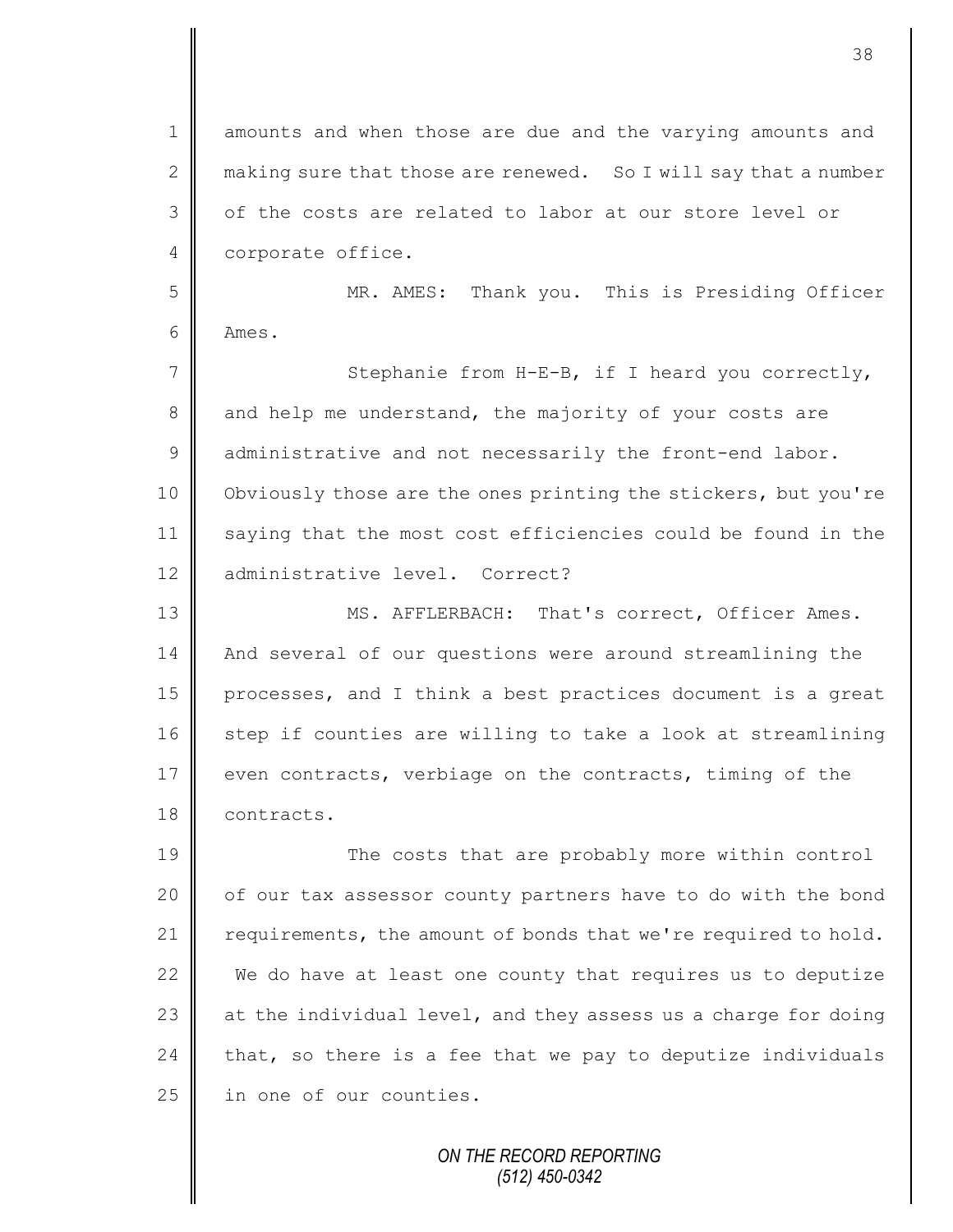amounts and when those are due and the varying amounts and making sure that those are renewed. So I will say that a number of the costs are related to labor at our store level or corporate office.

MR. AMES: Thank you. This is Presiding Officer Ames.

Stephanie from H-E-B, if I heard you correctly, and help me understand, the majority of your costs are administrative and not necessarily the front-end labor. Obviously those are the ones printing the stickers, but you're saying that the most cost efficiencies could be found in the administrative level. Correct?

MS. AFFLERBACH: That's correct, Officer Ames. And several of our questions were around streamlining the processes, and I think a best practices document is a great step if counties are willing to take a look at streamlining even contracts, verbiage on the contracts, timing of the contracts.

The costs that are probably more within control of our tax assessor county partners have to do with the bond requirements, the amount of bonds that we're required to hold. We do have at least one county that requires us to deputize at the individual level, and they assess us a charge for doing that, so there is a fee that we pay to deputize individuals in one of our counties.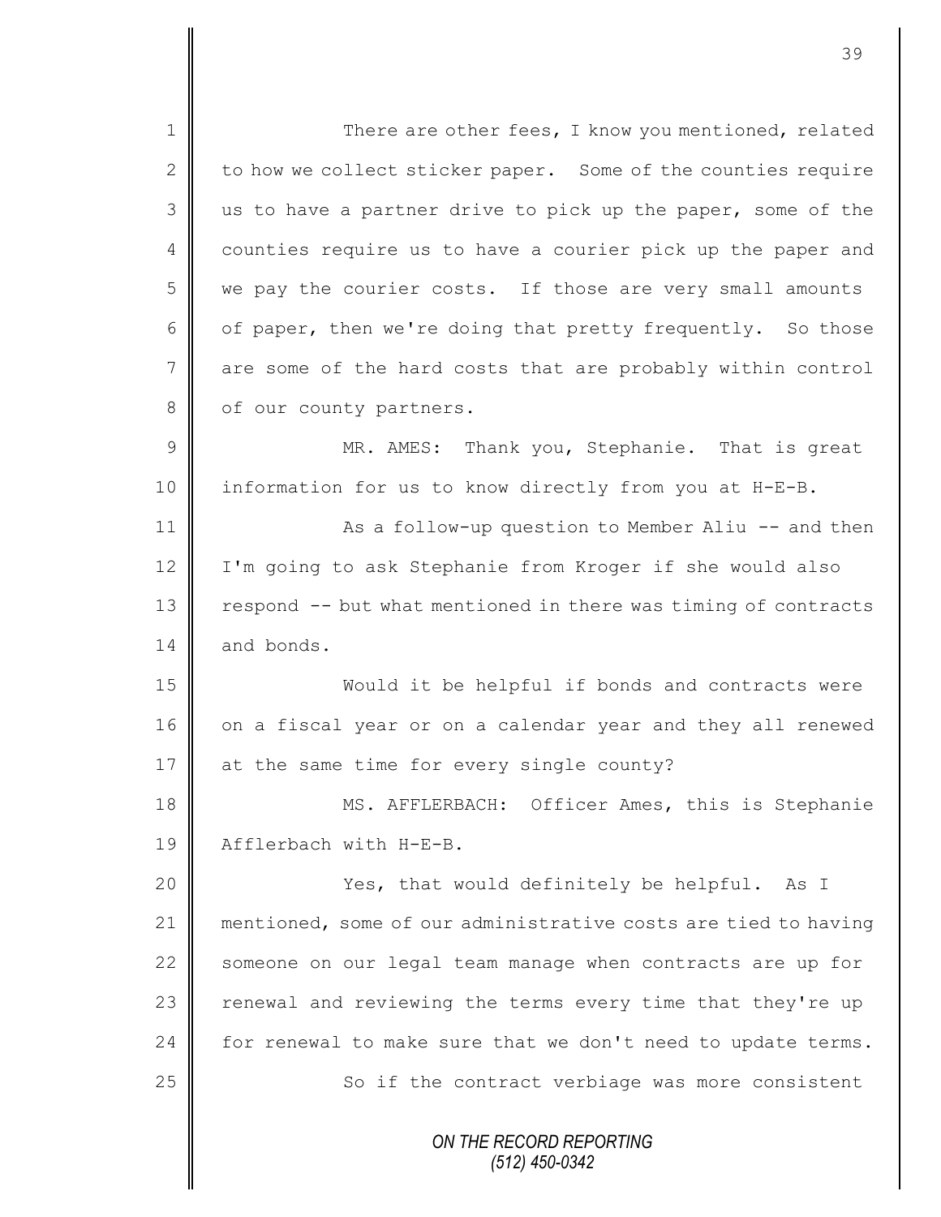There are other fees, I know you mentioned, related to how we collect sticker paper. Some of the counties require us to have a partner drive to pick up the paper, some of the counties require us to have a courier pick up the paper and we pay the courier costs. If those are very small amounts of paper, then we're doing that pretty frequently. So those are some of the hard costs that are probably within control of our county partners.

MR. AMES: Thank you, Stephanie. That is great information for us to know directly from you at H-E-B.

As a follow-up question to Member Aliu -- and then I'm going to ask Stephanie from Kroger if she would also respond -- but what mentioned in there was timing of contracts and bonds.

Would it be helpful if bonds and contracts were on a fiscal year or on a calendar year and they all renewed at the same time for every single county?

MS. AFFLERBACH: Officer Ames, this is Stephanie Afflerbach with H-E-B.

Yes, that would definitely be helpful. As I mentioned, some of our administrative costs are tied to having someone on our legal team manage when contracts are up for renewal and reviewing the terms every time that they're up for renewal to make sure that we don't need to update terms.

So if the contract verbiage was more consistent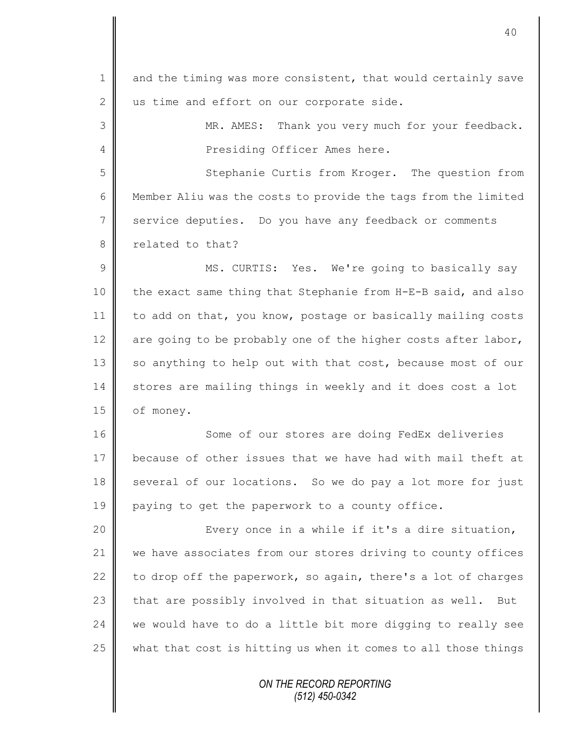and the timing was more consistent, that would certainly save us time and effort on our corporate side.

MR. AMES: Thank you very much for your feedback. Presiding Officer Ames here.

Stephanie Curtis from Kroger. The question from Member Aliu was the costs to provide the tags from the limited service deputies. Do you have any feedback or comments related to that?

MS. CURTIS: Yes. We're going to basically say the exact same thing that Stephanie from H-E-B said, and also to add on that, you know, postage or basically mailing costs are going to be probably one of the higher costs after labor, so anything to help out with that cost, because most of our stores are mailing things in weekly and it does cost a lot of money.

Some of our stores are doing FedEx deliveries because of other issues that we have had with mail theft at several of our locations. So we do pay a lot more for just paying to get the paperwork to a county office.

Every once in a while if it's a dire situation, we have associates from our stores driving to county offices to drop off the paperwork, so again, there's a lot of charges that are possibly involved in that situation as well. But we would have to do a little bit more digging to really see what that cost is hitting us when it comes to all those things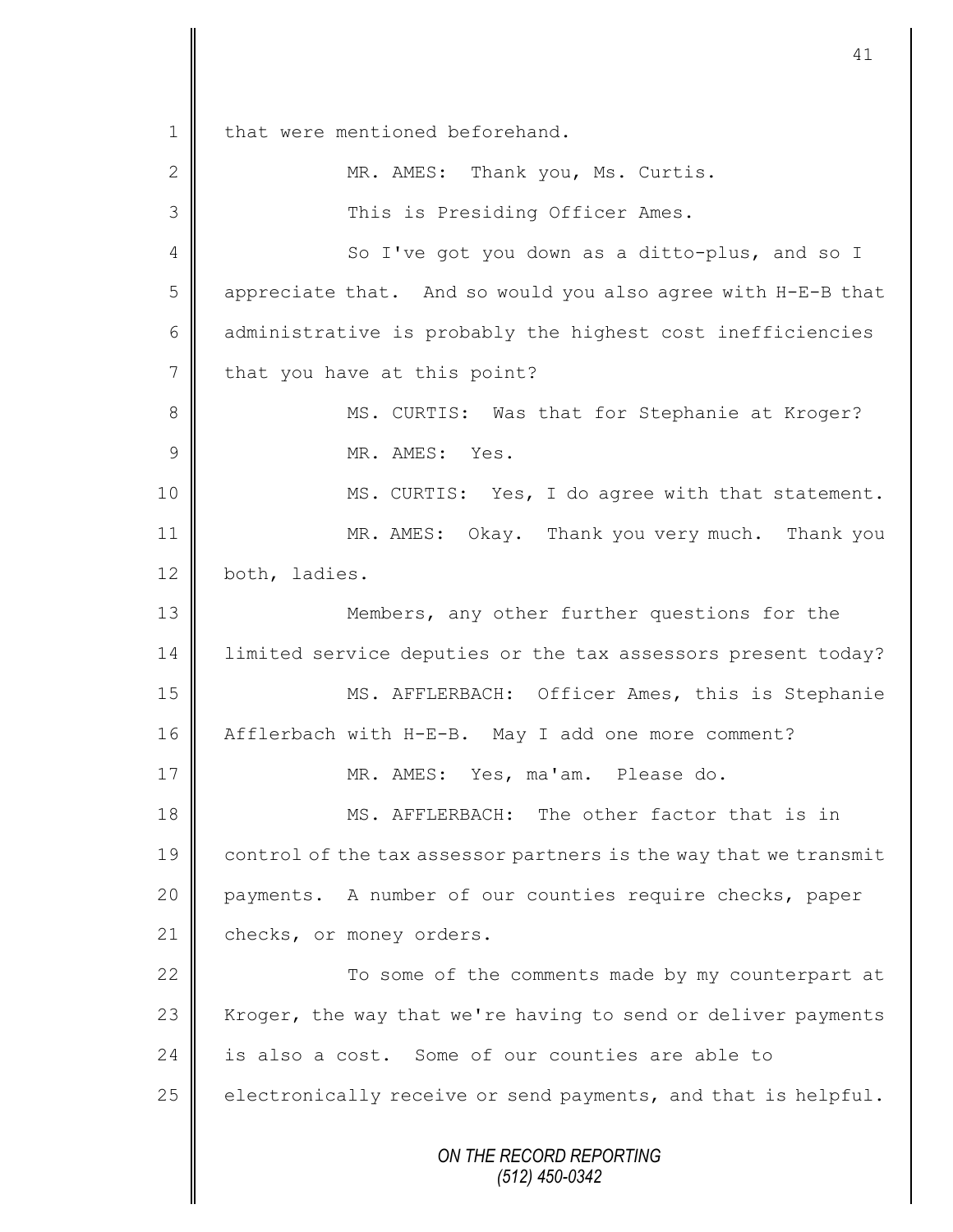that were mentioned beforehand.

MR. AMES: Thank you, Ms. Curtis.

This is Presiding Officer Ames.

So I've got you down as a ditto-plus, and so I appreciate that. And so would you also agree with H-E-B that administrative is probably the highest cost inefficiencies that you have at this point?

MS. CURTIS: Was that for Stephanie at Kroger?

MR. AMES: Yes.

MS. CURTIS: Yes, I do agree with that statement.

MR. AMES: Okay. Thank you very much. Thank you both, ladies.

Members, any other further questions for the limited service deputies or the tax assessors present today?

MS. AFFLERBACH: Officer Ames, this is Stephanie Afflerbach with H-E-B. May I add one more comment?

MR. AMES: Yes, ma'am. Please do.

MS. AFFLERBACH: The other factor that is in control of the tax assessor partners is the way that we transmit payments. A number of our counties require checks, paper checks, or money orders.

To some of the comments made by my counterpart at Kroger, the way that we're having to send or deliver payments is also a cost. Some of our counties are able to electronically receive or send payments, and that is helpful.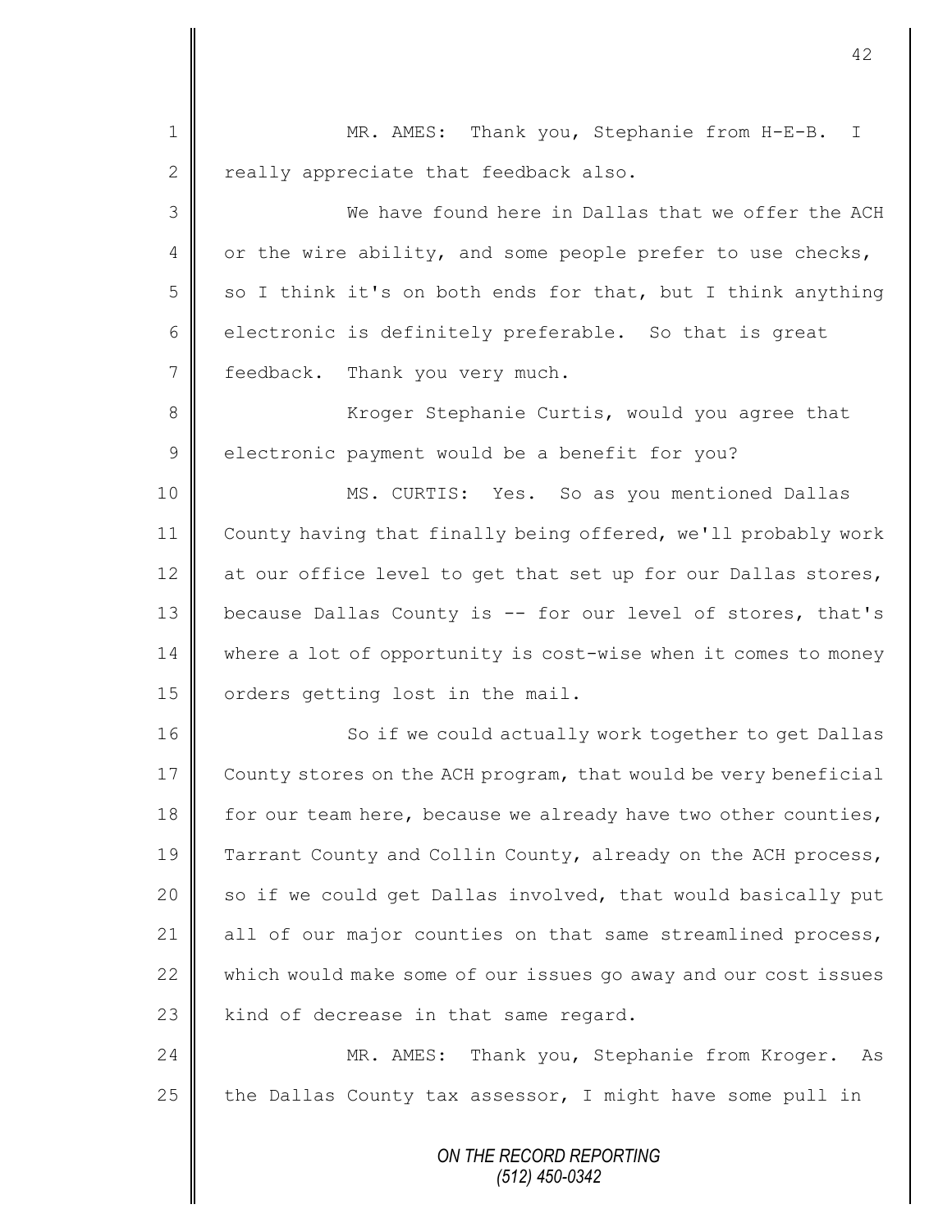MR. AMES: Thank you, Stephanie from H-E-B. I really appreciate that feedback also.

We have found here in Dallas that we offer the ACH or the wire ability, and some people prefer to use checks, so I think it's on both ends for that, but I think anything electronic is definitely preferable. So that is great feedback. Thank you very much.

Kroger Stephanie Curtis, would you agree that electronic payment would be a benefit for you?

MS. CURTIS: Yes. So as you mentioned Dallas County having that finally being offered, we'll probably work at our office level to get that set up for our Dallas stores, because Dallas County is -- for our level of stores, that's where a lot of opportunity is cost-wise when it comes to money orders getting lost in the mail.

So if we could actually work together to get Dallas County stores on the ACH program, that would be very beneficial for our team here, because we already have two other counties, Tarrant County and Collin County, already on the ACH process, so if we could get Dallas involved, that would basically put all of our major counties on that same streamlined process, which would make some of our issues go away and our cost issues kind of decrease in that same regard.

MR. AMES: Thank you, Stephanie from Kroger. As the Dallas County tax assessor, I might have some pull in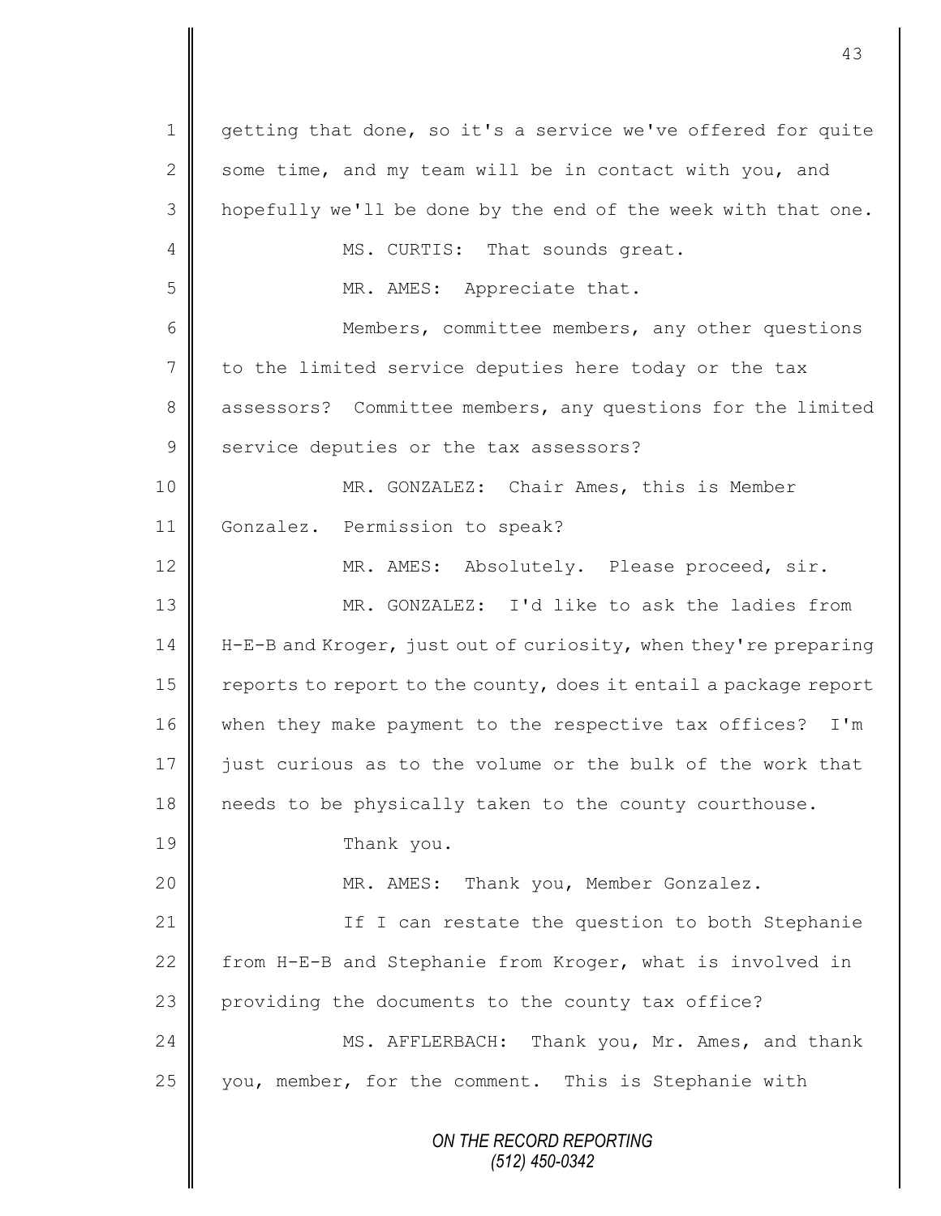1 getting that done, so it's a service we've offered for quite
2 some time, and my team will be in contact with you, and
3 hopefully we'll be done by the end of the week with that one.

4 MS. CURTIS: That sounds great.

5 MR. AMES: Appreciate that.

6 Members, committee members, any other questions
7 to the limited service deputies here today or the tax
8 assessors? Committee members, any questions for the limited
9 service deputies or the tax assessors?

10 MR. GONZALEZ: Chair Ames, this is Member
11 Gonzalez. Permission to speak?

12 MR. AMES: Absolutely. Please proceed, sir.

13 MR. GONZALEZ: I'd like to ask the ladies from
14 H-E-B and Kroger, just out of curiosity, when they're preparing
15 reports to report to the county, does it entail a package report
16 when they make payment to the respective tax offices? I'm
17 just curious as to the volume or the bulk of the work that
18 needs to be physically taken to the county courthouse.

19 Thank you.

20 MR. AMES: Thank you, Member Gonzalez.

21 If I can restate the question to both Stephanie
22 from H-E-B and Stephanie from Kroger, what is involved in
23 providing the documents to the county tax office?

24 MS. AFFLERBACH: Thank you, Mr. Ames, and thank
25 you, member, for the comment. This is Stephanie with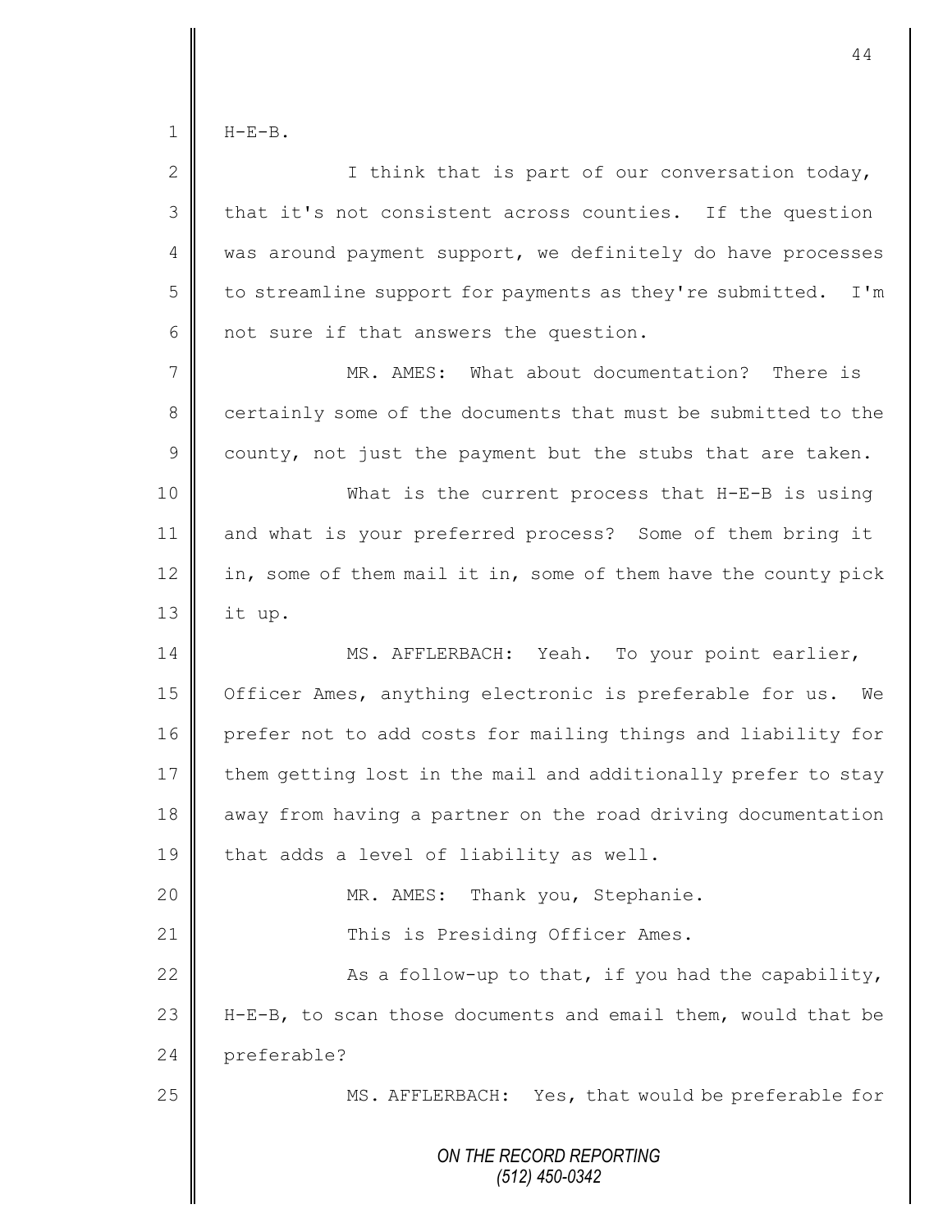H-E-B.

I think that is part of our conversation today, that it's not consistent across counties. If the question was around payment support, we definitely do have processes to streamline support for payments as they're submitted. I'm not sure if that answers the question.

MR. AMES: What about documentation? There is certainly some of the documents that must be submitted to the county, not just the payment but the stubs that are taken.

What is the current process that H-E-B is using and what is your preferred process? Some of them bring it in, some of them mail it in, some of them have the county pick it up.

MS. AFFLERBACH: Yeah. To your point earlier, Officer Ames, anything electronic is preferable for us. We prefer not to add costs for mailing things and liability for them getting lost in the mail and additionally prefer to stay away from having a partner on the road driving documentation that adds a level of liability as well.

MR. AMES: Thank you, Stephanie.

This is Presiding Officer Ames.

As a follow-up to that, if you had the capability, H-E-B, to scan those documents and email them, would that be preferable?

MS. AFFLERBACH: Yes, that would be preferable for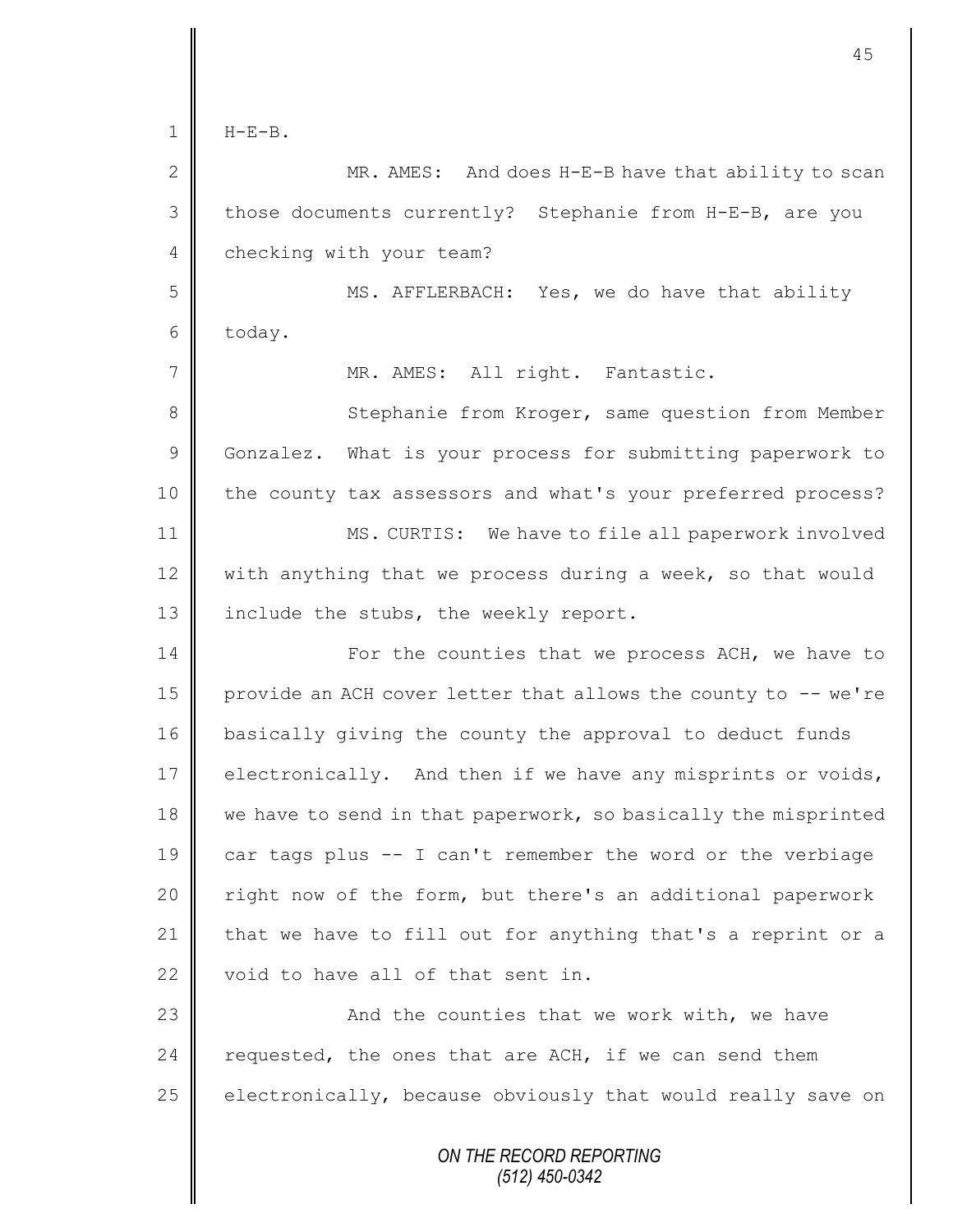H-E-B.

MR. AMES: And does H-E-B have that ability to scan those documents currently? Stephanie from H-E-B, are you checking with your team?

MS. AFFLERBACH: Yes, we do have that ability today.

MR. AMES: All right. Fantastic.

Stephanie from Kroger, same question from Member Gonzalez. What is your process for submitting paperwork to the county tax assessors and what's your preferred process?

MS. CURTIS: We have to file all paperwork involved with anything that we process during a week, so that would include the stubs, the weekly report.

For the counties that we process ACH, we have to provide an ACH cover letter that allows the county to -- we're basically giving the county the approval to deduct funds electronically. And then if we have any misprints or voids, we have to send in that paperwork, so basically the misprinted car tags plus -- I can't remember the word or the verbiage right now of the form, but there's an additional paperwork that we have to fill out for anything that's a reprint or a void to have all of that sent in.

And the counties that we work with, we have requested, the ones that are ACH, if we can send them electronically, because obviously that would really save on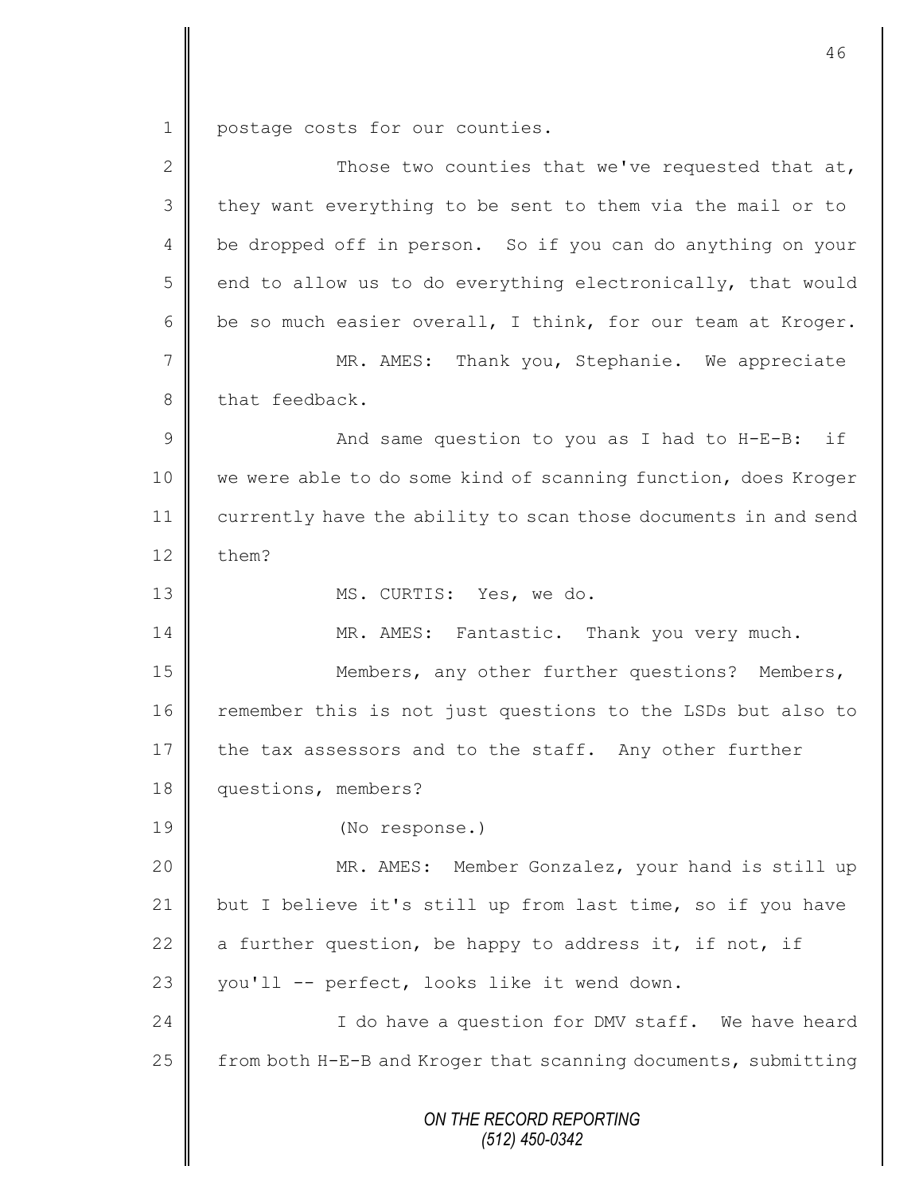postage costs for our counties.

Those two counties that we've requested that at, they want everything to be sent to them via the mail or to be dropped off in person. So if you can do anything on your end to allow us to do everything electronically, that would be so much easier overall, I think, for our team at Kroger.

MR. AMES: Thank you, Stephanie. We appreciate that feedback.

And same question to you as I had to H-E-B: if we were able to do some kind of scanning function, does Kroger currently have the ability to scan those documents in and send them?

MS. CURTIS: Yes, we do.

MR. AMES: Fantastic. Thank you very much.

Members, any other further questions? Members, remember this is not just questions to the LSDs but also to the tax assessors and to the staff. Any other further questions, members?

(No response.)

MR. AMES: Member Gonzalez, your hand is still up but I believe it's still up from last time, so if you have a further question, be happy to address it, if not, if you'll -- perfect, looks like it wend down.

I do have a question for DMV staff. We have heard from both H-E-B and Kroger that scanning documents, submitting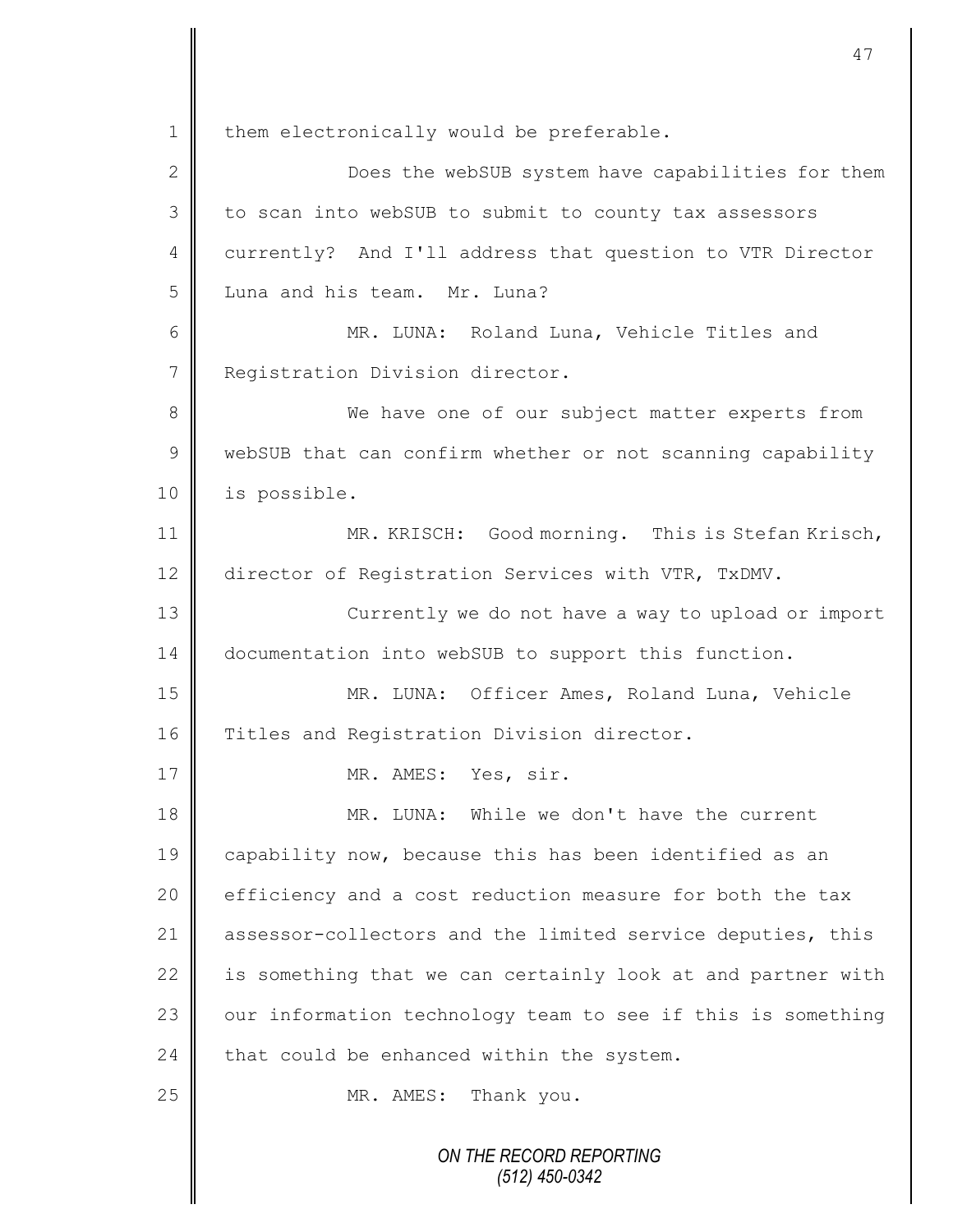them electronically would be preferable.

Does the webSUB system have capabilities for them to scan into webSUB to submit to county tax assessors currently? And I'll address that question to VTR Director Luna and his team. Mr. Luna?

MR. LUNA: Roland Luna, Vehicle Titles and Registration Division director.

We have one of our subject matter experts from webSUB that can confirm whether or not scanning capability is possible.

MR. KRISCH: Good morning. This is Stefan Krisch, director of Registration Services with VTR, TxDMV.

Currently we do not have a way to upload or import documentation into webSUB to support this function.

MR. LUNA: Officer Ames, Roland Luna, Vehicle Titles and Registration Division director.

MR. AMES: Yes, sir.

MR. LUNA: While we don't have the current capability now, because this has been identified as an efficiency and a cost reduction measure for both the tax assessor-collectors and the limited service deputies, this is something that we can certainly look at and partner with our information technology team to see if this is something that could be enhanced within the system.

MR. AMES: Thank you.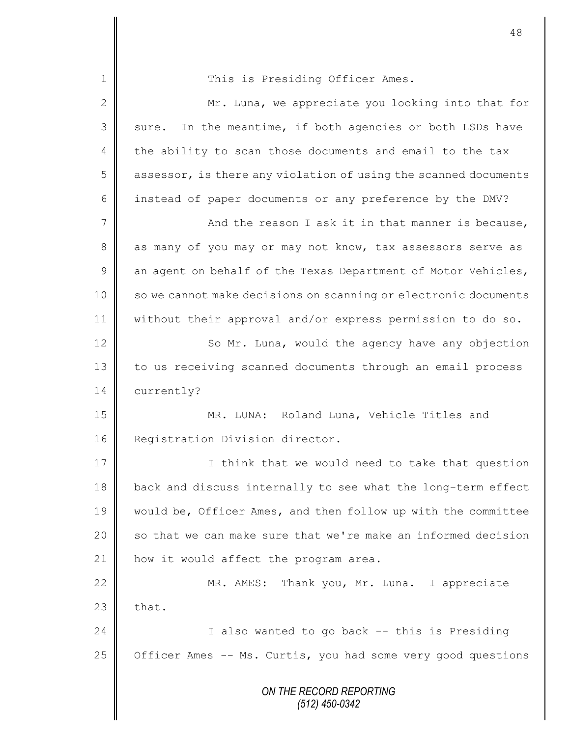This is Presiding Officer Ames.

Mr. Luna, we appreciate you looking into that for sure. In the meantime, if both agencies or both LSDs have the ability to scan those documents and email to the tax assessor, is there any violation of using the scanned documents instead of paper documents or any preference by the DMV?

And the reason I ask it in that manner is because, as many of you may or may not know, tax assessors serve as an agent on behalf of the Texas Department of Motor Vehicles, so we cannot make decisions on scanning or electronic documents without their approval and/or express permission to do so.

So Mr. Luna, would the agency have any objection to us receiving scanned documents through an email process currently?

MR. LUNA: Roland Luna, Vehicle Titles and Registration Division director.

I think that we would need to take that question back and discuss internally to see what the long-term effect would be, Officer Ames, and then follow up with the committee so that we can make sure that we're make an informed decision how it would affect the program area.

MR. AMES: Thank you, Mr. Luna. I appreciate that.

I also wanted to go back -- this is Presiding Officer Ames -- Ms. Curtis, you had some very good questions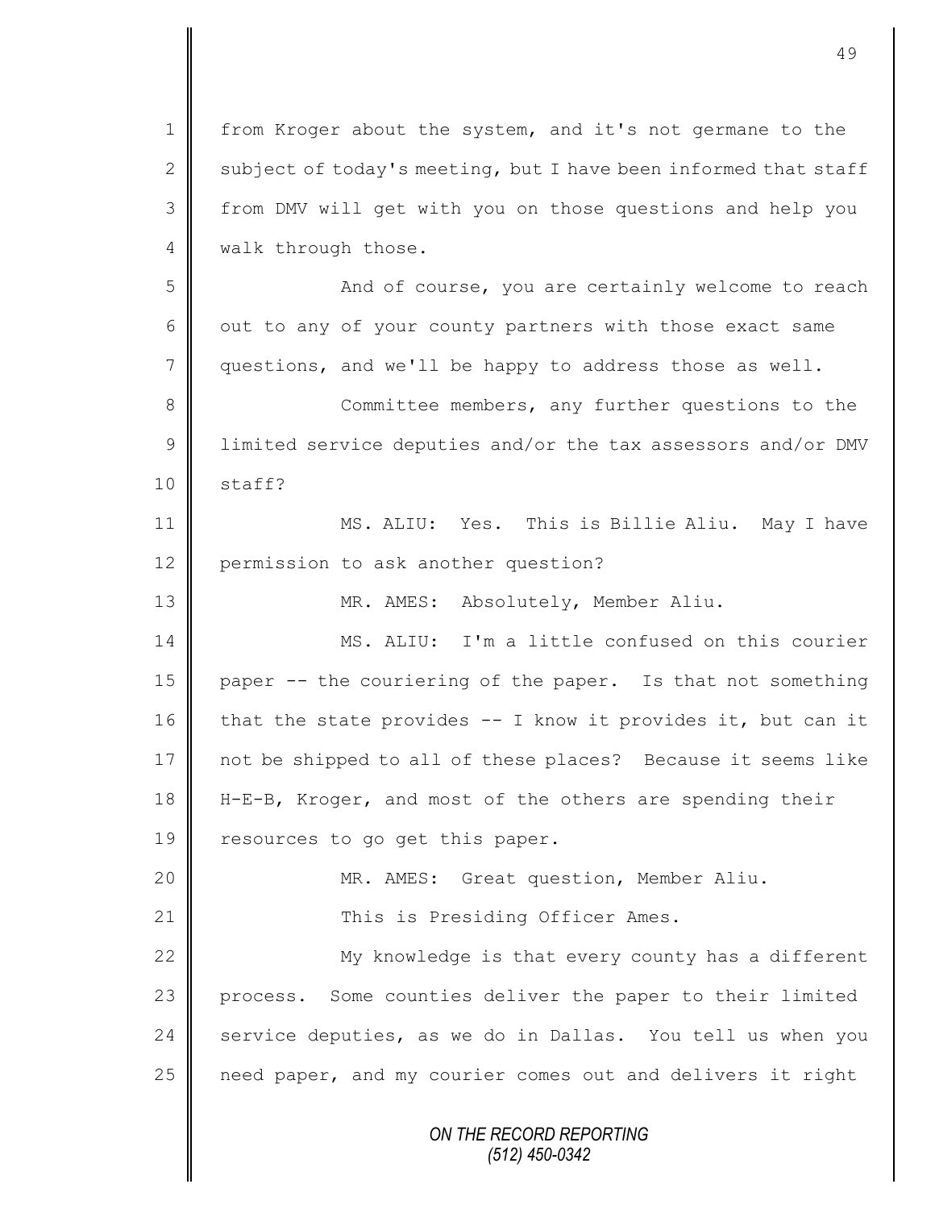from Kroger about the system, and it's not germane to the subject of today's meeting, but I have been informed that staff from DMV will get with you on those questions and help you walk through those.

And of course, you are certainly welcome to reach out to any of your county partners with those exact same questions, and we'll be happy to address those as well.

Committee members, any further questions to the limited service deputies and/or the tax assessors and/or DMV staff?

MS. ALIU: Yes. This is Billie Aliu. May I have permission to ask another question?

MR. AMES: Absolutely, Member Aliu.

MS. ALIU: I'm a little confused on this courier paper -- the couriering of the paper. Is that not something that the state provides -- I know it provides it, but can it not be shipped to all of these places? Because it seems like H-E-B, Kroger, and most of the others are spending their resources to go get this paper.

MR. AMES: Great question, Member Aliu.

This is Presiding Officer Ames.

My knowledge is that every county has a different process. Some counties deliver the paper to their limited service deputies, as we do in Dallas. You tell us when you need paper, and my courier comes out and delivers it right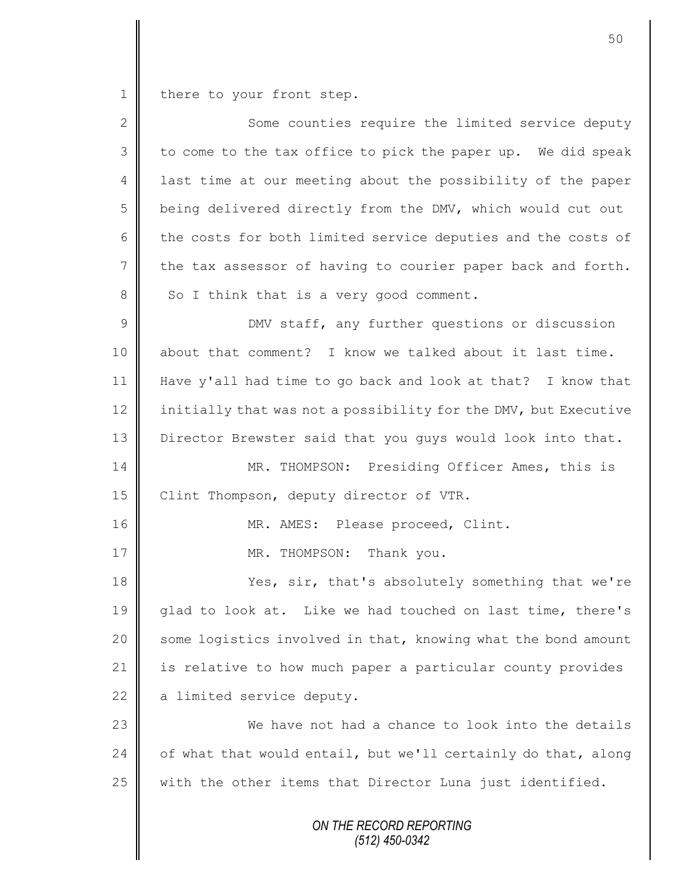there to your front step.

Some counties require the limited service deputy to come to the tax office to pick the paper up. We did speak last time at our meeting about the possibility of the paper being delivered directly from the DMV, which would cut out the costs for both limited service deputies and the costs of the tax assessor of having to courier paper back and forth. So I think that is a very good comment.

DMV staff, any further questions or discussion about that comment? I know we talked about it last time. Have y'all had time to go back and look at that? I know that initially that was not a possibility for the DMV, but Executive Director Brewster said that you guys would look into that.

MR. THOMPSON: Presiding Officer Ames, this is Clint Thompson, deputy director of VTR.

MR. AMES: Please proceed, Clint.

MR. THOMPSON: Thank you.

Yes, sir, that's absolutely something that we're glad to look at. Like we had touched on last time, there's some logistics involved in that, knowing what the bond amount is relative to how much paper a particular county provides a limited service deputy.

We have not had a chance to look into the details of what that would entail, but we'll certainly do that, along with the other items that Director Luna just identified.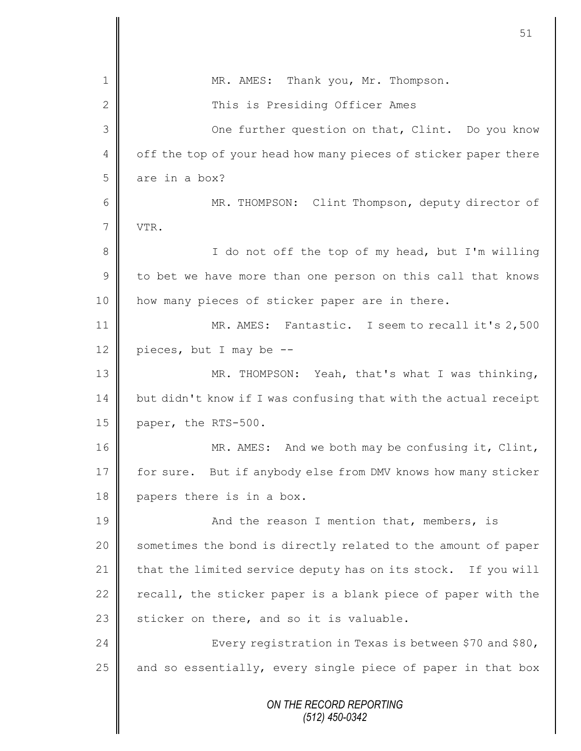MR. AMES: Thank you, Mr. Thompson.

This is Presiding Officer Ames

One further question on that, Clint. Do you know off the top of your head how many pieces of sticker paper there are in a box?

MR. THOMPSON: Clint Thompson, deputy director of VTR.

I do not off the top of my head, but I'm willing to bet we have more than one person on this call that knows how many pieces of sticker paper are in there.

MR. AMES: Fantastic. I seem to recall it's 2,500 pieces, but I may be --

MR. THOMPSON: Yeah, that's what I was thinking, but didn't know if I was confusing that with the actual receipt paper, the RTS-500.

MR. AMES: And we both may be confusing it, Clint, for sure. But if anybody else from DMV knows how many sticker papers there is in a box.

And the reason I mention that, members, is sometimes the bond is directly related to the amount of paper that the limited service deputy has on its stock. If you will recall, the sticker paper is a blank piece of paper with the sticker on there, and so it is valuable.

Every registration in Texas is between $70 and $80, and so essentially, every single piece of paper in that box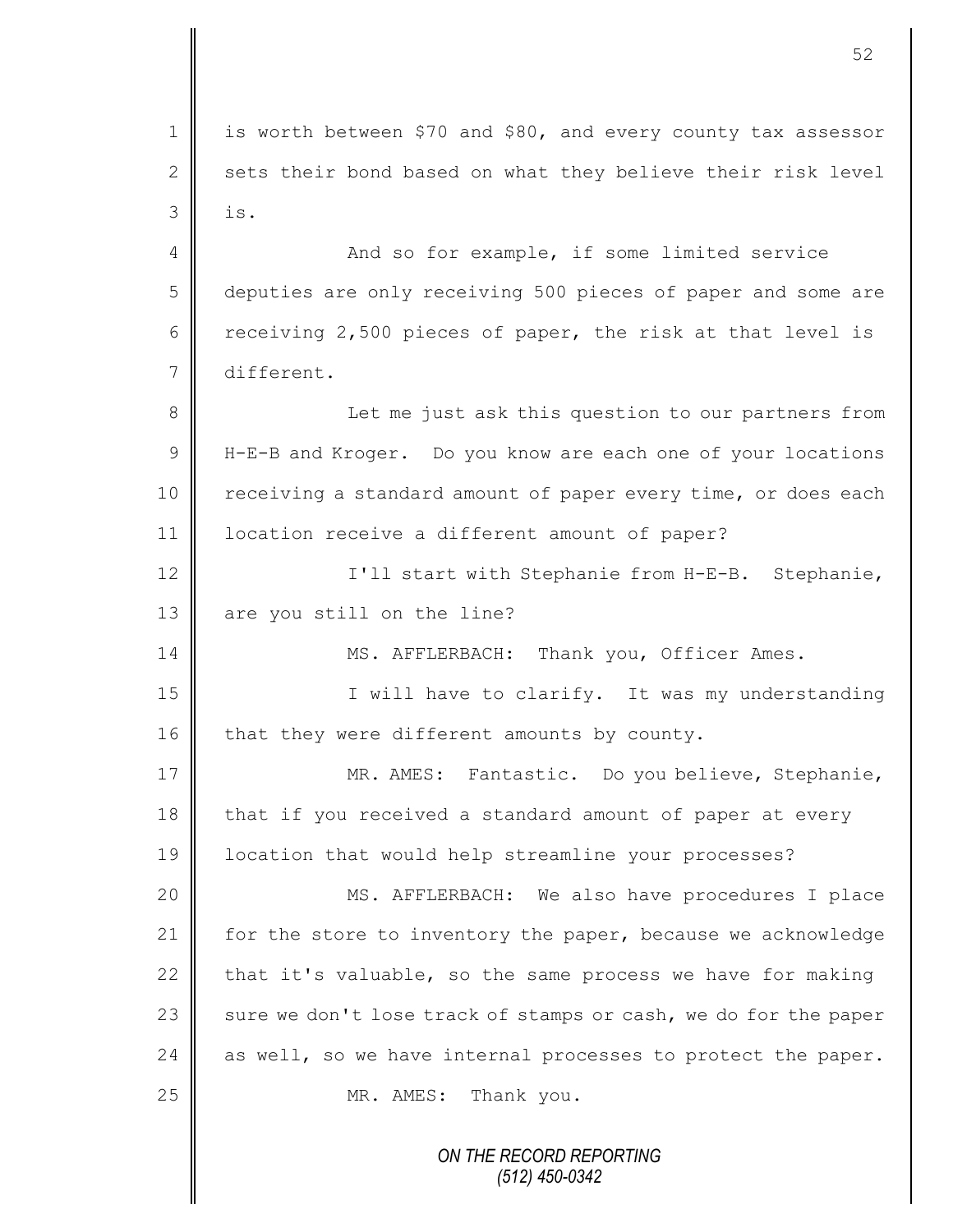is worth between $70 and $80, and every county tax assessor sets their bond based on what they believe their risk level is.

And so for example, if some limited service deputies are only receiving 500 pieces of paper and some are receiving 2,500 pieces of paper, the risk at that level is different.

Let me just ask this question to our partners from H-E-B and Kroger. Do you know are each one of your locations receiving a standard amount of paper every time, or does each location receive a different amount of paper?

I'll start with Stephanie from H-E-B. Stephanie, are you still on the line?

MS. AFFLERBACH: Thank you, Officer Ames.

I will have to clarify. It was my understanding that they were different amounts by county.

MR. AMES: Fantastic. Do you believe, Stephanie, that if you received a standard amount of paper at every location that would help streamline your processes?

MS. AFFLERBACH: We also have procedures I place for the store to inventory the paper, because we acknowledge that it's valuable, so the same process we have for making sure we don't lose track of stamps or cash, we do for the paper as well, so we have internal processes to protect the paper.

MR. AMES: Thank you.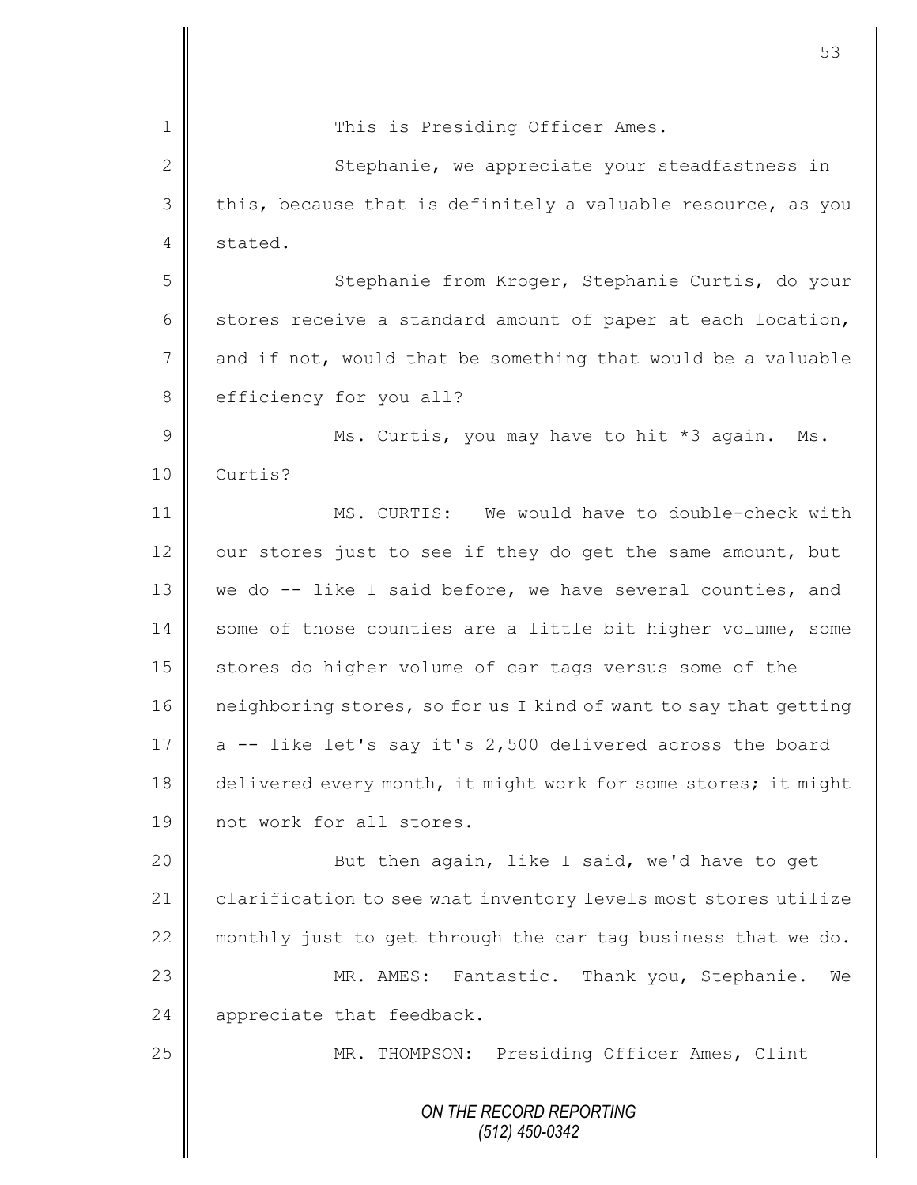This is Presiding Officer Ames.

Stephanie, we appreciate your steadfastness in this, because that is definitely a valuable resource, as you stated.

Stephanie from Kroger, Stephanie Curtis, do your stores receive a standard amount of paper at each location, and if not, would that be something that would be a valuable efficiency for you all?

Ms. Curtis, you may have to hit *3 again. Ms. Curtis?

MS. CURTIS: We would have to double-check with our stores just to see if they do get the same amount, but we do -- like I said before, we have several counties, and some of those counties are a little bit higher volume, some stores do higher volume of car tags versus some of the neighboring stores, so for us I kind of want to say that getting a -- like let's say it's 2,500 delivered across the board delivered every month, it might work for some stores; it might not work for all stores.

But then again, like I said, we'd have to get clarification to see what inventory levels most stores utilize monthly just to get through the car tag business that we do.

MR. AMES: Fantastic. Thank you, Stephanie. We appreciate that feedback.

MR. THOMPSON: Presiding Officer Ames, Clint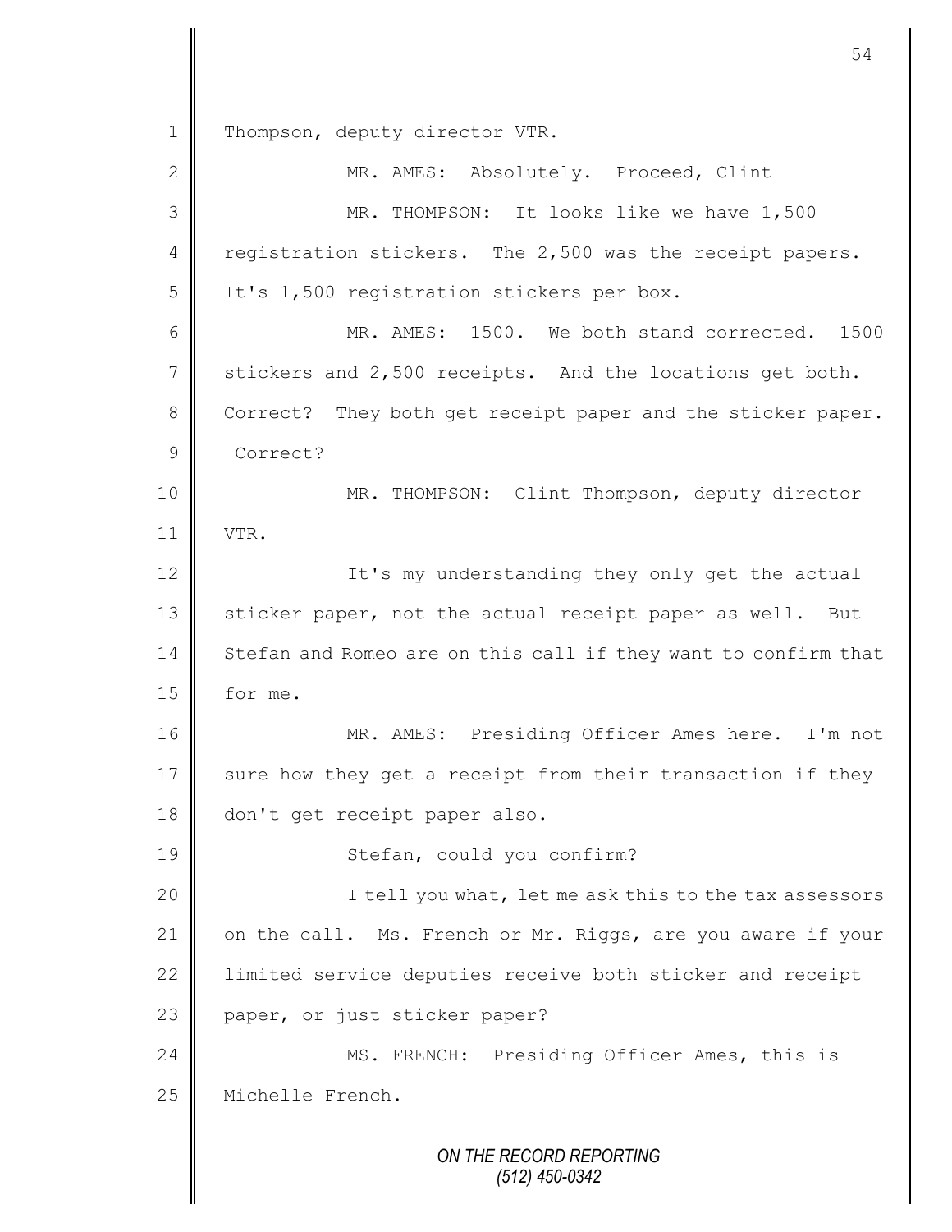Thompson, deputy director VTR.

MR. AMES: Absolutely. Proceed, Clint

MR. THOMPSON: It looks like we have 1,500 registration stickers. The 2,500 was the receipt papers. It's 1,500 registration stickers per box.

MR. AMES: 1500. We both stand corrected. 1500 stickers and 2,500 receipts. And the locations get both. Correct? They both get receipt paper and the sticker paper. Correct?

MR. THOMPSON: Clint Thompson, deputy director VTR.

It's my understanding they only get the actual sticker paper, not the actual receipt paper as well. But Stefan and Romeo are on this call if they want to confirm that for me.

MR. AMES: Presiding Officer Ames here. I'm not sure how they get a receipt from their transaction if they don't get receipt paper also.

Stefan, could you confirm?

I tell you what, let me ask this to the tax assessors on the call. Ms. French or Mr. Riggs, are you aware if your limited service deputies receive both sticker and receipt paper, or just sticker paper?

MS. FRENCH: Presiding Officer Ames, this is Michelle French.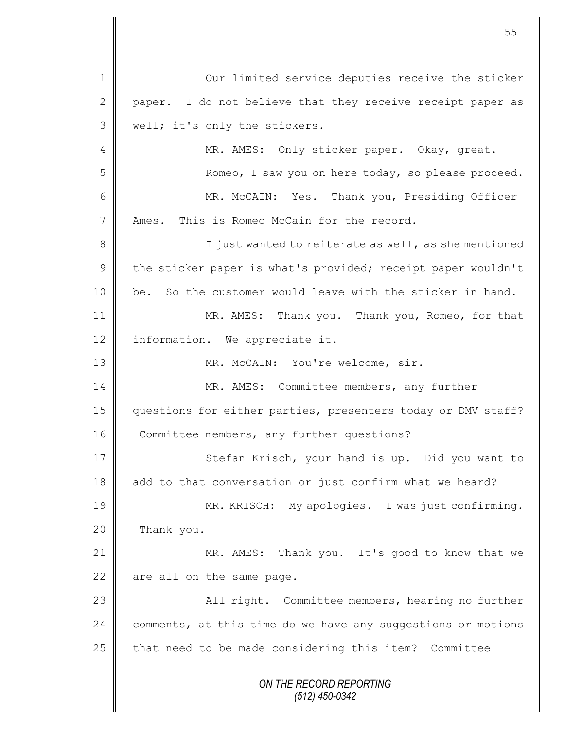Our limited service deputies receive the sticker paper. I do not believe that they receive receipt paper as well; it's only the stickers.

MR. AMES: Only sticker paper. Okay, great.

Romeo, I saw you on here today, so please proceed.

MR. McCAIN: Yes. Thank you, Presiding Officer Ames. This is Romeo McCain for the record.

I just wanted to reiterate as well, as she mentioned the sticker paper is what's provided; receipt paper wouldn't be. So the customer would leave with the sticker in hand.

MR. AMES: Thank you. Thank you, Romeo, for that information. We appreciate it.

MR. McCAIN: You're welcome, sir.

MR. AMES: Committee members, any further questions for either parties, presenters today or DMV staff? Committee members, any further questions?

Stefan Krisch, your hand is up. Did you want to add to that conversation or just confirm what we heard?

MR. KRISCH: My apologies. I was just confirming. Thank you.

MR. AMES: Thank you. It's good to know that we are all on the same page.

All right. Committee members, hearing no further comments, at this time do we have any suggestions or motions that need to be made considering this item? Committee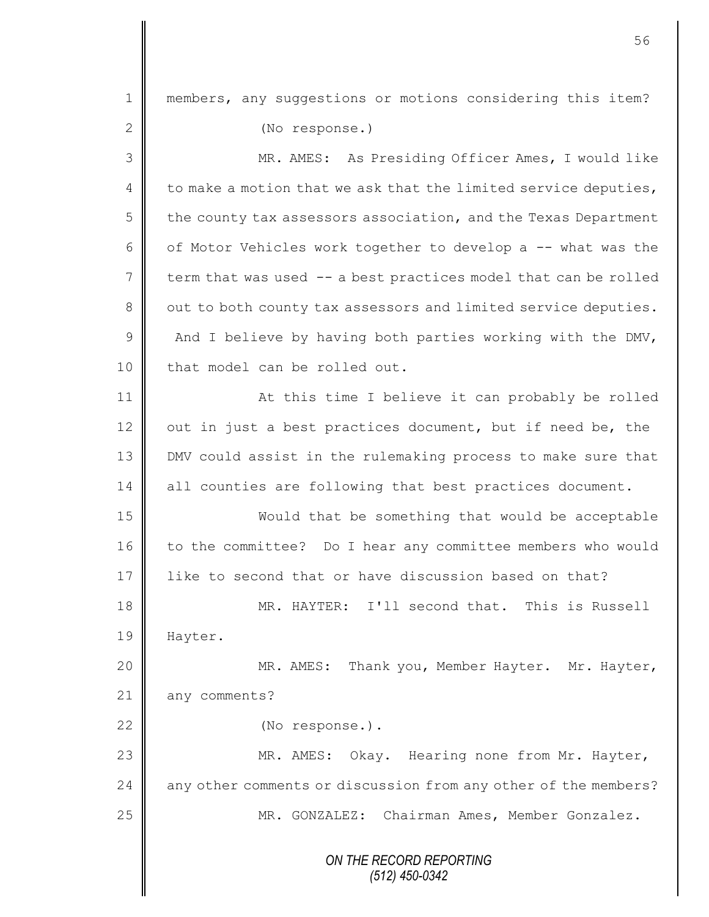members, any suggestions or motions considering this item?

(No response.)

MR. AMES: As Presiding Officer Ames, I would like to make a motion that we ask that the limited service deputies, the county tax assessors association, and the Texas Department of Motor Vehicles work together to develop a -- what was the term that was used -- a best practices model that can be rolled out to both county tax assessors and limited service deputies. And I believe by having both parties working with the DMV, that model can be rolled out.

At this time I believe it can probably be rolled out in just a best practices document, but if need be, the DMV could assist in the rulemaking process to make sure that all counties are following that best practices document.

Would that be something that would be acceptable to the committee? Do I hear any committee members who would like to second that or have discussion based on that?

MR. HAYTER: I'll second that. This is Russell Hayter.

MR. AMES: Thank you, Member Hayter. Mr. Hayter, any comments?

(No response.).

MR. AMES: Okay. Hearing none from Mr. Hayter, any other comments or discussion from any other of the members?

MR. GONZALEZ: Chairman Ames, Member Gonzalez.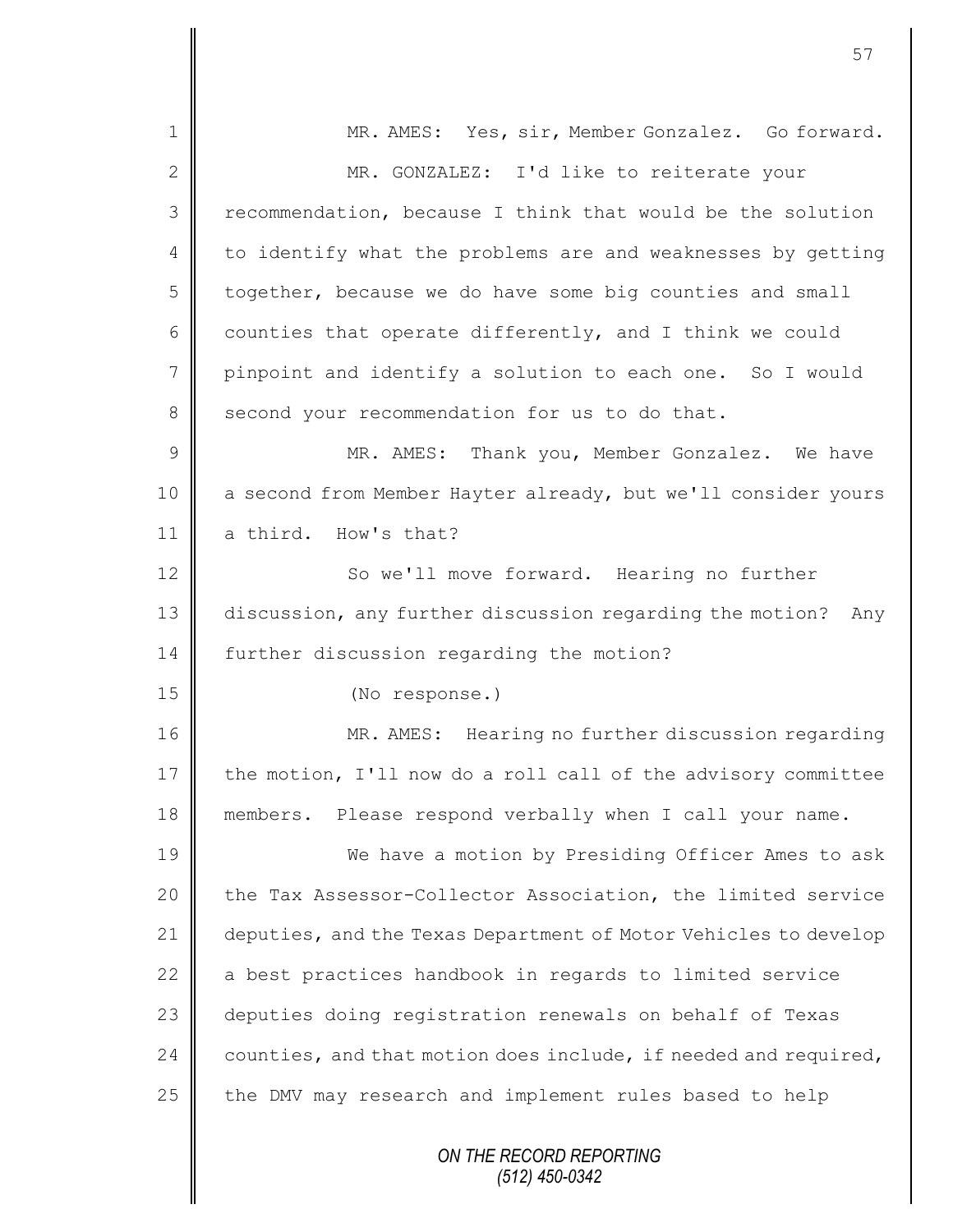MR. AMES: Yes, sir, Member Gonzalez. Go forward.

MR. GONZALEZ: I'd like to reiterate your recommendation, because I think that would be the solution to identify what the problems are and weaknesses by getting together, because we do have some big counties and small counties that operate differently, and I think we could pinpoint and identify a solution to each one. So I would second your recommendation for us to do that.

MR. AMES: Thank you, Member Gonzalez. We have a second from Member Hayter already, but we'll consider yours a third. How's that?

So we'll move forward. Hearing no further discussion, any further discussion regarding the motion? Any further discussion regarding the motion?

(No response.)

MR. AMES: Hearing no further discussion regarding the motion, I'll now do a roll call of the advisory committee members. Please respond verbally when I call your name.

We have a motion by Presiding Officer Ames to ask the Tax Assessor-Collector Association, the limited service deputies, and the Texas Department of Motor Vehicles to develop a best practices handbook in regards to limited service deputies doing registration renewals on behalf of Texas counties, and that motion does include, if needed and required, the DMV may research and implement rules based to help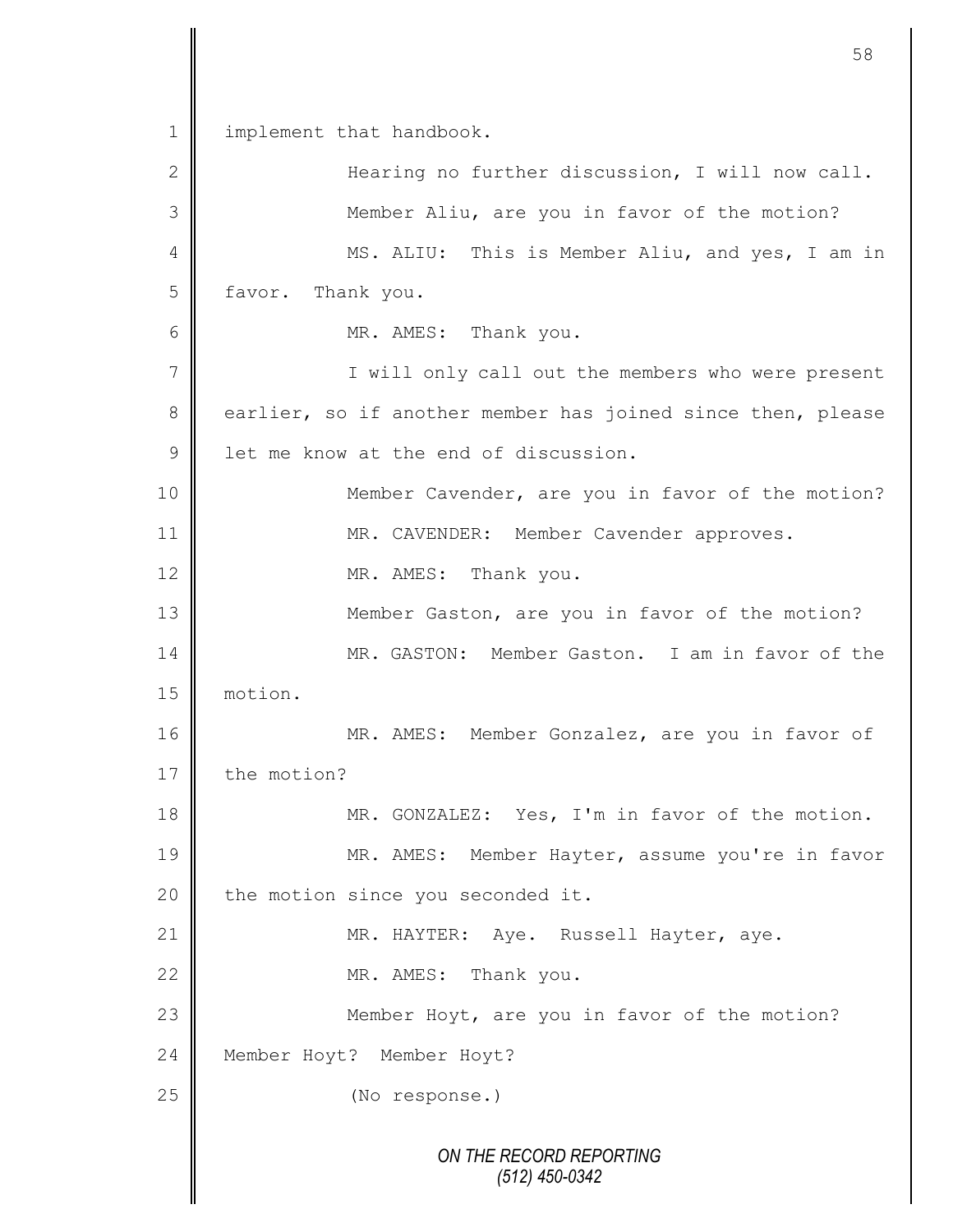1 implement that handbook.

2 Hearing no further discussion, I will now call.

3 Member Aliu, are you in favor of the motion?

4 MS. ALIU: This is Member Aliu, and yes, I am in

5 favor. Thank you.

6 MR. AMES: Thank you.

7 I will only call out the members who were present

8 earlier, so if another member has joined since then, please

9 let me know at the end of discussion.

10 Member Cavender, are you in favor of the motion?

11 MR. CAVENDER: Member Cavender approves.

12 MR. AMES: Thank you.

13 Member Gaston, are you in favor of the motion?

14 MR. GASTON: Member Gaston. I am in favor of the

15 motion.

16 MR. AMES: Member Gonzalez, are you in favor of

17 the motion?

18 MR. GONZALEZ: Yes, I'm in favor of the motion.

19 MR. AMES: Member Hayter, assume you're in favor

20 the motion since you seconded it.

21 MR. HAYTER: Aye. Russell Hayter, aye.

22 MR. AMES: Thank you.

23 Member Hoyt, are you in favor of the motion?

24 Member Hoyt? Member Hoyt?

25 (No response.)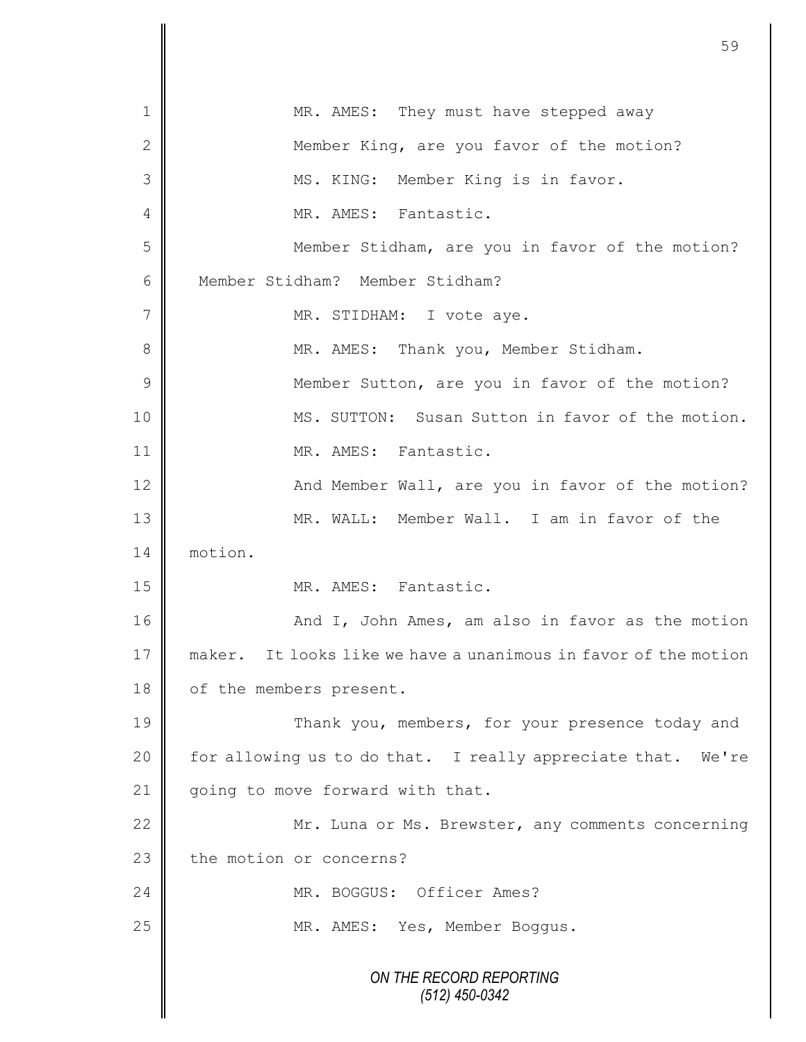MR. AMES: They must have stepped away

Member King, are you favor of the motion?

MS. KING: Member King is in favor.

MR. AMES: Fantastic.

Member Stidham, are you in favor of the motion? Member Stidham? Member Stidham?

MR. STIDHAM: I vote aye.

MR. AMES: Thank you, Member Stidham.

Member Sutton, are you in favor of the motion?

MS. SUTTON: Susan Sutton in favor of the motion.

MR. AMES: Fantastic.

And Member Wall, are you in favor of the motion?

MR. WALL: Member Wall. I am in favor of the motion.

MR. AMES: Fantastic.

And I, John Ames, am also in favor as the motion maker. It looks like we have a unanimous in favor of the motion of the members present.

Thank you, members, for your presence today and for allowing us to do that. I really appreciate that. We're going to move forward with that.

Mr. Luna or Ms. Brewster, any comments concerning the motion or concerns?

MR. BOGGUS: Officer Ames?

MR. AMES: Yes, Member Boggus.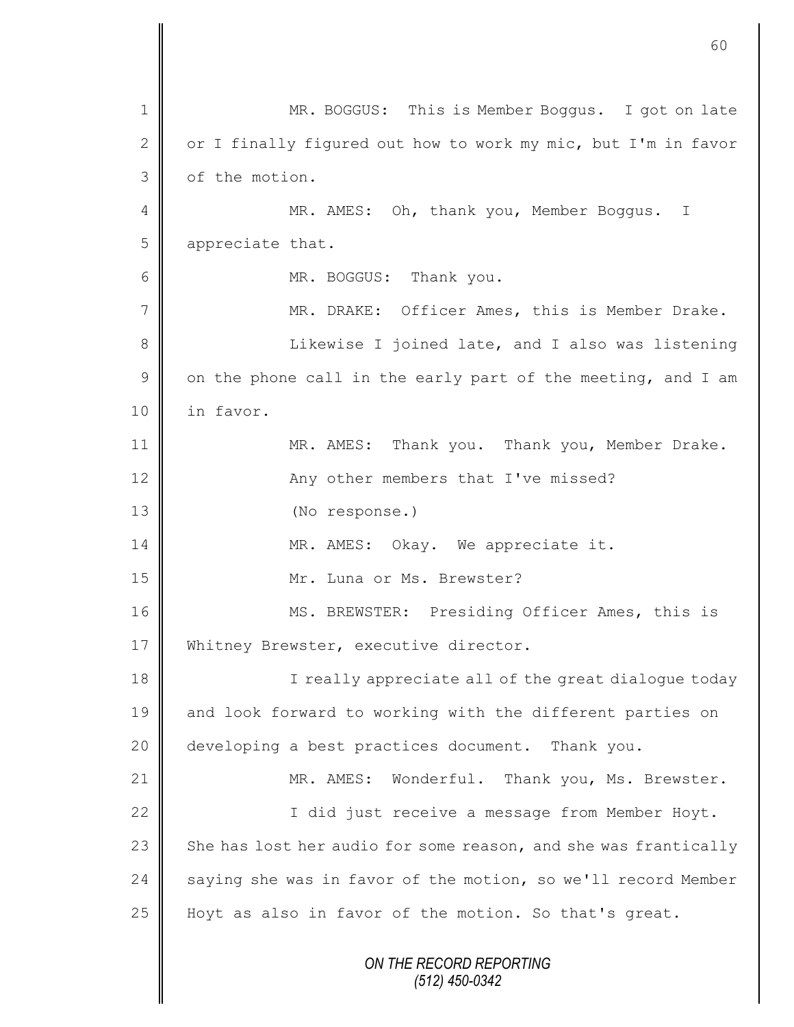1 MR. BOGGUS: This is Member Boggus. I got on late
2 or I finally figured out how to work my mic, but I'm in favor
3 of the motion.

4 MR. AMES: Oh, thank you, Member Boggus. I
5 appreciate that.

6 MR. BOGGUS: Thank you.

7 MR. DRAKE: Officer Ames, this is Member Drake.

8 Likewise I joined late, and I also was listening
9 on the phone call in the early part of the meeting, and I am
10 in favor.

11 MR. AMES: Thank you. Thank you, Member Drake.

12 Any other members that I've missed?

13 (No response.)

14 MR. AMES: Okay. We appreciate it.

15 Mr. Luna or Ms. Brewster?

16 MS. BREWSTER: Presiding Officer Ames, this is
17 Whitney Brewster, executive director.

18 I really appreciate all of the great dialogue today
19 and look forward to working with the different parties on
20 developing a best practices document. Thank you.

21 MR. AMES: Wonderful. Thank you, Ms. Brewster.

22 I did just receive a message from Member Hoyt.
23 She has lost her audio for some reason, and she was frantically
24 saying she was in favor of the motion, so we'll record Member
25 Hoyt as also in favor of the motion. So that's great.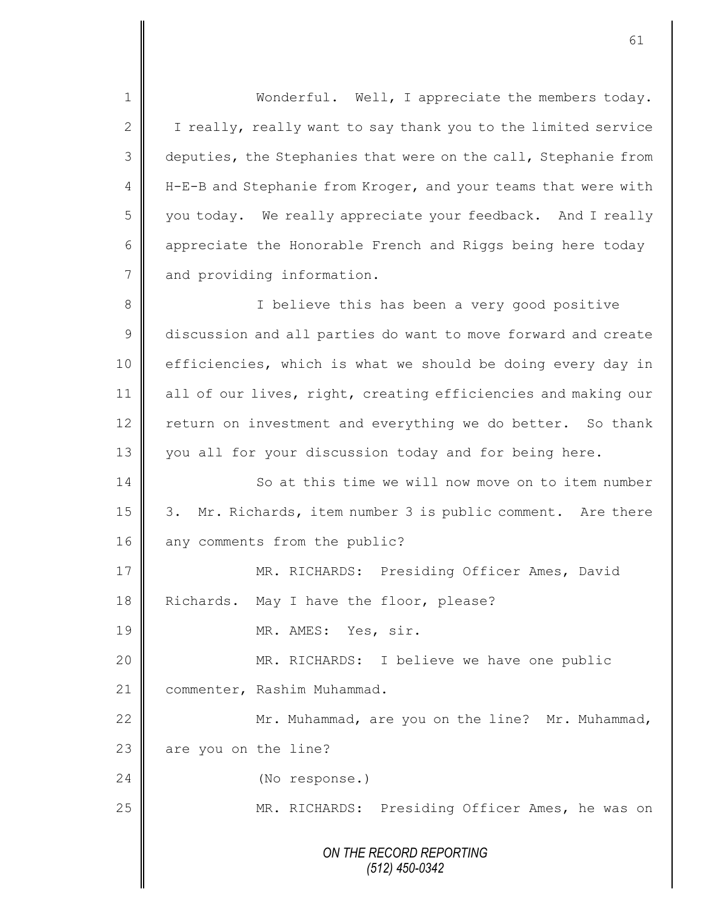Wonderful. Well, I appreciate the members today. I really, really want to say thank you to the limited service deputies, the Stephanies that were on the call, Stephanie from H-E-B and Stephanie from Kroger, and your teams that were with you today. We really appreciate your feedback. And I really appreciate the Honorable French and Riggs being here today and providing information.

I believe this has been a very good positive discussion and all parties do want to move forward and create efficiencies, which is what we should be doing every day in all of our lives, right, creating efficiencies and making our return on investment and everything we do better. So thank you all for your discussion today and for being here.

So at this time we will now move on to item number 3. Mr. Richards, item number 3 is public comment. Are there any comments from the public?

MR. RICHARDS: Presiding Officer Ames, David Richards. May I have the floor, please?

MR. AMES: Yes, sir.

MR. RICHARDS: I believe we have one public commenter, Rashim Muhammad.

Mr. Muhammad, are you on the line? Mr. Muhammad, are you on the line?

(No response.)

MR. RICHARDS: Presiding Officer Ames, he was on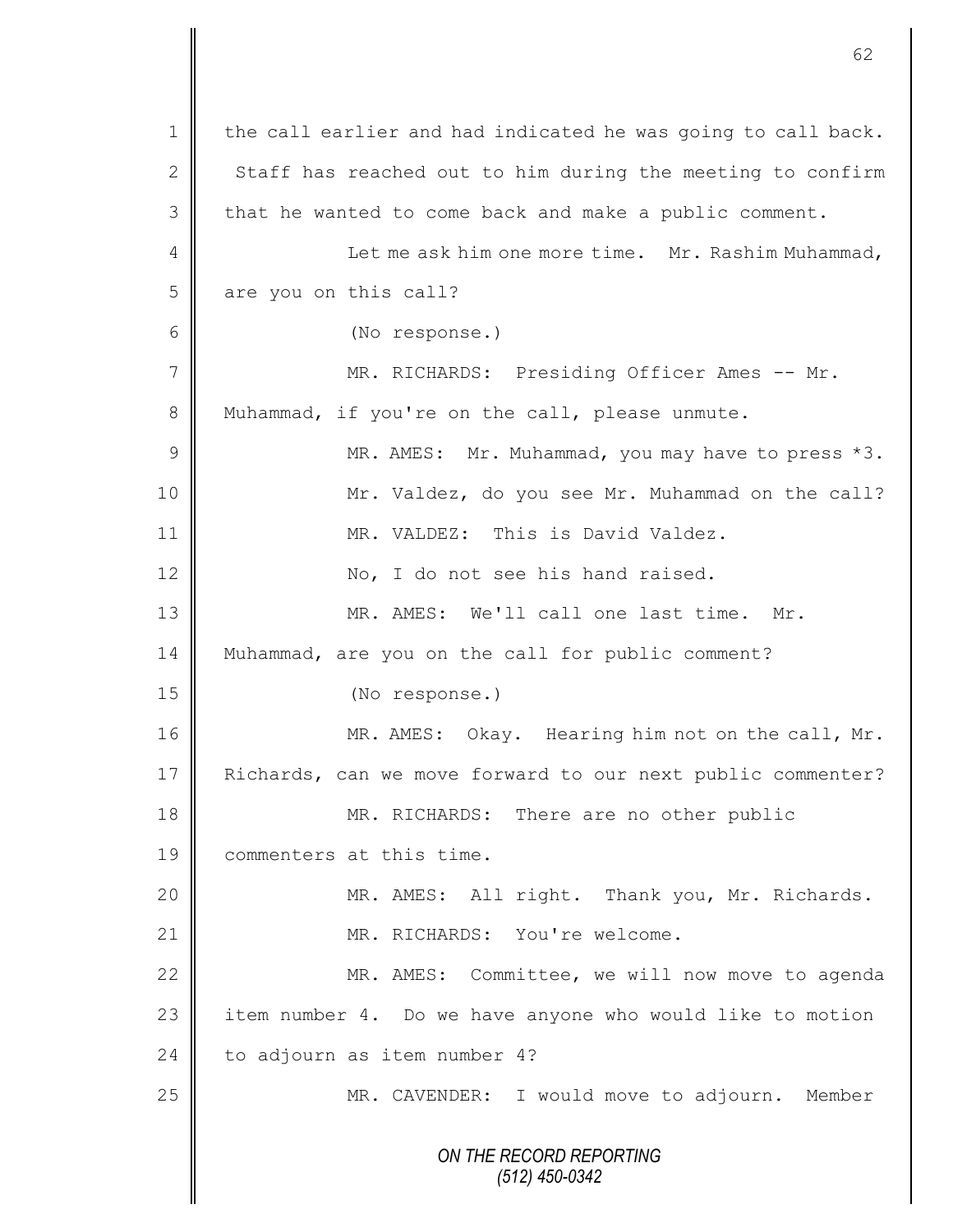the call earlier and had indicated he was going to call back. Staff has reached out to him during the meeting to confirm that he wanted to come back and make a public comment.

Let me ask him one more time. Mr. Rashim Muhammad, are you on this call?

(No response.)

MR. RICHARDS: Presiding Officer Ames -- Mr. Muhammad, if you're on the call, please unmute.

MR. AMES: Mr. Muhammad, you may have to press *3.

Mr. Valdez, do you see Mr. Muhammad on the call?

MR. VALDEZ: This is David Valdez.

No, I do not see his hand raised.

MR. AMES: We'll call one last time. Mr. Muhammad, are you on the call for public comment?

(No response.)

MR. AMES: Okay. Hearing him not on the call, Mr. Richards, can we move forward to our next public commenter?

MR. RICHARDS: There are no other public commenters at this time.

MR. AMES: All right. Thank you, Mr. Richards.

MR. RICHARDS: You're welcome.

MR. AMES: Committee, we will now move to agenda item number 4. Do we have anyone who would like to motion to adjourn as item number 4?

MR. CAVENDER: I would move to adjourn. Member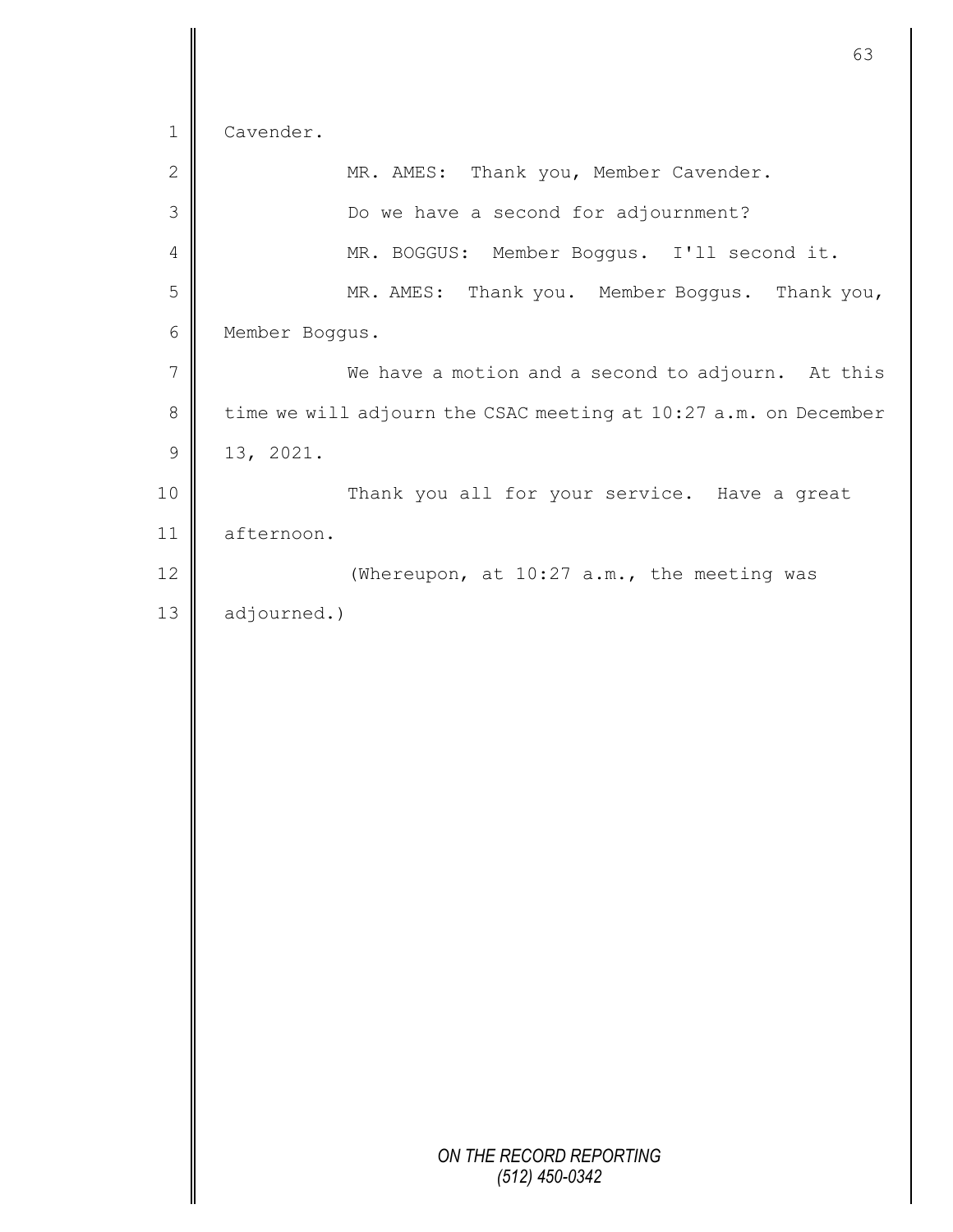Cavender.

MR. AMES: Thank you, Member Cavender.

Do we have a second for adjournment?

MR. BOGGUS: Member Boggus. I'll second it.

MR. AMES: Thank you. Member Boggus. Thank you, Member Boggus.

We have a motion and a second to adjourn. At this time we will adjourn the CSAC meeting at 10:27 a.m. on December 13, 2021.

Thank you all for your service. Have a great afternoon.

(Whereupon, at 10:27 a.m., the meeting was adjourned.)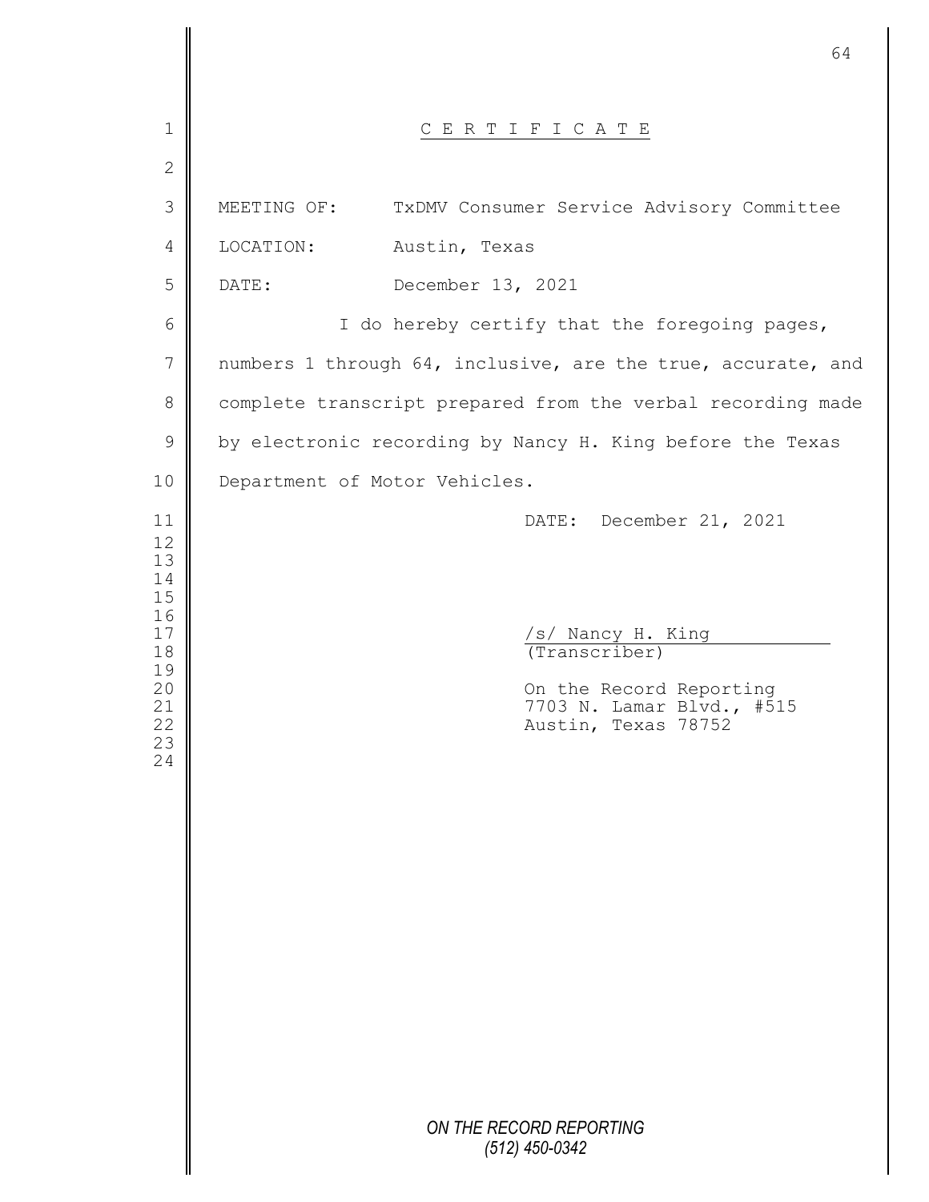# C E R T I F I C A T E

MEETING OF: TxDMV Consumer Service Advisory Committee

LOCATION: Austin, Texas

DATE: December 13, 2021

I do hereby certify that the foregoing pages, numbers 1 through 64, inclusive, are the true, accurate, and complete transcript prepared from the verbal recording made by electronic recording by Nancy H. King before the Texas Department of Motor Vehicles.

DATE: December 21, 2021

/s/ Nancy H. King
(Transcriber)

On the Record Reporting
7703 N. Lamar Blvd., #515
Austin, Texas 78752